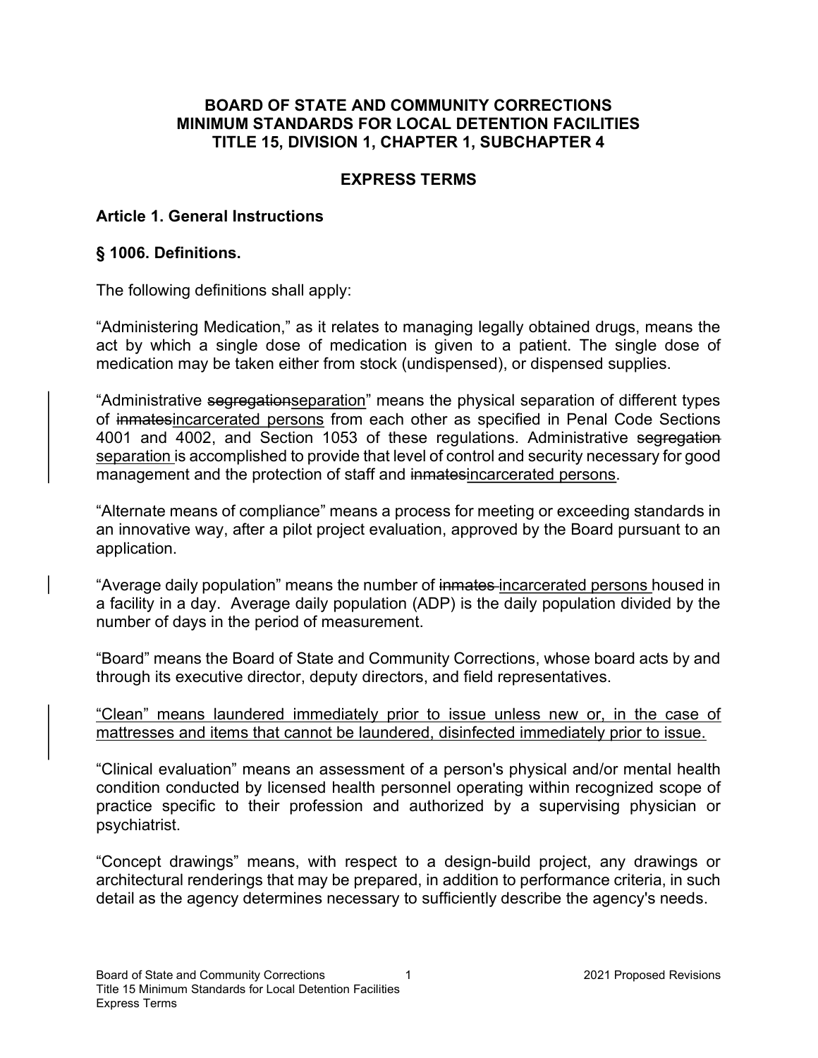**BOARD OF STATE AND COMMUNITY CORRECTIONS**
**MINIMUM STANDARDS FOR LOCAL DETENTION FACILITIES**
**TITLE 15, DIVISION 1, CHAPTER 1, SUBCHAPTER 4**

**EXPRESS TERMS**

## Article 1. General Instructions

### § 1006. Definitions.

The following definitions shall apply:

"Administering Medication," as it relates to managing legally obtained drugs, means the act by which a single dose of medication is given to a patient. The single dose of medication may be taken either from stock (undispensed), or dispensed supplies.

"Administrative ~~segregation~~<u>separation</u>" means the physical separation of different types of ~~inmates~~<u>incarcerated persons</u> from each other as specified in Penal Code Sections 4001 and 4002, and Section 1053 of these regulations. Administrative ~~segregation~~ <u>separation</u> is accomplished to provide that level of control and security necessary for good management and the protection of staff and ~~inmates~~<u>incarcerated persons</u>.

"Alternate means of compliance" means a process for meeting or exceeding standards in an innovative way, after a pilot project evaluation, approved by the Board pursuant to an application.

"Average daily population" means the number of ~~inmates~~ <u>incarcerated persons</u> housed in a facility in a day. Average daily population (ADP) is the daily population divided by the number of days in the period of measurement.

"Board" means the Board of State and Community Corrections, whose board acts by and through its executive director, deputy directors, and field representatives.

<u>"Clean" means laundered immediately prior to issue unless new or, in the case of mattresses and items that cannot be laundered, disinfected immediately prior to issue.</u>

"Clinical evaluation" means an assessment of a person's physical and/or mental health condition conducted by licensed health personnel operating within recognized scope of practice specific to their profession and authorized by a supervising physician or psychiatrist.

"Concept drawings" means, with respect to a design-build project, any drawings or architectural renderings that may be prepared, in addition to performance criteria, in such detail as the agency determines necessary to sufficiently describe the agency's needs.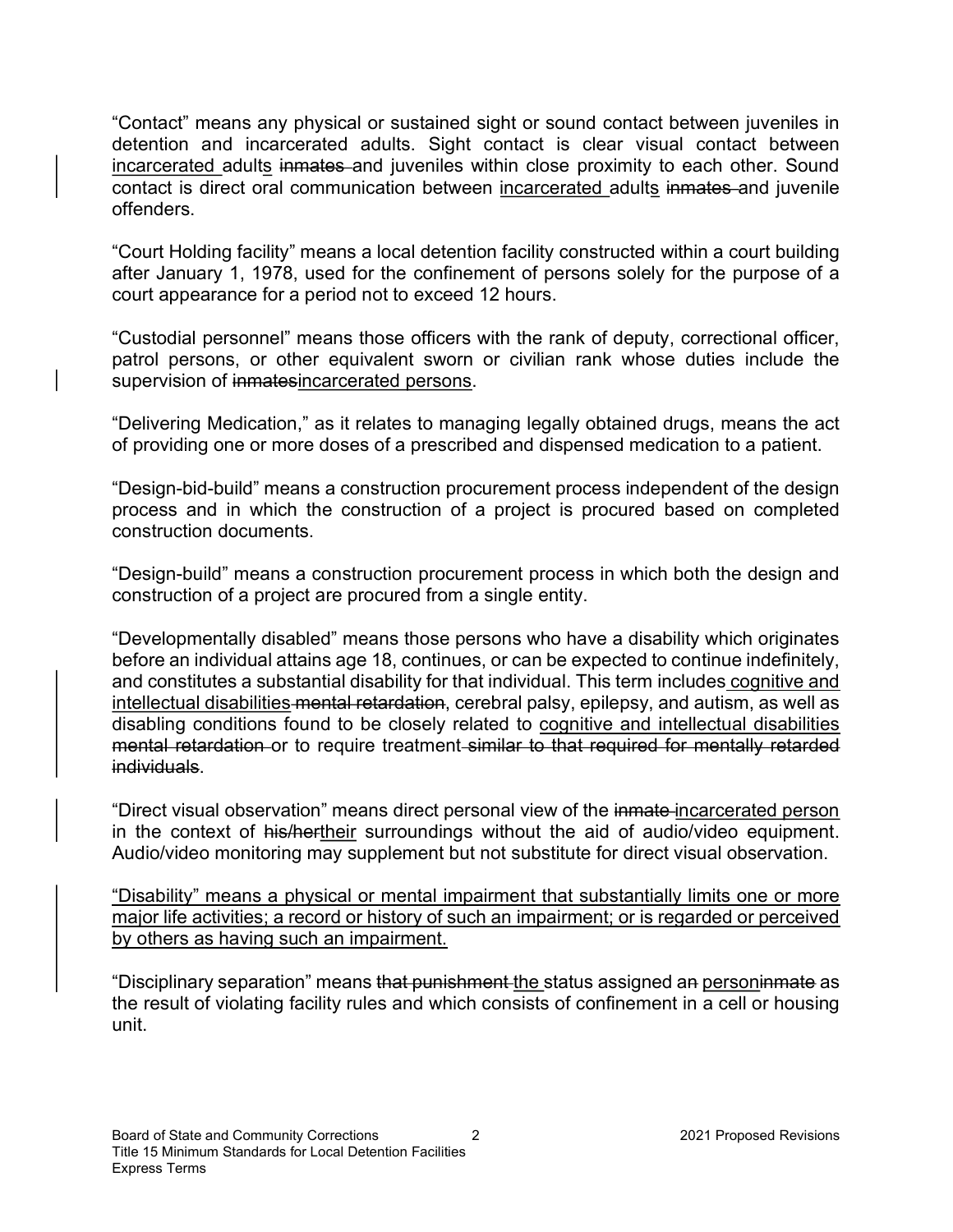“Contact” means any physical or sustained sight or sound contact between juveniles in detention and incarcerated adults. Sight contact is clear visual contact between <u>incarcerated</u> adult<u>s</u> ~~inmates~~ and juveniles within close proximity to each other. Sound contact is direct oral communication between <u>incarcerated</u> adult<u>s</u> ~~inmates~~ and juvenile offenders.

“Court Holding facility” means a local detention facility constructed within a court building after January 1, 1978, used for the confinement of persons solely for the purpose of a court appearance for a period not to exceed 12 hours.

“Custodial personnel” means those officers with the rank of deputy, correctional officer, patrol persons, or other equivalent sworn or civilian rank whose duties include the supervision of ~~inmates~~<u>incarcerated persons</u>.

“Delivering Medication,” as it relates to managing legally obtained drugs, means the act of providing one or more doses of a prescribed and dispensed medication to a patient.

“Design-bid-build” means a construction procurement process independent of the design process and in which the construction of a project is procured based on completed construction documents.

“Design-build” means a construction procurement process in which both the design and construction of a project are procured from a single entity.

“Developmentally disabled” means those persons who have a disability which originates before an individual attains age 18, continues, or can be expected to continue indefinitely, and constitutes a substantial disability for that individual. This term includes <u>cognitive and intellectual disabilities</u> ~~mental retardation~~, cerebral palsy, epilepsy, and autism, as well as disabling conditions found to be closely related to <u>cognitive and intellectual disabilities</u> ~~mental retardation~~ or to require treatment ~~similar to that required for mentally retarded individuals~~.

“Direct visual observation” means direct personal view of the ~~inmate~~ <u>incarcerated person</u> in the context of ~~his/her~~<u>their</u> surroundings without the aid of audio/video equipment. Audio/video monitoring may supplement but not substitute for direct visual observation.

<u>“Disability” means a physical or mental impairment that substantially limits one or more major life activities; a record or history of such an impairment; or is regarded or perceived by others as having such an impairment.</u>

“Disciplinary separation” means ~~that punishment~~ <u>the</u> status assigned a~~n~~ <u>person</u>~~inmate~~ as the result of violating facility rules and which consists of confinement in a cell or housing unit.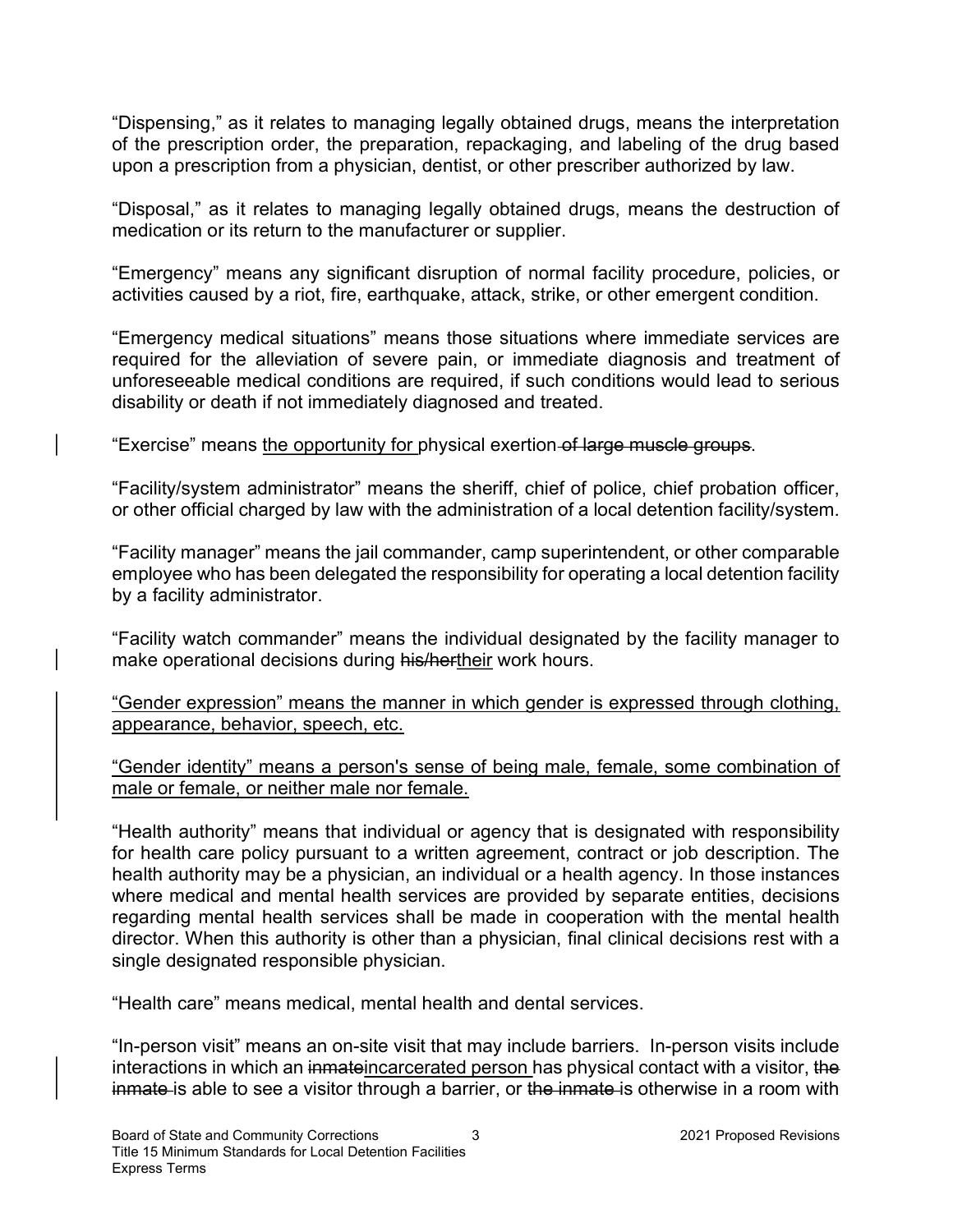"Dispensing," as it relates to managing legally obtained drugs, means the interpretation of the prescription order, the preparation, repackaging, and labeling of the drug based upon a prescription from a physician, dentist, or other prescriber authorized by law.

"Disposal," as it relates to managing legally obtained drugs, means the destruction of medication or its return to the manufacturer or supplier.

"Emergency" means any significant disruption of normal facility procedure, policies, or activities caused by a riot, fire, earthquake, attack, strike, or other emergent condition.

"Emergency medical situations" means those situations where immediate services are required for the alleviation of severe pain, or immediate diagnosis and treatment of unforeseeable medical conditions are required, if such conditions would lead to serious disability or death if not immediately diagnosed and treated.

"Exercise" means <u>the opportunity for</u> physical exertion ~~of large muscle groups~~.

"Facility/system administrator" means the sheriff, chief of police, chief probation officer, or other official charged by law with the administration of a local detention facility/system.

"Facility manager" means the jail commander, camp superintendent, or other comparable employee who has been delegated the responsibility for operating a local detention facility by a facility administrator.

"Facility watch commander" means the individual designated by the facility manager to make operational decisions during ~~his/her~~<u>their</u> work hours.

<u>"Gender expression" means the manner in which gender is expressed through clothing, appearance, behavior, speech, etc.</u>

<u>"Gender identity" means a person's sense of being male, female, some combination of male or female, or neither male nor female.</u>

"Health authority" means that individual or agency that is designated with responsibility for health care policy pursuant to a written agreement, contract or job description. The health authority may be a physician, an individual or a health agency. In those instances where medical and mental health services are provided by separate entities, decisions regarding mental health services shall be made in cooperation with the mental health director. When this authority is other than a physician, final clinical decisions rest with a single designated responsible physician.

"Health care" means medical, mental health and dental services.

"In-person visit" means an on-site visit that may include barriers. In-person visits include interactions in which an ~~inmate~~<u>incarcerated person</u> has physical contact with a visitor, ~~the inmate~~ is able to see a visitor through a barrier, or ~~the inmate~~ is otherwise in a room with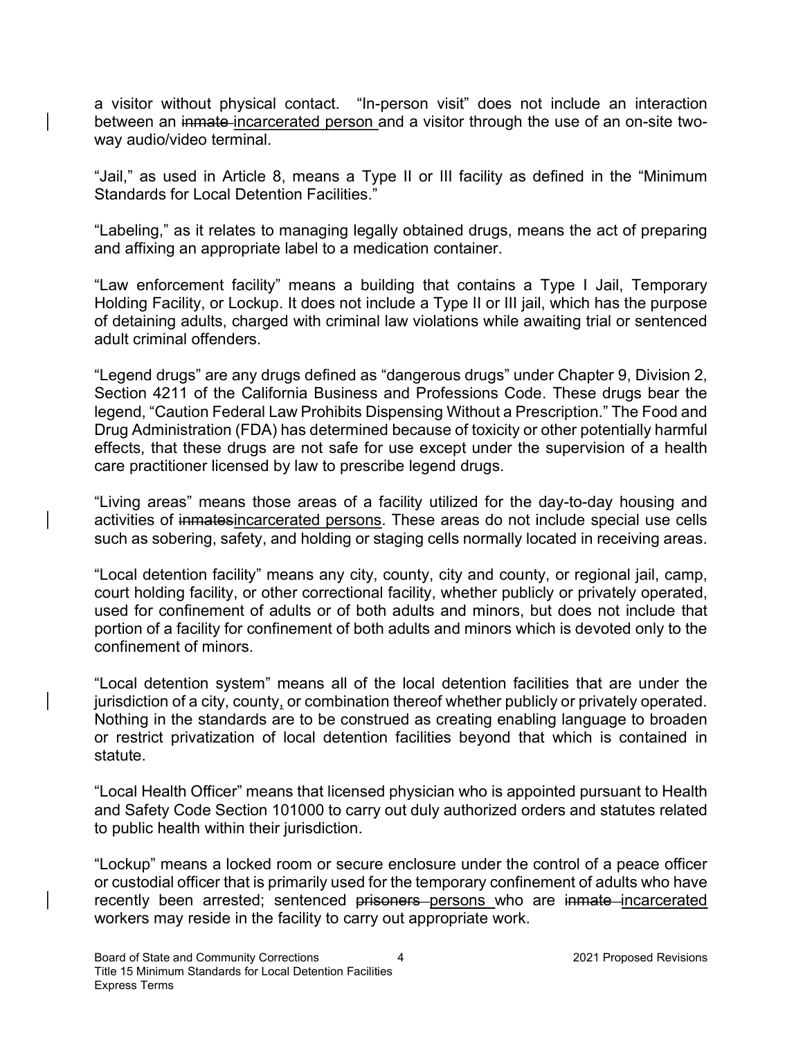a visitor without physical contact. "In-person visit" does not include an interaction between an ~~inmate~~ incarcerated person and a visitor through the use of an on-site two-way audio/video terminal.

"Jail," as used in Article 8, means a Type II or III facility as defined in the "Minimum Standards for Local Detention Facilities."

"Labeling," as it relates to managing legally obtained drugs, means the act of preparing and affixing an appropriate label to a medication container.

"Law enforcement facility" means a building that contains a Type I Jail, Temporary Holding Facility, or Lockup. It does not include a Type II or III jail, which has the purpose of detaining adults, charged with criminal law violations while awaiting trial or sentenced adult criminal offenders.

"Legend drugs" are any drugs defined as "dangerous drugs" under Chapter 9, Division 2, Section 4211 of the California Business and Professions Code. These drugs bear the legend, "Caution Federal Law Prohibits Dispensing Without a Prescription." The Food and Drug Administration (FDA) has determined because of toxicity or other potentially harmful effects, that these drugs are not safe for use except under the supervision of a health care practitioner licensed by law to prescribe legend drugs.

"Living areas" means those areas of a facility utilized for the day-to-day housing and activities of ~~inmates~~incarcerated persons. These areas do not include special use cells such as sobering, safety, and holding or staging cells normally located in receiving areas.

"Local detention facility" means any city, county, city and county, or regional jail, camp, court holding facility, or other correctional facility, whether publicly or privately operated, used for confinement of adults or of both adults and minors, but does not include that portion of a facility for confinement of both adults and minors which is devoted only to the confinement of minors.

"Local detention system" means all of the local detention facilities that are under the jurisdiction of a city, county, or combination thereof whether publicly or privately operated. Nothing in the standards are to be construed as creating enabling language to broaden or restrict privatization of local detention facilities beyond that which is contained in statute.

"Local Health Officer" means that licensed physician who is appointed pursuant to Health and Safety Code Section 101000 to carry out duly authorized orders and statutes related to public health within their jurisdiction.

"Lockup" means a locked room or secure enclosure under the control of a peace officer or custodial officer that is primarily used for the temporary confinement of adults who have recently been arrested; sentenced ~~prisoners~~ persons who are ~~inmate~~ incarcerated workers may reside in the facility to carry out appropriate work.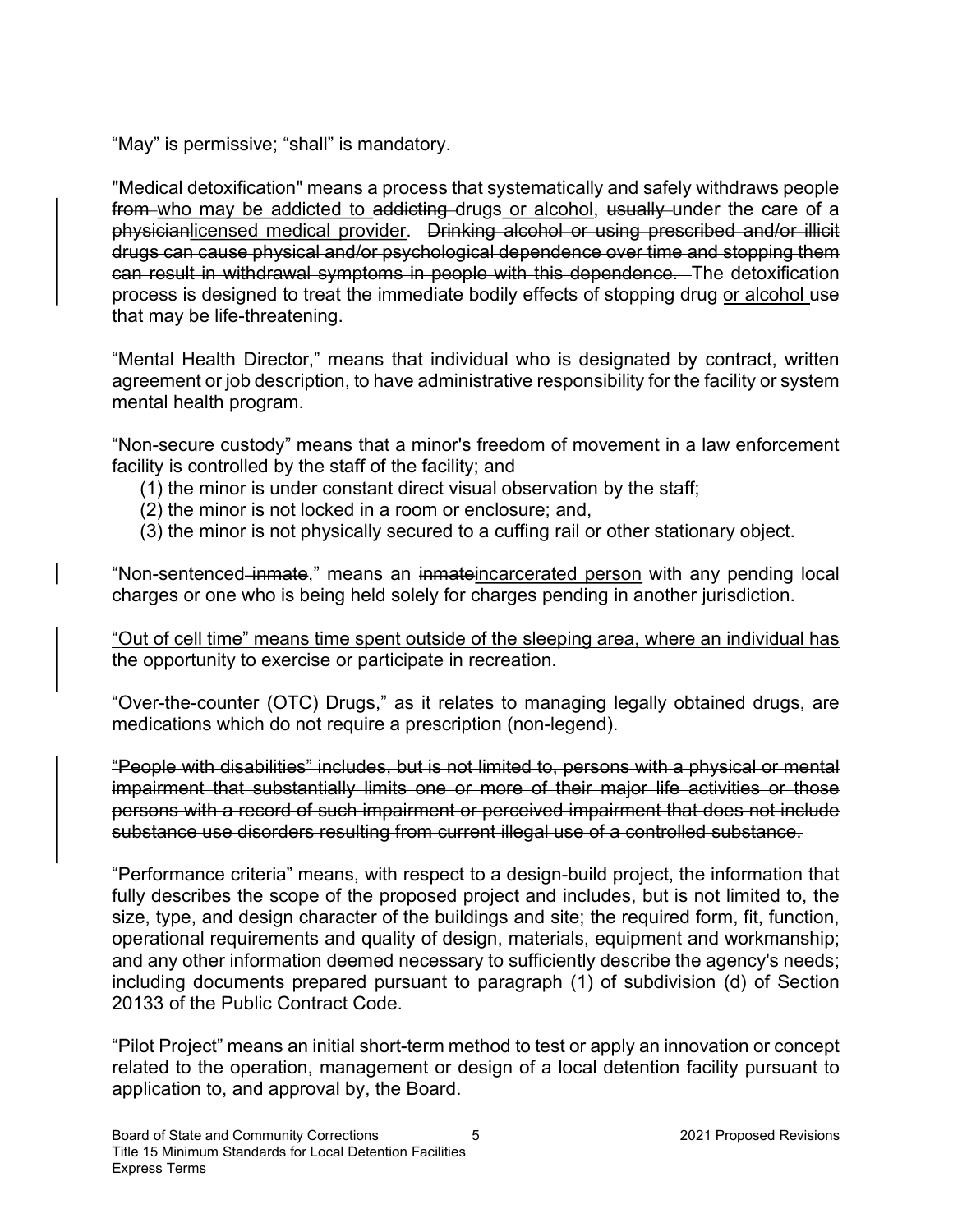"May" is permissive; "shall" is mandatory.

"Medical detoxification" means a process that systematically and safely withdraws people ~~from~~ <u>who may be addicted to</u> ~~addicting~~ drugs <u>or alcohol</u>, ~~usually~~ under the care of a ~~physician~~<u>licensed medical provider</u>. ~~Drinking alcohol or using prescribed and/or illicit drugs can cause physical and/or psychological dependence over time and stopping them can result in withdrawal symptoms in people with this dependence.~~ The detoxification process is designed to treat the immediate bodily effects of stopping drug <u>or alcohol</u> use that may be life-threatening.

"Mental Health Director," means that individual who is designated by contract, written agreement or job description, to have administrative responsibility for the facility or system mental health program.

"Non-secure custody" means that a minor's freedom of movement in a law enforcement facility is controlled by the staff of the facility; and

(1) the minor is under constant direct visual observation by the staff;
(2) the minor is not locked in a room or enclosure; and,
(3) the minor is not physically secured to a cuffing rail or other stationary object.

"Non-sentenced ~~inmate~~," means an ~~inmate~~<u>incarcerated person</u> with any pending local charges or one who is being held solely for charges pending in another jurisdiction.

<u>"Out of cell time" means time spent outside of the sleeping area, where an individual has the opportunity to exercise or participate in recreation.</u>

"Over-the-counter (OTC) Drugs," as it relates to managing legally obtained drugs, are medications which do not require a prescription (non-legend).

~~"People with disabilities" includes, but is not limited to, persons with a physical or mental impairment that substantially limits one or more of their major life activities or those persons with a record of such impairment or perceived impairment that does not include substance use disorders resulting from current illegal use of a controlled substance.~~

"Performance criteria" means, with respect to a design-build project, the information that fully describes the scope of the proposed project and includes, but is not limited to, the size, type, and design character of the buildings and site; the required form, fit, function, operational requirements and quality of design, materials, equipment and workmanship; and any other information deemed necessary to sufficiently describe the agency's needs; including documents prepared pursuant to paragraph (1) of subdivision (d) of Section 20133 of the Public Contract Code.

"Pilot Project" means an initial short-term method to test or apply an innovation or concept related to the operation, management or design of a local detention facility pursuant to application to, and approval by, the Board.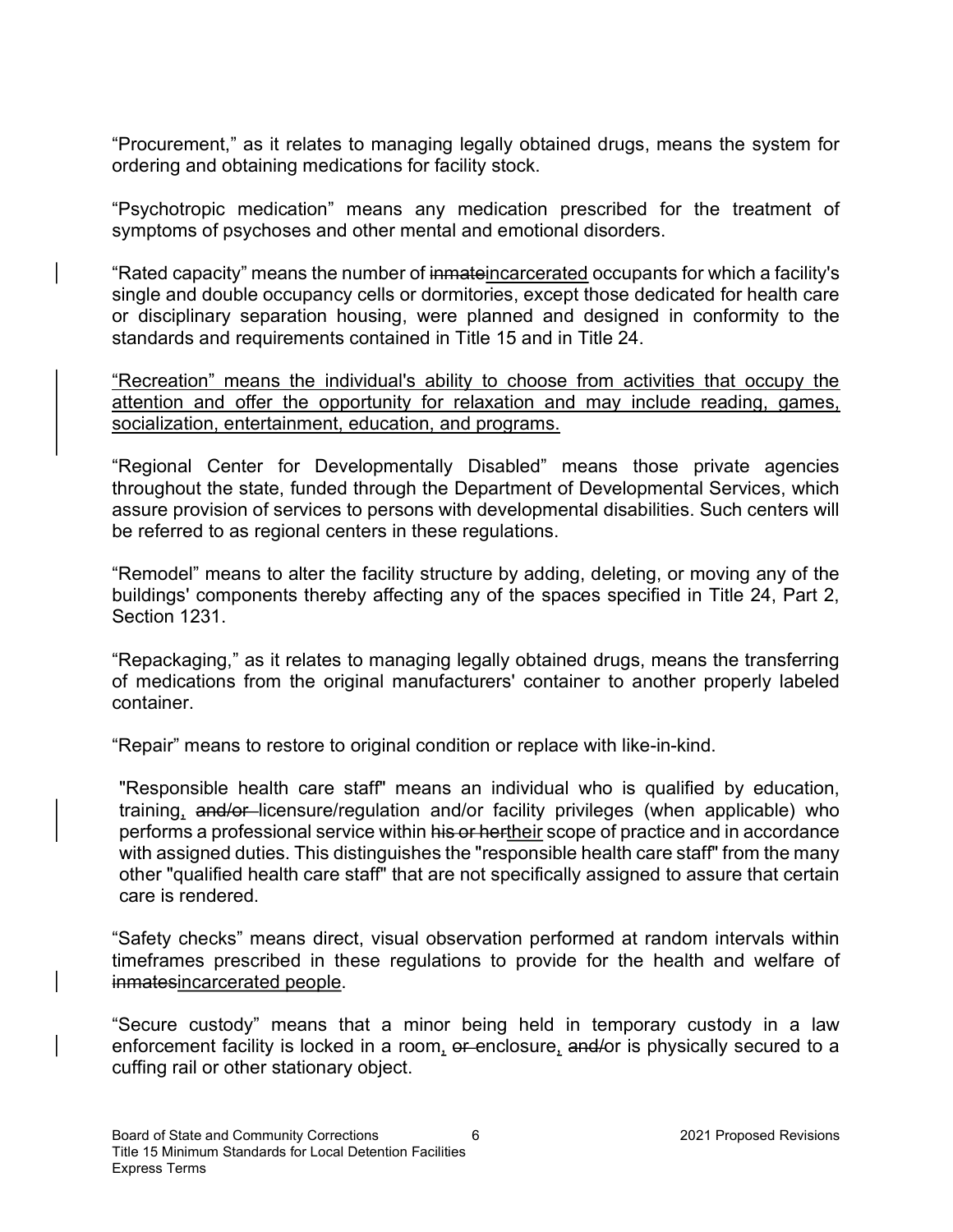"Procurement," as it relates to managing legally obtained drugs, means the system for ordering and obtaining medications for facility stock.

"Psychotropic medication" means any medication prescribed for the treatment of symptoms of psychoses and other mental and emotional disorders.

"Rated capacity" means the number of ~~inmate~~incarcerated occupants for which a facility's single and double occupancy cells or dormitories, except those dedicated for health care or disciplinary separation housing, were planned and designed in conformity to the standards and requirements contained in Title 15 and in Title 24.

<u>"Recreation" means the individual's ability to choose from activities that occupy the attention and offer the opportunity for relaxation and may include reading, games, socialization, entertainment, education, and programs.</u>

"Regional Center for Developmentally Disabled" means those private agencies throughout the state, funded through the Department of Developmental Services, which assure provision of services to persons with developmental disabilities. Such centers will be referred to as regional centers in these regulations.

"Remodel" means to alter the facility structure by adding, deleting, or moving any of the buildings' components thereby affecting any of the spaces specified in Title 24, Part 2, Section 1231.

"Repackaging," as it relates to managing legally obtained drugs, means the transferring of medications from the original manufacturers' container to another properly labeled container.

"Repair" means to restore to original condition or replace with like-in-kind.

"Responsible health care staff" means an individual who is qualified by education, training<u>,</u> ~~and/or~~ licensure/regulation and/or facility privileges (when applicable) who performs a professional service within ~~his or her~~<u>their</u> scope of practice and in accordance with assigned duties. This distinguishes the "responsible health care staff" from the many other "qualified health care staff" that are not specifically assigned to assure that certain care is rendered.

"Safety checks" means direct, visual observation performed at random intervals within timeframes prescribed in these regulations to provide for the health and welfare of ~~inmates~~<u>incarcerated people</u>.

"Secure custody" means that a minor being held in temporary custody in a law enforcement facility is locked in a room<u>,</u> ~~or~~ enclosure<u>,</u> ~~and/~~or is physically secured to a cuffing rail or other stationary object.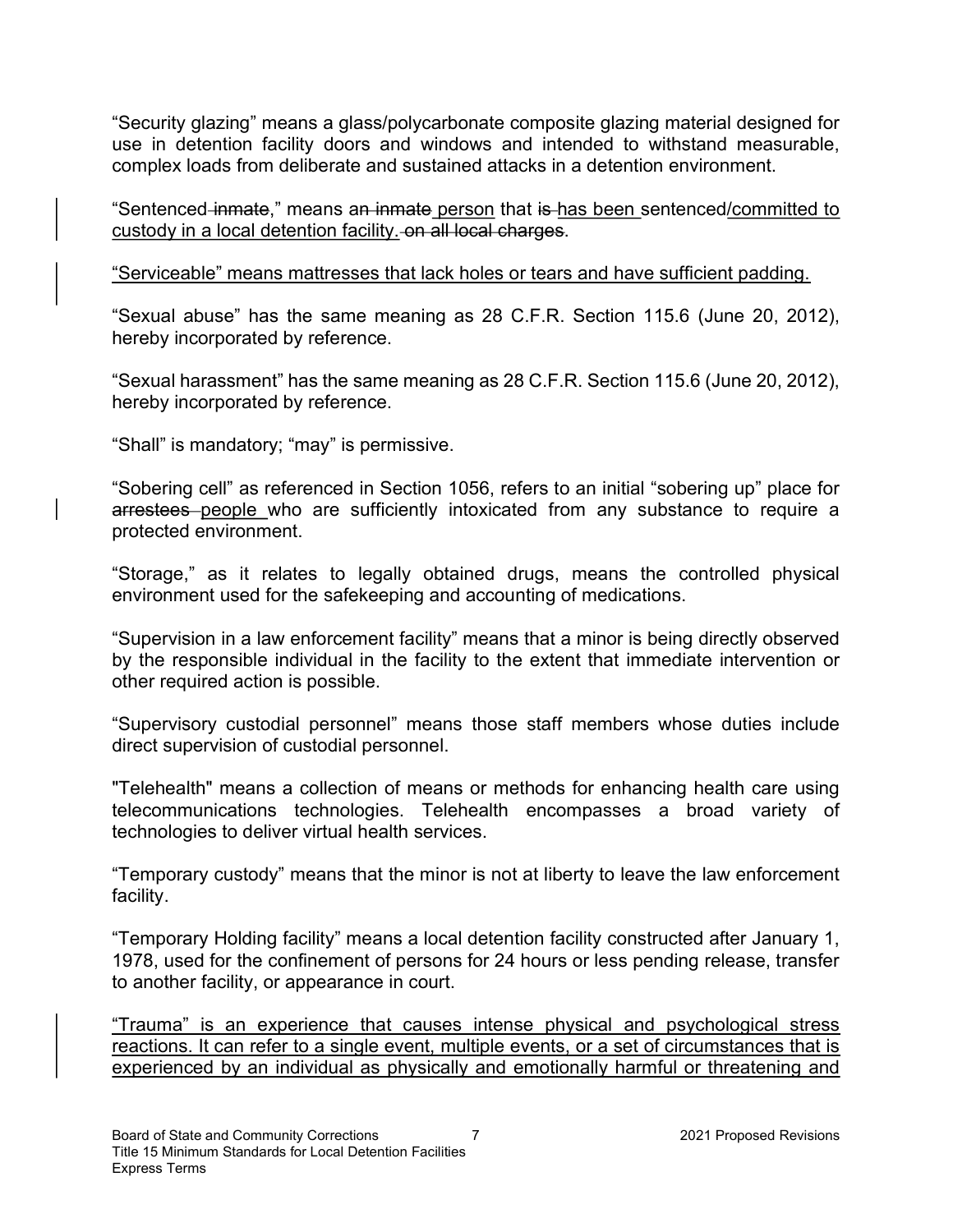"Security glazing" means a glass/polycarbonate composite glazing material designed for use in detention facility doors and windows and intended to withstand measurable, complex loads from deliberate and sustained attacks in a detention environment.

"Sentenced ~~inmate~~," means a~~n inmate~~ <u>person</u> that ~~is~~ <u>has been</u> sentenced<u>/committed to custody in a local detention facility.</u> ~~on all local charges~~.

<u>"Serviceable" means mattresses that lack holes or tears and have sufficient padding.</u>

"Sexual abuse" has the same meaning as 28 C.F.R. Section 115.6 (June 20, 2012), hereby incorporated by reference.

"Sexual harassment" has the same meaning as 28 C.F.R. Section 115.6 (June 20, 2012), hereby incorporated by reference.

"Shall" is mandatory; "may" is permissive.

"Sobering cell" as referenced in Section 1056, refers to an initial "sobering up" place for ~~arrestees~~ <u>people</u> who are sufficiently intoxicated from any substance to require a protected environment.

"Storage," as it relates to legally obtained drugs, means the controlled physical environment used for the safekeeping and accounting of medications.

"Supervision in a law enforcement facility" means that a minor is being directly observed by the responsible individual in the facility to the extent that immediate intervention or other required action is possible.

"Supervisory custodial personnel" means those staff members whose duties include direct supervision of custodial personnel.

"Telehealth" means a collection of means or methods for enhancing health care using telecommunications technologies. Telehealth encompasses a broad variety of technologies to deliver virtual health services.

"Temporary custody" means that the minor is not at liberty to leave the law enforcement facility.

"Temporary Holding facility" means a local detention facility constructed after January 1, 1978, used for the confinement of persons for 24 hours or less pending release, transfer to another facility, or appearance in court.

<u>"Trauma" is an experience that causes intense physical and psychological stress reactions. It can refer to a single event, multiple events, or a set of circumstances that is experienced by an individual as physically and emotionally harmful or threatening and</u>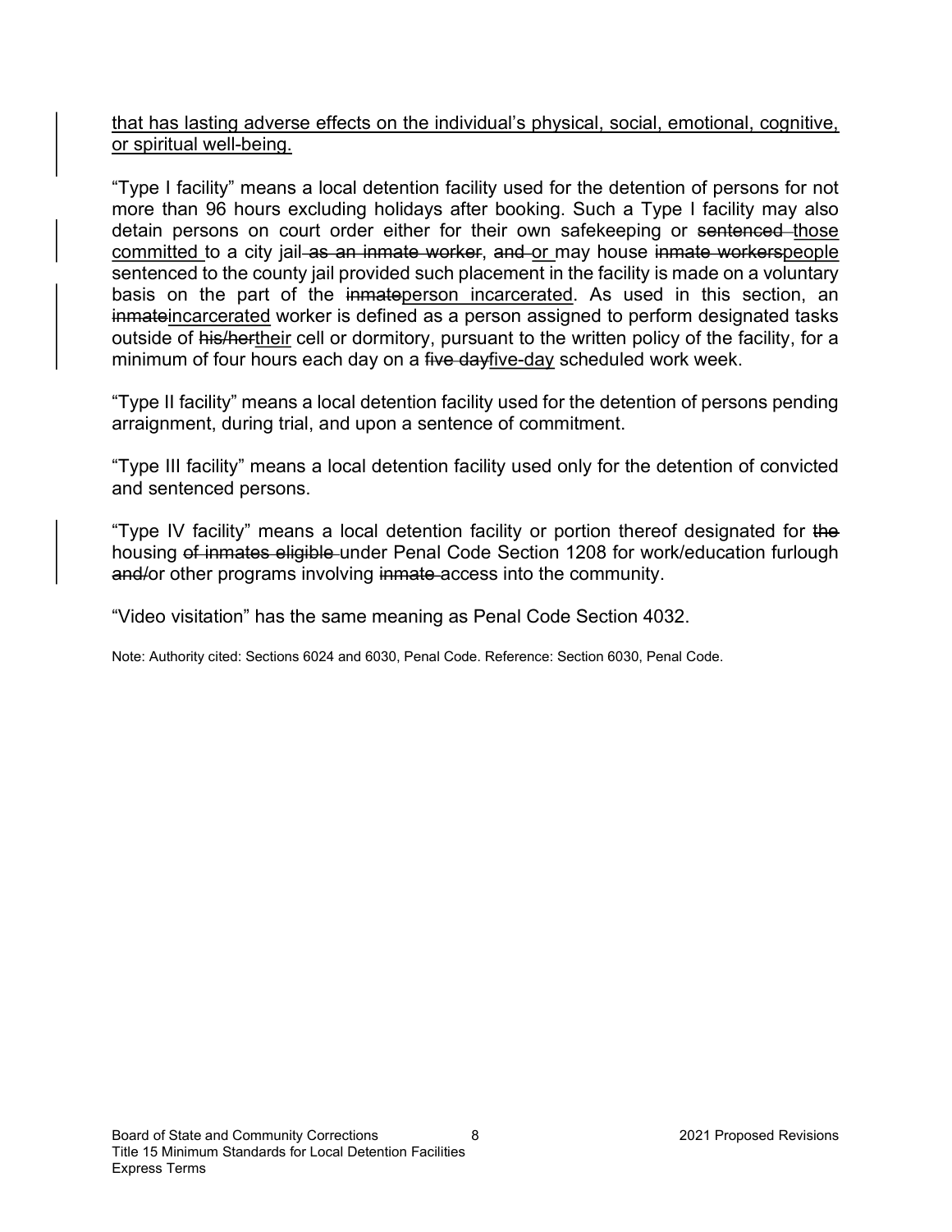<u>that has lasting adverse effects on the individual's physical, social, emotional, cognitive, or spiritual well-being.</u>

"Type I facility" means a local detention facility used for the detention of persons for not more than 96 hours excluding holidays after booking. Such a Type I facility may also detain persons on court order either for their own safekeeping or ~~sentenced~~ <u>those committed</u> to a city jail ~~as an inmate worker~~, ~~and~~ <u>or</u> may house ~~inmate workers~~<u>people</u> sentenced to the county jail provided such placement in the facility is made on a voluntary basis on the part of the ~~inmate~~<u>person incarcerated</u>. As used in this section, an ~~inmate~~<u>incarcerated</u> worker is defined as a person assigned to perform designated tasks outside of ~~his/her~~<u>their</u> cell or dormitory, pursuant to the written policy of the facility, for a minimum of four hours each day on a ~~five day~~<u>five-day</u> scheduled work week.

"Type II facility" means a local detention facility used for the detention of persons pending arraignment, during trial, and upon a sentence of commitment.

"Type III facility" means a local detention facility used only for the detention of convicted and sentenced persons.

"Type IV facility" means a local detention facility or portion thereof designated for ~~the~~ housing ~~of inmates eligible~~ under Penal Code Section 1208 for work/education furlough ~~and/~~or other programs involving ~~inmate~~ access into the community.

"Video visitation" has the same meaning as Penal Code Section 4032.

Note: Authority cited: Sections 6024 and 6030, Penal Code. Reference: Section 6030, Penal Code.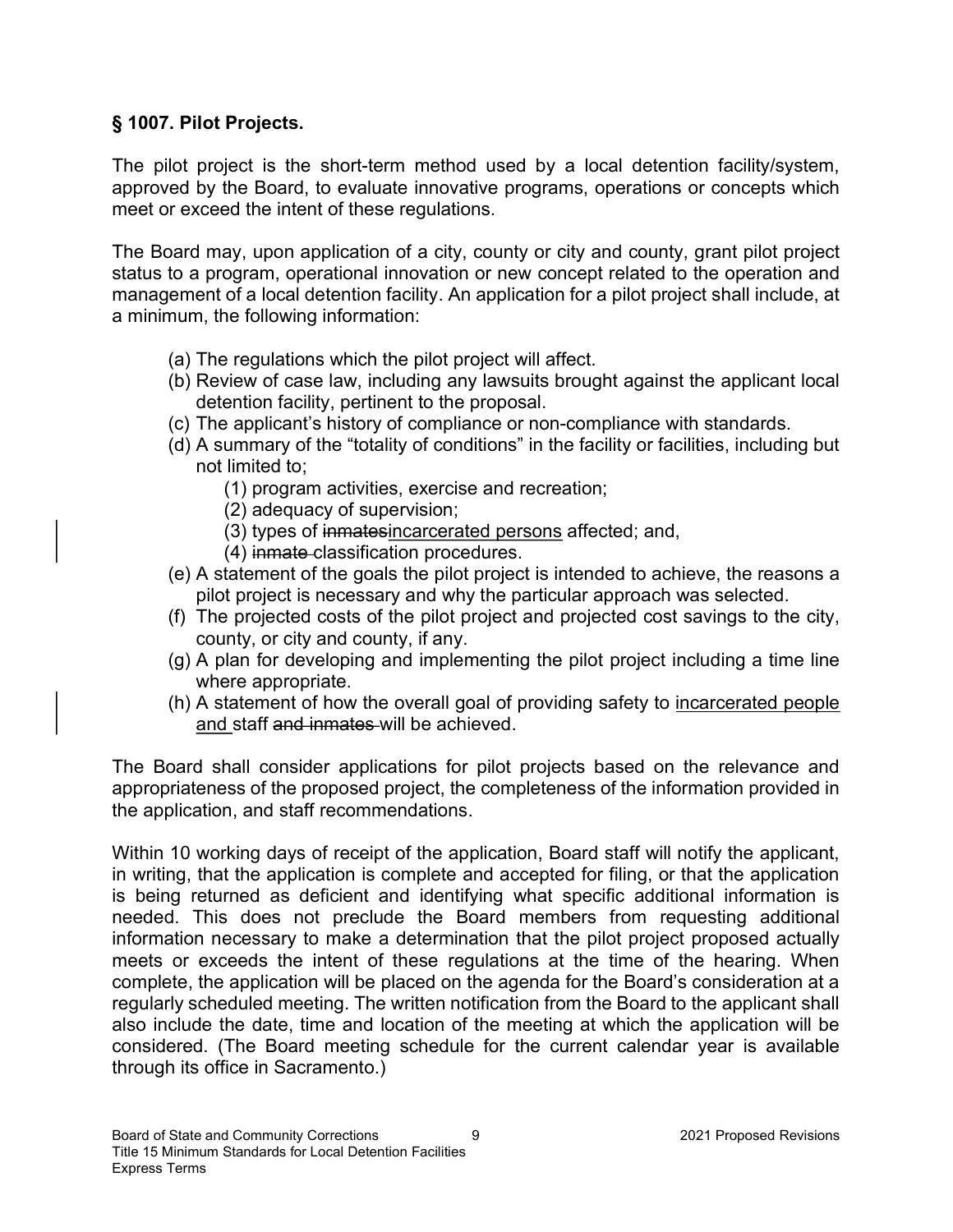## § 1007. Pilot Projects.

The pilot project is the short-term method used by a local detention facility/system, approved by the Board, to evaluate innovative programs, operations or concepts which meet or exceed the intent of these regulations.

The Board may, upon application of a city, county or city and county, grant pilot project status to a program, operational innovation or new concept related to the operation and management of a local detention facility. An application for a pilot project shall include, at a minimum, the following information:

(a) The regulations which the pilot project will affect.

(b) Review of case law, including any lawsuits brought against the applicant local detention facility, pertinent to the proposal.

(c) The applicant's history of compliance or non-compliance with standards.

(d) A summary of the "totality of conditions" in the facility or facilities, including but not limited to;

  (1) program activities, exercise and recreation;

  (2) adequacy of supervision;

  (3) types of ~~inmates~~<u>incarcerated persons</u> affected; and,

  (4) ~~inmate~~ classification procedures.

(e) A statement of the goals the pilot project is intended to achieve, the reasons a pilot project is necessary and why the particular approach was selected.

(f) The projected costs of the pilot project and projected cost savings to the city, county, or city and county, if any.

(g) A plan for developing and implementing the pilot project including a time line where appropriate.

(h) A statement of how the overall goal of providing safety to <u>incarcerated people and</u> staff ~~and inmates~~ will be achieved.

The Board shall consider applications for pilot projects based on the relevance and appropriateness of the proposed project, the completeness of the information provided in the application, and staff recommendations.

Within 10 working days of receipt of the application, Board staff will notify the applicant, in writing, that the application is complete and accepted for filing, or that the application is being returned as deficient and identifying what specific additional information is needed. This does not preclude the Board members from requesting additional information necessary to make a determination that the pilot project proposed actually meets or exceeds the intent of these regulations at the time of the hearing. When complete, the application will be placed on the agenda for the Board's consideration at a regularly scheduled meeting. The written notification from the Board to the applicant shall also include the date, time and location of the meeting at which the application will be considered. (The Board meeting schedule for the current calendar year is available through its office in Sacramento.)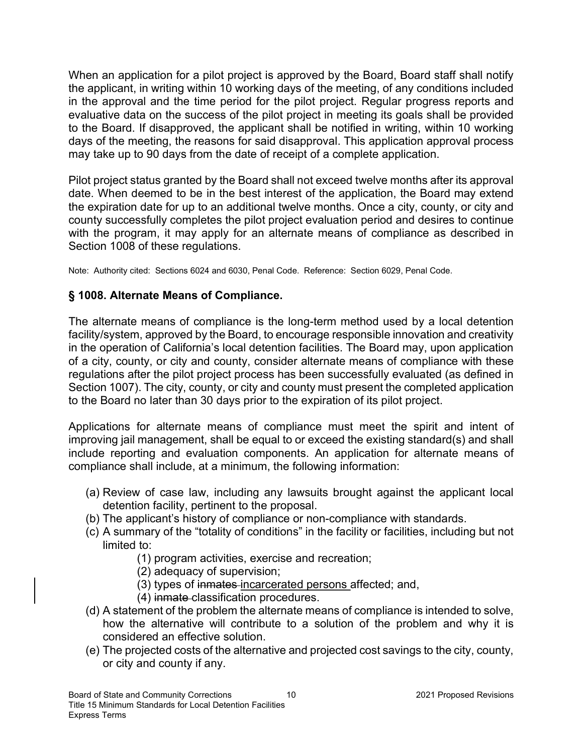When an application for a pilot project is approved by the Board, Board staff shall notify the applicant, in writing within 10 working days of the meeting, of any conditions included in the approval and the time period for the pilot project. Regular progress reports and evaluative data on the success of the pilot project in meeting its goals shall be provided to the Board. If disapproved, the applicant shall be notified in writing, within 10 working days of the meeting, the reasons for said disapproval. This application approval process may take up to 90 days from the date of receipt of a complete application.

Pilot project status granted by the Board shall not exceed twelve months after its approval date. When deemed to be in the best interest of the application, the Board may extend the expiration date for up to an additional twelve months. Once a city, county, or city and county successfully completes the pilot project evaluation period and desires to continue with the program, it may apply for an alternate means of compliance as described in Section 1008 of these regulations.

Note: Authority cited: Sections 6024 and 6030, Penal Code. Reference: Section 6029, Penal Code.

## § 1008. Alternate Means of Compliance.

The alternate means of compliance is the long-term method used by a local detention facility/system, approved by the Board, to encourage responsible innovation and creativity in the operation of California's local detention facilities. The Board may, upon application of a city, county, or city and county, consider alternate means of compliance with these regulations after the pilot project process has been successfully evaluated (as defined in Section 1007). The city, county, or city and county must present the completed application to the Board no later than 30 days prior to the expiration of its pilot project.

Applications for alternate means of compliance must meet the spirit and intent of improving jail management, shall be equal to or exceed the existing standard(s) and shall include reporting and evaluation components. An application for alternate means of compliance shall include, at a minimum, the following information:

- (a) Review of case law, including any lawsuits brought against the applicant local detention facility, pertinent to the proposal.
- (b) The applicant's history of compliance or non-compliance with standards.
- (c) A summary of the "totality of conditions" in the facility or facilities, including but not limited to:
    - (1) program activities, exercise and recreation;
    - (2) adequacy of supervision;
    - (3) types of ~~inmates~~ incarcerated persons affected; and,
    - (4) ~~inmate~~ classification procedures.
- (d) A statement of the problem the alternate means of compliance is intended to solve, how the alternative will contribute to a solution of the problem and why it is considered an effective solution.
- (e) The projected costs of the alternative and projected cost savings to the city, county, or city and county if any.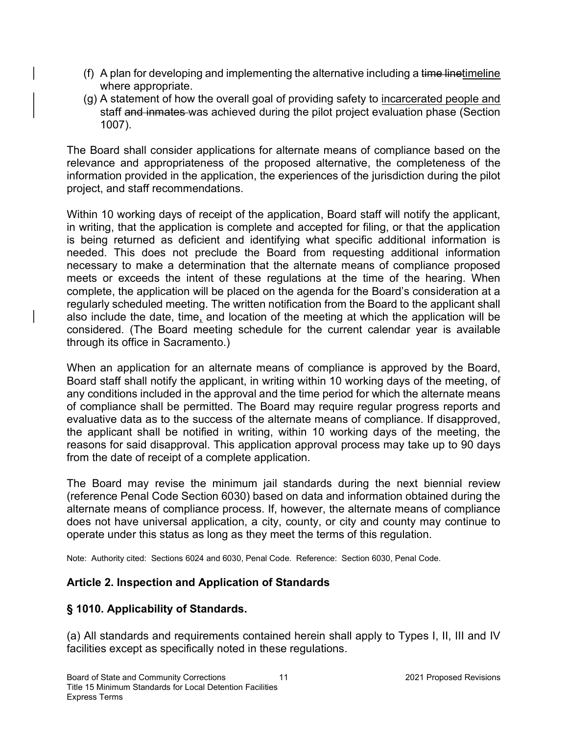(f) A plan for developing and implementing the alternative including a ~~time line~~timeline where appropriate.

(g) A statement of how the overall goal of providing safety to incarcerated people and staff ~~and inmates~~ was achieved during the pilot project evaluation phase (Section 1007).

The Board shall consider applications for alternate means of compliance based on the relevance and appropriateness of the proposed alternative, the completeness of the information provided in the application, the experiences of the jurisdiction during the pilot project, and staff recommendations.

Within 10 working days of receipt of the application, Board staff will notify the applicant, in writing, that the application is complete and accepted for filing, or that the application is being returned as deficient and identifying what specific additional information is needed. This does not preclude the Board from requesting additional information necessary to make a determination that the alternate means of compliance proposed meets or exceeds the intent of these regulations at the time of the hearing. When complete, the application will be placed on the agenda for the Board's consideration at a regularly scheduled meeting. The written notification from the Board to the applicant shall also include the date, time, and location of the meeting at which the application will be considered. (The Board meeting schedule for the current calendar year is available through its office in Sacramento.)

When an application for an alternate means of compliance is approved by the Board, Board staff shall notify the applicant, in writing within 10 working days of the meeting, of any conditions included in the approval and the time period for which the alternate means of compliance shall be permitted. The Board may require regular progress reports and evaluative data as to the success of the alternate means of compliance. If disapproved, the applicant shall be notified in writing, within 10 working days of the meeting, the reasons for said disapproval. This application approval process may take up to 90 days from the date of receipt of a complete application.

The Board may revise the minimum jail standards during the next biennial review (reference Penal Code Section 6030) based on data and information obtained during the alternate means of compliance process. If, however, the alternate means of compliance does not have universal application, a city, county, or city and county may continue to operate under this status as long as they meet the terms of this regulation.

Note: Authority cited: Sections 6024 and 6030, Penal Code. Reference: Section 6030, Penal Code.

## Article 2. Inspection and Application of Standards

### § 1010. Applicability of Standards.

(a) All standards and requirements contained herein shall apply to Types I, II, III and IV facilities except as specifically noted in these regulations.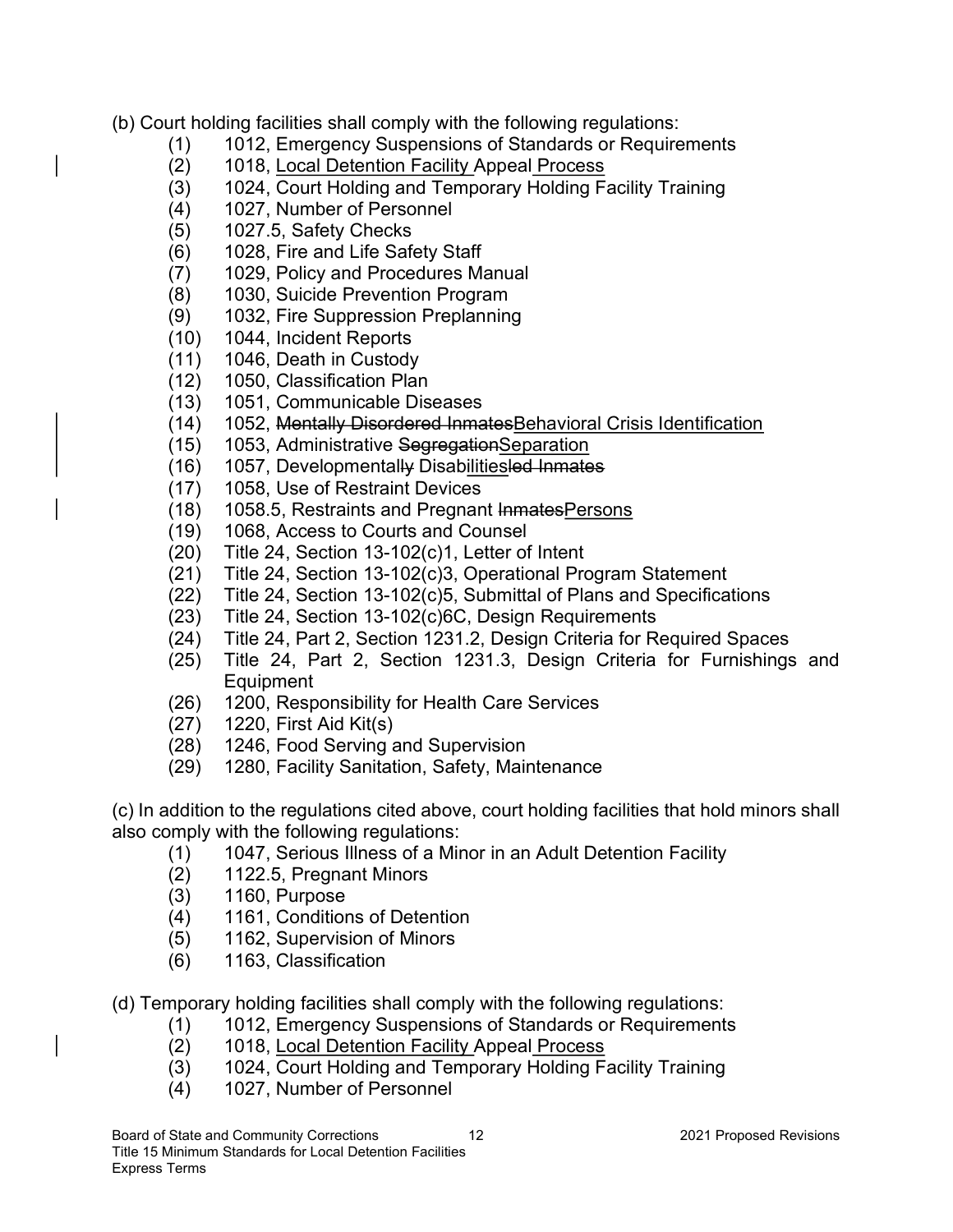(b) Court holding facilities shall comply with the following regulations:

(1) 1012, Emergency Suspensions of Standards or Requirements
(2) 1018, <u>Local Detention Facility</u> Appeal <u>Process</u>
(3) 1024, Court Holding and Temporary Holding Facility Training
(4) 1027, Number of Personnel
(5) 1027.5, Safety Checks
(6) 1028, Fire and Life Safety Staff
(7) 1029, Policy and Procedures Manual
(8) 1030, Suicide Prevention Program
(9) 1032, Fire Suppression Preplanning
(10) 1044, Incident Reports
(11) 1046, Death in Custody
(12) 1050, Classification Plan
(13) 1051, Communicable Diseases
(14) 1052, ~~Mentally Disordered Inmates~~<u>Behavioral Crisis Identification</u>
(15) 1053, Administrative ~~Segregation~~<u>Separation</u>
(16) 1057, Developmental~~ly~~ Disab<u>ilities</u>~~led Inmates~~
(17) 1058, Use of Restraint Devices
(18) 1058.5, Restraints and Pregnant ~~Inmates~~<u>Persons</u>
(19) 1068, Access to Courts and Counsel
(20) Title 24, Section 13-102(c)1, Letter of Intent
(21) Title 24, Section 13-102(c)3, Operational Program Statement
(22) Title 24, Section 13-102(c)5, Submittal of Plans and Specifications
(23) Title 24, Section 13-102(c)6C, Design Requirements
(24) Title 24, Part 2, Section 1231.2, Design Criteria for Required Spaces
(25) Title 24, Part 2, Section 1231.3, Design Criteria for Furnishings and Equipment
(26) 1200, Responsibility for Health Care Services
(27) 1220, First Aid Kit(s)
(28) 1246, Food Serving and Supervision
(29) 1280, Facility Sanitation, Safety, Maintenance

(c) In addition to the regulations cited above, court holding facilities that hold minors shall also comply with the following regulations:

(1) 1047, Serious Illness of a Minor in an Adult Detention Facility
(2) 1122.5, Pregnant Minors
(3) 1160, Purpose
(4) 1161, Conditions of Detention
(5) 1162, Supervision of Minors
(6) 1163, Classification

(d) Temporary holding facilities shall comply with the following regulations:

(1) 1012, Emergency Suspensions of Standards or Requirements
(2) 1018, <u>Local Detention Facility</u> Appeal <u>Process</u>
(3) 1024, Court Holding and Temporary Holding Facility Training
(4) 1027, Number of Personnel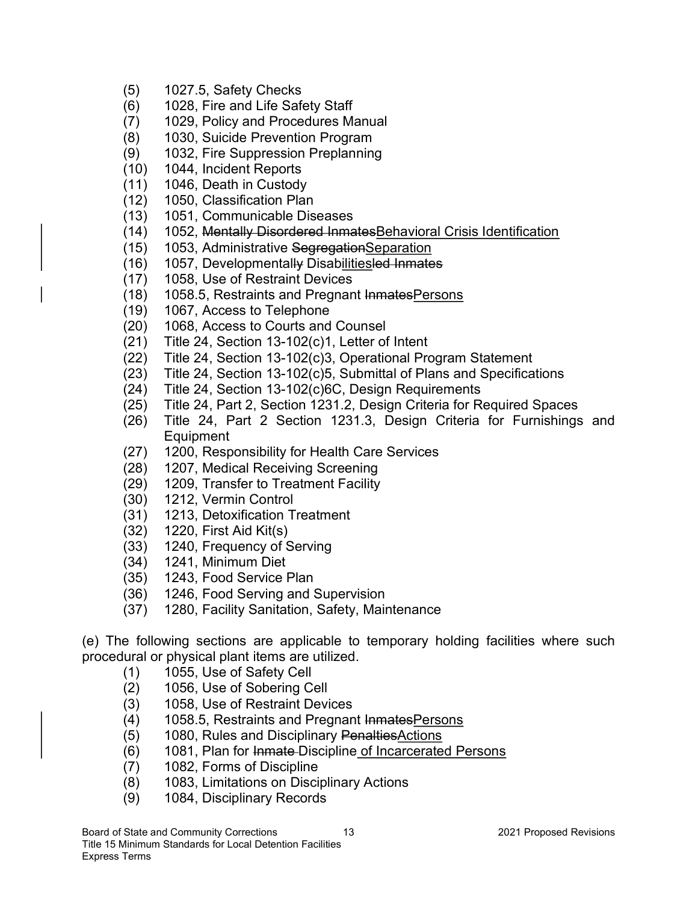(5) 1027.5, Safety Checks
(6) 1028, Fire and Life Safety Staff
(7) 1029, Policy and Procedures Manual
(8) 1030, Suicide Prevention Program
(9) 1032, Fire Suppression Preplanning
(10) 1044, Incident Reports
(11) 1046, Death in Custody
(12) 1050, Classification Plan
(13) 1051, Communicable Diseases
(14) 1052, ~~Mentally Disordered Inmates~~Behavioral Crisis Identification
(15) 1053, Administrative ~~Segregation~~Separation
(16) 1057, Developmentall~~y~~ Disab<u>ilities</u>~~led Inmates~~
(17) 1058, Use of Restraint Devices
(18) 1058.5, Restraints and Pregnant ~~Inmates~~<u>Persons</u>
(19) 1067, Access to Telephone
(20) 1068, Access to Courts and Counsel
(21) Title 24, Section 13-102(c)1, Letter of Intent
(22) Title 24, Section 13-102(c)3, Operational Program Statement
(23) Title 24, Section 13-102(c)5, Submittal of Plans and Specifications
(24) Title 24, Section 13-102(c)6C, Design Requirements
(25) Title 24, Part 2, Section 1231.2, Design Criteria for Required Spaces
(26) Title 24, Part 2 Section 1231.3, Design Criteria for Furnishings and Equipment
(27) 1200, Responsibility for Health Care Services
(28) 1207, Medical Receiving Screening
(29) 1209, Transfer to Treatment Facility
(30) 1212, Vermin Control
(31) 1213, Detoxification Treatment
(32) 1220, First Aid Kit(s)
(33) 1240, Frequency of Serving
(34) 1241, Minimum Diet
(35) 1243, Food Service Plan
(36) 1246, Food Serving and Supervision
(37) 1280, Facility Sanitation, Safety, Maintenance

(e) The following sections are applicable to temporary holding facilities where such procedural or physical plant items are utilized.

(1) 1055, Use of Safety Cell
(2) 1056, Use of Sobering Cell
(3) 1058, Use of Restraint Devices
(4) 1058.5, Restraints and Pregnant ~~Inmates~~<u>Persons</u>
(5) 1080, Rules and Disciplinary ~~Penalties~~<u>Actions</u>
(6) 1081, Plan for ~~Inmate~~ Discipline<u> of Incarcerated Persons</u>
(7) 1082, Forms of Discipline
(8) 1083, Limitations on Disciplinary Actions
(9) 1084, Disciplinary Records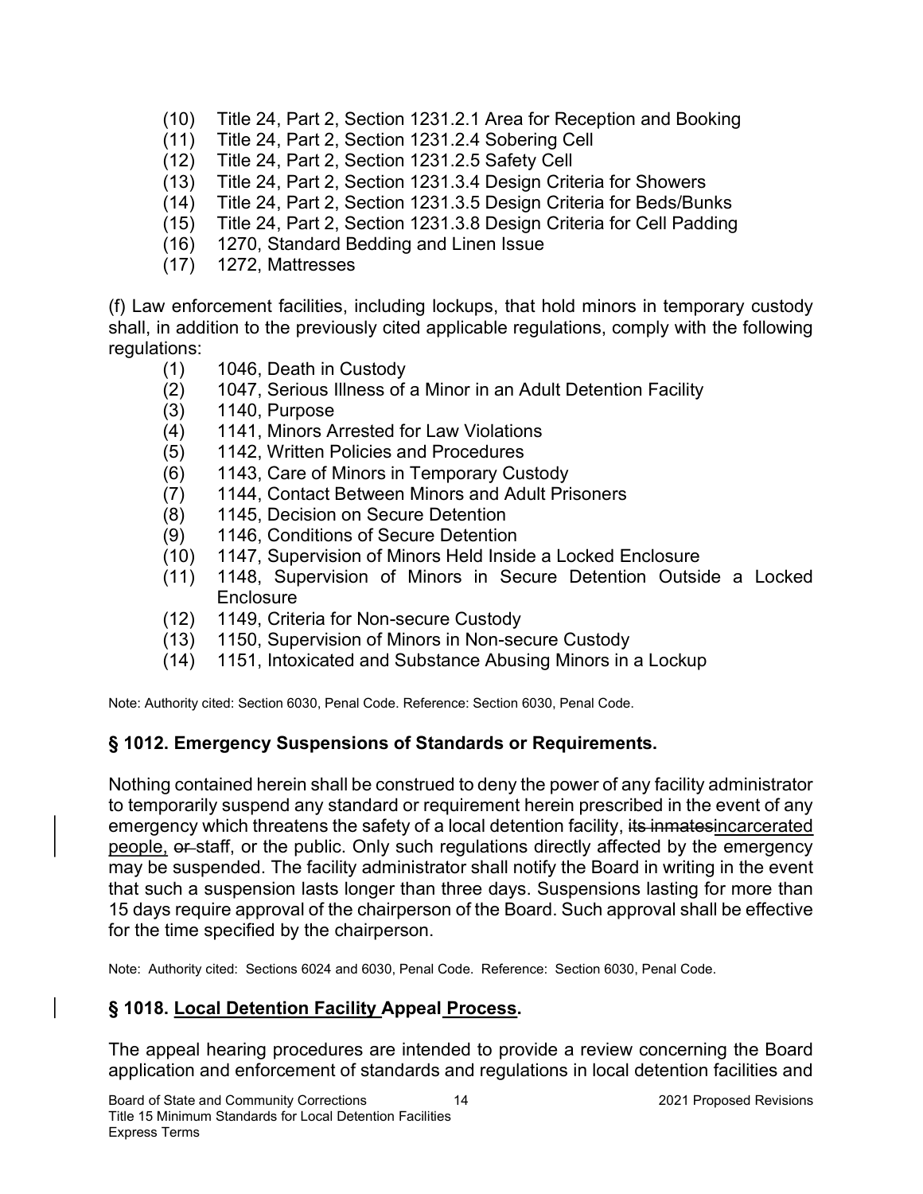(10) Title 24, Part 2, Section 1231.2.1 Area for Reception and Booking
(11) Title 24, Part 2, Section 1231.2.4 Sobering Cell
(12) Title 24, Part 2, Section 1231.2.5 Safety Cell
(13) Title 24, Part 2, Section 1231.3.4 Design Criteria for Showers
(14) Title 24, Part 2, Section 1231.3.5 Design Criteria for Beds/Bunks
(15) Title 24, Part 2, Section 1231.3.8 Design Criteria for Cell Padding
(16) 1270, Standard Bedding and Linen Issue
(17) 1272, Mattresses

(f) Law enforcement facilities, including lockups, that hold minors in temporary custody shall, in addition to the previously cited applicable regulations, comply with the following regulations:

(1) 1046, Death in Custody
(2) 1047, Serious Illness of a Minor in an Adult Detention Facility
(3) 1140, Purpose
(4) 1141, Minors Arrested for Law Violations
(5) 1142, Written Policies and Procedures
(6) 1143, Care of Minors in Temporary Custody
(7) 1144, Contact Between Minors and Adult Prisoners
(8) 1145, Decision on Secure Detention
(9) 1146, Conditions of Secure Detention
(10) 1147, Supervision of Minors Held Inside a Locked Enclosure
(11) 1148, Supervision of Minors in Secure Detention Outside a Locked Enclosure
(12) 1149, Criteria for Non-secure Custody
(13) 1150, Supervision of Minors in Non-secure Custody
(14) 1151, Intoxicated and Substance Abusing Minors in a Lockup

Note: Authority cited: Section 6030, Penal Code. Reference: Section 6030, Penal Code.

### § 1012. Emergency Suspensions of Standards or Requirements.

Nothing contained herein shall be construed to deny the power of any facility administrator to temporarily suspend any standard or requirement herein prescribed in the event of any emergency which threatens the safety of a local detention facility, ~~its inmates~~incarcerated people, ~~or~~ staff, or the public. Only such regulations directly affected by the emergency may be suspended. The facility administrator shall notify the Board in writing in the event that such a suspension lasts longer than three days. Suspensions lasting for more than 15 days require approval of the chairperson of the Board. Such approval shall be effective for the time specified by the chairperson.

Note: Authority cited: Sections 6024 and 6030, Penal Code. Reference: Section 6030, Penal Code.

### § 1018. Local Detention Facility Appeal Process.

The appeal hearing procedures are intended to provide a review concerning the Board application and enforcement of standards and regulations in local detention facilities and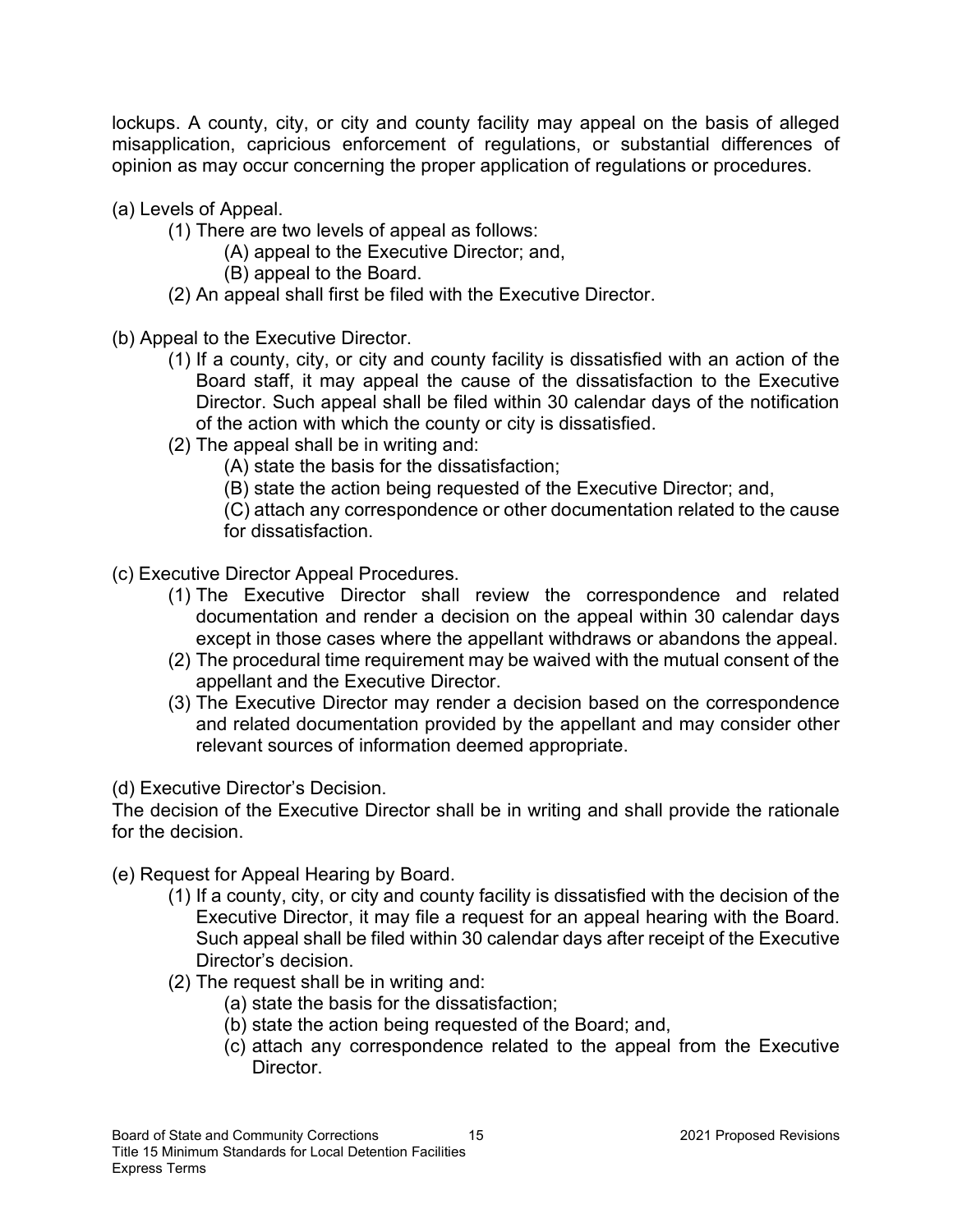lockups. A county, city, or city and county facility may appeal on the basis of alleged misapplication, capricious enforcement of regulations, or substantial differences of opinion as may occur concerning the proper application of regulations or procedures.

(a) Levels of Appeal.

- (1) There are two levels of appeal as follows:
  - (A) appeal to the Executive Director; and,
  - (B) appeal to the Board.
- (2) An appeal shall first be filed with the Executive Director.

(b) Appeal to the Executive Director.

- (1) If a county, city, or city and county facility is dissatisfied with an action of the Board staff, it may appeal the cause of the dissatisfaction to the Executive Director. Such appeal shall be filed within 30 calendar days of the notification of the action with which the county or city is dissatisfied.
- (2) The appeal shall be in writing and:
  - (A) state the basis for the dissatisfaction;
  - (B) state the action being requested of the Executive Director; and,
  - (C) attach any correspondence or other documentation related to the cause for dissatisfaction.

(c) Executive Director Appeal Procedures.

- (1) The Executive Director shall review the correspondence and related documentation and render a decision on the appeal within 30 calendar days except in those cases where the appellant withdraws or abandons the appeal.
- (2) The procedural time requirement may be waived with the mutual consent of the appellant and the Executive Director.
- (3) The Executive Director may render a decision based on the correspondence and related documentation provided by the appellant and may consider other relevant sources of information deemed appropriate.

(d) Executive Director's Decision.

The decision of the Executive Director shall be in writing and shall provide the rationale for the decision.

(e) Request for Appeal Hearing by Board.

- (1) If a county, city, or city and county facility is dissatisfied with the decision of the Executive Director, it may file a request for an appeal hearing with the Board. Such appeal shall be filed within 30 calendar days after receipt of the Executive Director's decision.
- (2) The request shall be in writing and:
  - (a) state the basis for the dissatisfaction;
  - (b) state the action being requested of the Board; and,
  - (c) attach any correspondence related to the appeal from the Executive Director.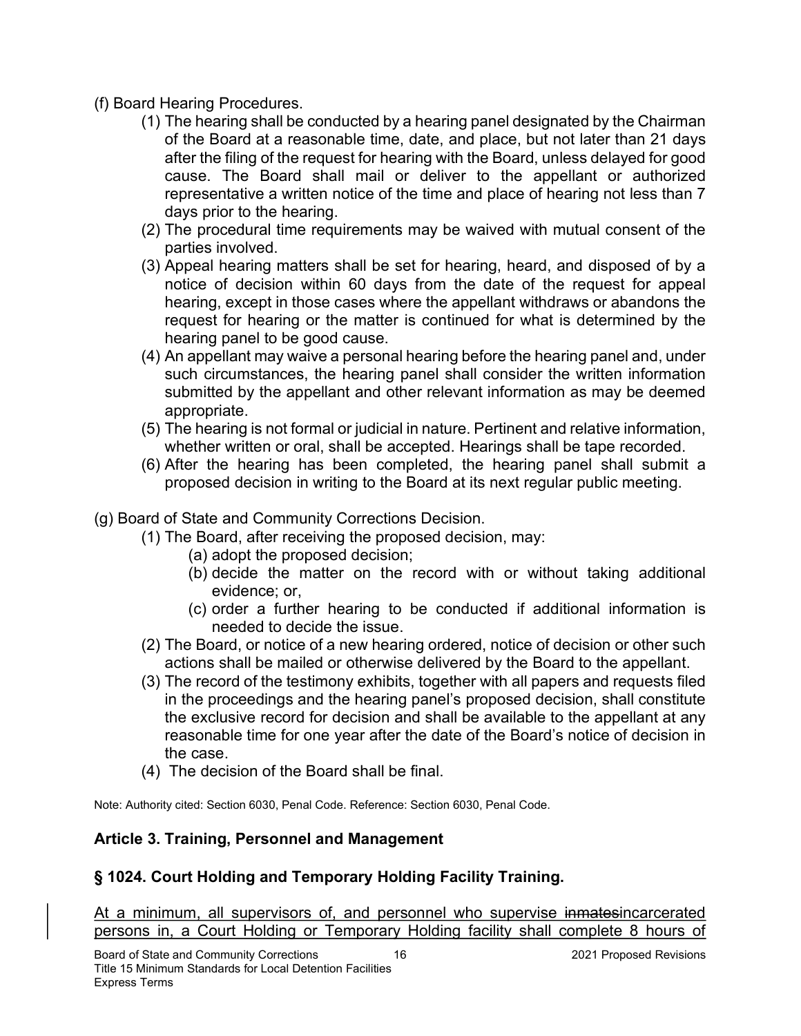(f) Board Hearing Procedures.

(1) The hearing shall be conducted by a hearing panel designated by the Chairman of the Board at a reasonable time, date, and place, but not later than 21 days after the filing of the request for hearing with the Board, unless delayed for good cause. The Board shall mail or deliver to the appellant or authorized representative a written notice of the time and place of hearing not less than 7 days prior to the hearing.

(2) The procedural time requirements may be waived with mutual consent of the parties involved.

(3) Appeal hearing matters shall be set for hearing, heard, and disposed of by a notice of decision within 60 days from the date of the request for appeal hearing, except in those cases where the appellant withdraws or abandons the request for hearing or the matter is continued for what is determined by the hearing panel to be good cause.

(4) An appellant may waive a personal hearing before the hearing panel and, under such circumstances, the hearing panel shall consider the written information submitted by the appellant and other relevant information as may be deemed appropriate.

(5) The hearing is not formal or judicial in nature. Pertinent and relative information, whether written or oral, shall be accepted. Hearings shall be tape recorded.

(6) After the hearing has been completed, the hearing panel shall submit a proposed decision in writing to the Board at its next regular public meeting.

(g) Board of State and Community Corrections Decision.

(1) The Board, after receiving the proposed decision, may:

(a) adopt the proposed decision;

(b) decide the matter on the record with or without taking additional evidence; or,

(c) order a further hearing to be conducted if additional information is needed to decide the issue.

(2) The Board, or notice of a new hearing ordered, notice of decision or other such actions shall be mailed or otherwise delivered by the Board to the appellant.

(3) The record of the testimony exhibits, together with all papers and requests filed in the proceedings and the hearing panel's proposed decision, shall constitute the exclusive record for decision and shall be available to the appellant at any reasonable time for one year after the date of the Board's notice of decision in the case.

(4) The decision of the Board shall be final.

Note: Authority cited: Section 6030, Penal Code. Reference: Section 6030, Penal Code.

## Article 3. Training, Personnel and Management

### § 1024. Court Holding and Temporary Holding Facility Training.

At a minimum, all supervisors of, and personnel who supervise ~~inmates~~incarcerated persons in, a Court Holding or Temporary Holding facility shall complete 8 hours of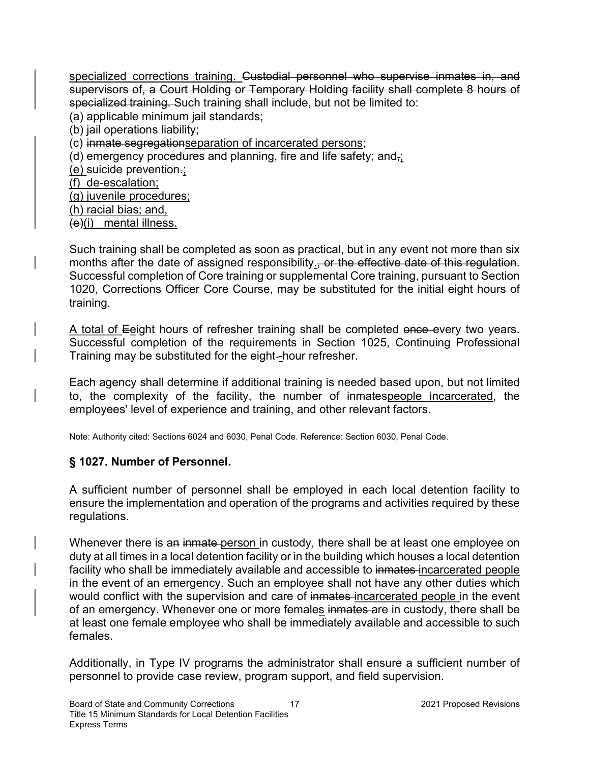specialized corrections training. ~~Custodial personnel who supervise inmates in, and supervisors of, a Court Holding or Temporary Holding facility shall complete 8 hours of specialized training.~~ Such training shall include, but not be limited to:

(a) applicable minimum jail standards;

(b) jail operations liability;

(c) ~~inmate segregation~~separation of incarcerated persons;

(d) emergency procedures and planning, fire and life safety; and~~,~~;

(e) suicide prevention~~.~~;

(f) de-escalation;

(g) juvenile procedures;

(h) racial bias; and,

~~(e)~~(i) mental illness.

Such training shall be completed as soon as practical, but in any event not more than six months after the date of assigned responsibility.~~, or the effective date of this regulation~~. Successful completion of Core training or supplemental Core training, pursuant to Section 1020, Corrections Officer Core Course, may be substituted for the initial eight hours of training.

A total of ~~E~~eight hours of refresher training shall be completed ~~once~~ every two years. Successful completion of the requirements in Section 1025, Continuing Professional Training may be substituted for the eight-~~-~~hour refresher.

Each agency shall determine if additional training is needed based upon, but not limited to, the complexity of the facility, the number of ~~inmates~~people incarcerated, the employees' level of experience and training, and other relevant factors.

Note: Authority cited: Sections 6024 and 6030, Penal Code. Reference: Section 6030, Penal Code.

## § 1027. Number of Personnel.

A sufficient number of personnel shall be employed in each local detention facility to ensure the implementation and operation of the programs and activities required by these regulations.

Whenever there is a~~n~~ ~~inmate~~ person in custody, there shall be at least one employee on duty at all times in a local detention facility or in the building which houses a local detention facility who shall be immediately available and accessible to ~~inmates~~ incarcerated people in the event of an emergency. Such an employee shall not have any other duties which would conflict with the supervision and care of ~~inmates~~ incarcerated people in the event of an emergency. Whenever one or more females ~~inmates~~ are in custody, there shall be at least one female employee who shall be immediately available and accessible to such females.

Additionally, in Type IV programs the administrator shall ensure a sufficient number of personnel to provide case review, program support, and field supervision.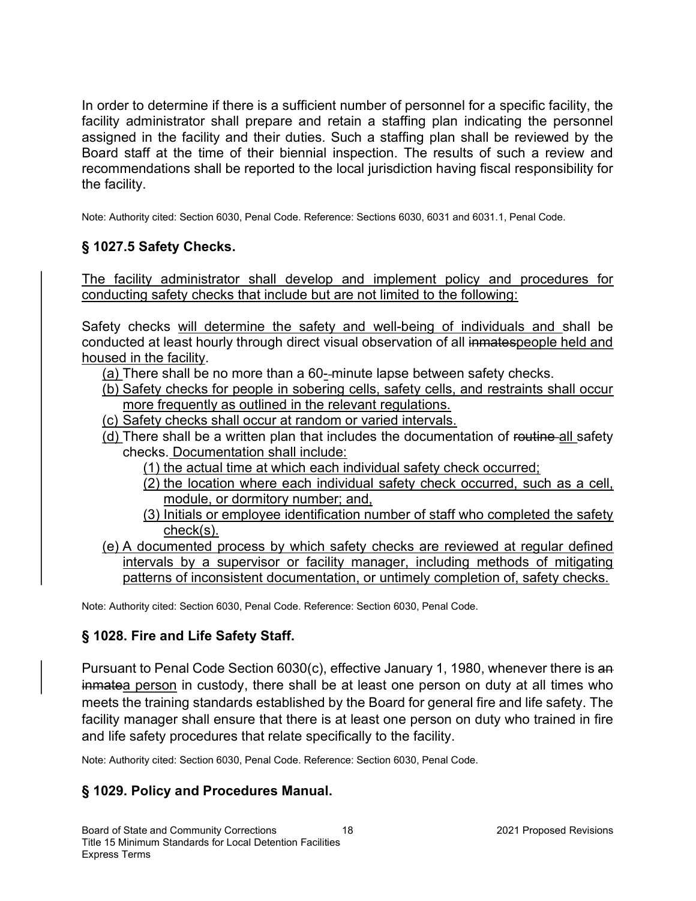In order to determine if there is a sufficient number of personnel for a specific facility, the facility administrator shall prepare and retain a staffing plan indicating the personnel assigned in the facility and their duties. Such a staffing plan shall be reviewed by the Board staff at the time of their biennial inspection. The results of such a review and recommendations shall be reported to the local jurisdiction having fiscal responsibility for the facility.

Note: Authority cited: Section 6030, Penal Code. Reference: Sections 6030, 6031 and 6031.1, Penal Code.

## § 1027.5 Safety Checks.

The facility administrator shall develop and implement policy and procedures for conducting safety checks that include but are not limited to the following:

Safety checks will determine the safety and well-being of individuals and shall be conducted at least hourly through direct visual observation of all ~~inmates~~people held and housed in the facility.

(a) There shall be no more than a 60-minute lapse between safety checks.

(b) Safety checks for people in sobering cells, safety cells, and restraints shall occur more frequently as outlined in the relevant regulations.

(c) Safety checks shall occur at random or varied intervals.

(d) There shall be a written plan that includes the documentation of ~~routine~~ all safety checks. Documentation shall include:

(1) the actual time at which each individual safety check occurred;

(2) the location where each individual safety check occurred, such as a cell, module, or dormitory number; and,

(3) Initials or employee identification number of staff who completed the safety check(s).

(e) A documented process by which safety checks are reviewed at regular defined intervals by a supervisor or facility manager, including methods of mitigating patterns of inconsistent documentation, or untimely completion of, safety checks.

Note: Authority cited: Section 6030, Penal Code. Reference: Section 6030, Penal Code.

## § 1028. Fire and Life Safety Staff.

Pursuant to Penal Code Section 6030(c), effective January 1, 1980, whenever there is ~~an inmate~~a person in custody, there shall be at least one person on duty at all times who meets the training standards established by the Board for general fire and life safety. The facility manager shall ensure that there is at least one person on duty who trained in fire and life safety procedures that relate specifically to the facility.

Note: Authority cited: Section 6030, Penal Code. Reference: Section 6030, Penal Code.

## § 1029. Policy and Procedures Manual.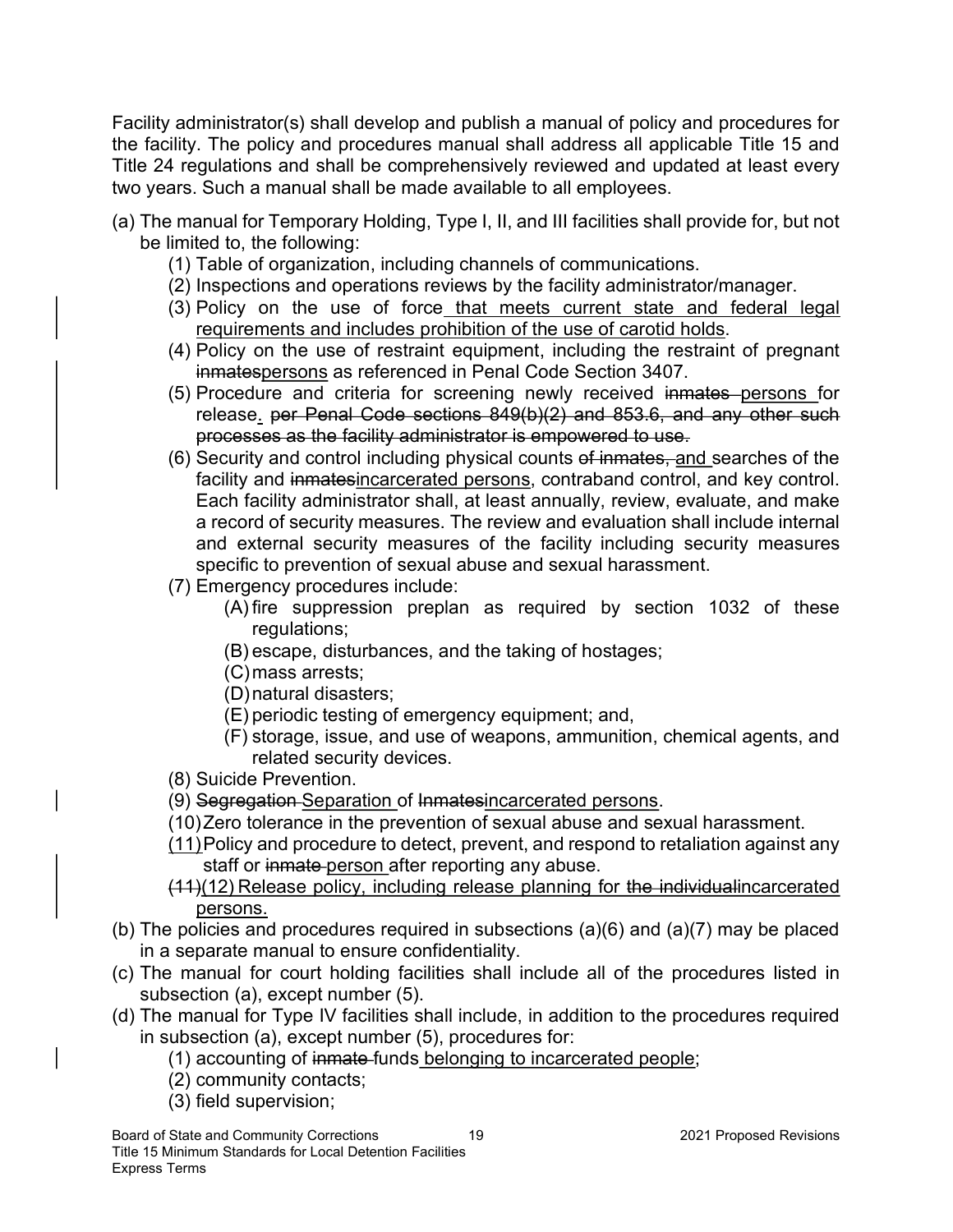Facility administrator(s) shall develop and publish a manual of policy and procedures for the facility. The policy and procedures manual shall address all applicable Title 15 and Title 24 regulations and shall be comprehensively reviewed and updated at least every two years. Such a manual shall be made available to all employees.

(a) The manual for Temporary Holding, Type I, II, and III facilities shall provide for, but not be limited to, the following:

  (1) Table of organization, including channels of communications.

  (2) Inspections and operations reviews by the facility administrator/manager.

  (3) Policy on the use of force <u>that meets current state and federal legal requirements and includes prohibition of the use of carotid holds</u>.

  (4) Policy on the use of restraint equipment, including the restraint of pregnant ~~inmates~~<u>persons</u> as referenced in Penal Code Section 3407.

  (5) Procedure and criteria for screening newly received ~~inmates~~ <u>persons</u> for release<u>.</u> ~~per Penal Code sections 849(b)(2) and 853.6, and any other such processes as the facility administrator is empowered to use.~~

  (6) Security and control including physical counts ~~of inmates,~~ <u>and</u> searches of the facility and ~~inmates~~<u>incarcerated persons</u>, contraband control, and key control. Each facility administrator shall, at least annually, review, evaluate, and make a record of security measures. The review and evaluation shall include internal and external security measures of the facility including security measures specific to prevention of sexual abuse and sexual harassment.

  (7) Emergency procedures include:

    (A) fire suppression preplan as required by section 1032 of these regulations;

    (B) escape, disturbances, and the taking of hostages;

    (C) mass arrests;

    (D) natural disasters;

    (E) periodic testing of emergency equipment; and,

    (F) storage, issue, and use of weapons, ammunition, chemical agents, and related security devices.

  (8) Suicide Prevention.

  (9) ~~Segregation~~ <u>Separation</u> of ~~Inmates~~<u>incarcerated persons</u>.

  (10) Zero tolerance in the prevention of sexual abuse and sexual harassment.

  <u>(11)</u> Policy and procedure to detect, prevent, and respond to retaliation against any staff or ~~inmate~~ <u>person</u> after reporting any abuse.

  ~~(11)~~<u>(12)</u> Release policy, including release planning for ~~the individual~~<u>incarcerated persons.</u>

(b) The policies and procedures required in subsections (a)(6) and (a)(7) may be placed in a separate manual to ensure confidentiality.

(c) The manual for court holding facilities shall include all of the procedures listed in subsection (a), except number (5).

(d) The manual for Type IV facilities shall include, in addition to the procedures required in subsection (a), except number (5), procedures for:

  (1) accounting of ~~inmate~~ funds <u>belonging to incarcerated people</u>;

  (2) community contacts;

  (3) field supervision;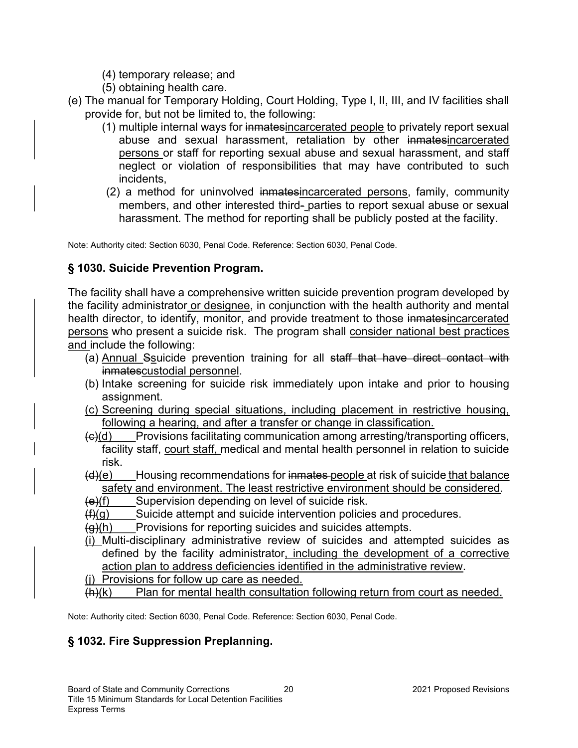(4) temporary release; and

(5) obtaining health care.

(e) The manual for Temporary Holding, Court Holding, Type I, II, III, and IV facilities shall provide for, but not be limited to, the following:

(1) multiple internal ways for ~~inmates~~incarcerated people to privately report sexual abuse and sexual harassment, retaliation by other ~~inmates~~incarcerated persons or staff for reporting sexual abuse and sexual harassment, and staff neglect or violation of responsibilities that may have contributed to such incidents,

(2) a method for uninvolved ~~inmates~~incarcerated persons, family, community members, and other interested third-~~-~~ parties to report sexual abuse or sexual harassment. The method for reporting shall be publicly posted at the facility.

Note: Authority cited: Section 6030, Penal Code. Reference: Section 6030, Penal Code.

## § 1030. Suicide Prevention Program.

The facility shall have a comprehensive written suicide prevention program developed by the facility administrator or designee, in conjunction with the health authority and mental health director, to identify, monitor, and provide treatment to those ~~inmates~~incarcerated persons who present a suicide risk. The program shall consider national best practices and include the following:

(a) Annual ~~S~~suicide prevention training for all ~~staff that have direct contact with inmates~~custodial personnel.

(b) Intake screening for suicide risk immediately upon intake and prior to housing assignment.

(c) Screening during special situations, including placement in restrictive housing, following a hearing, and after a transfer or change in classification.

~~(c)~~(d) Provisions facilitating communication among arresting/transporting officers, facility staff, court staff, medical and mental health personnel in relation to suicide risk.

~~(d)~~(e) Housing recommendations for ~~inmates~~ people at risk of suicide that balance safety and environment. The least restrictive environment should be considered.

~~(e)~~(f) Supervision depending on level of suicide risk.

~~(f)~~(g) Suicide attempt and suicide intervention policies and procedures.

~~(g)~~(h) Provisions for reporting suicides and suicides attempts.

(i) Multi-disciplinary administrative review of suicides and attempted suicides as defined by the facility administrator, including the development of a corrective action plan to address deficiencies identified in the administrative review.

(j) Provisions for follow up care as needed.

~~(h)~~(k) Plan for mental health consultation following return from court as needed.

Note: Authority cited: Section 6030, Penal Code. Reference: Section 6030, Penal Code.

## § 1032. Fire Suppression Preplanning.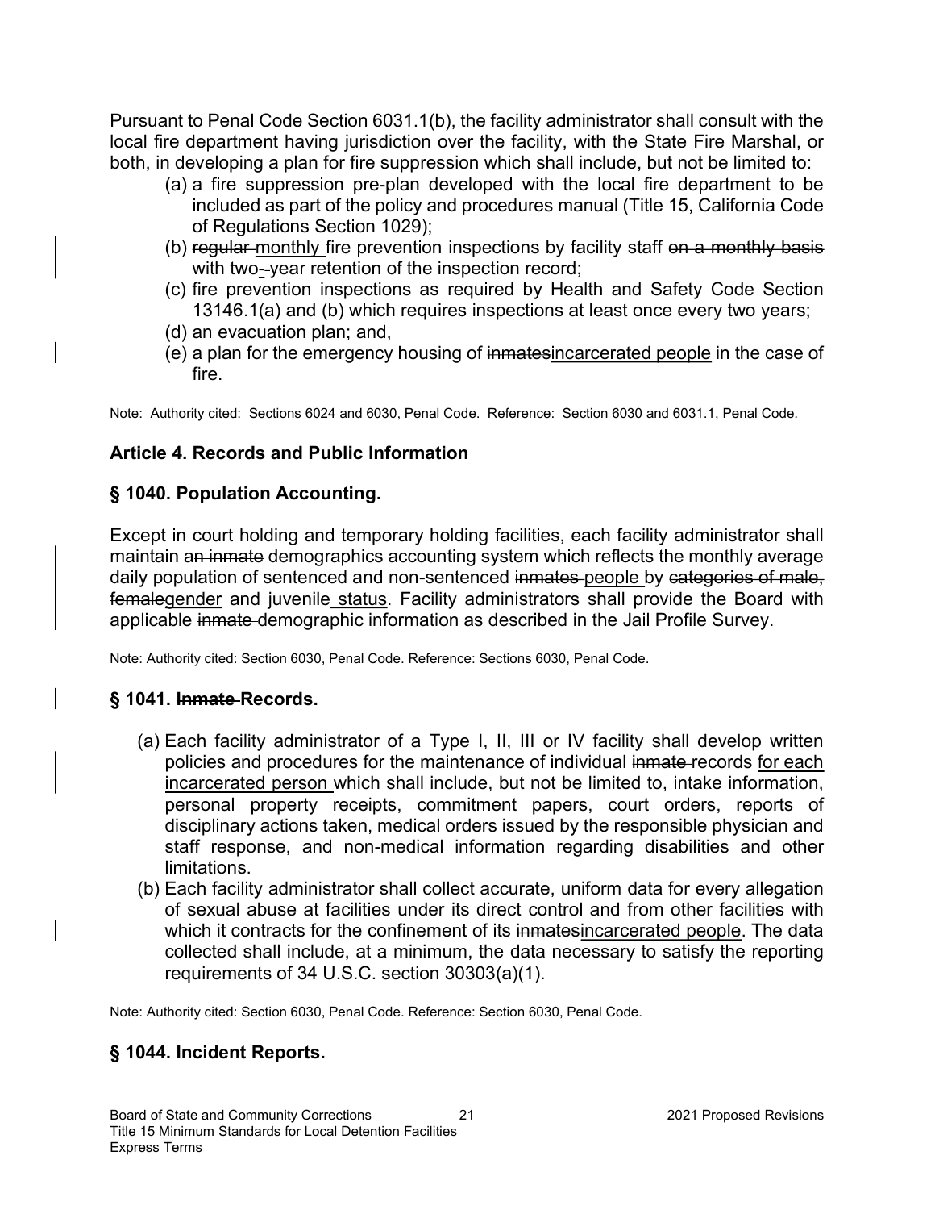Pursuant to Penal Code Section 6031.1(b), the facility administrator shall consult with the local fire department having jurisdiction over the facility, with the State Fire Marshal, or both, in developing a plan for fire suppression which shall include, but not be limited to:

(a) a fire suppression pre-plan developed with the local fire department to be included as part of the policy and procedures manual (Title 15, California Code of Regulations Section 1029);

(b) ~~regular~~ monthly fire prevention inspections by facility staff ~~on a monthly basis~~ with two-~~-~~year retention of the inspection record;

(c) fire prevention inspections as required by Health and Safety Code Section 13146.1(a) and (b) which requires inspections at least once every two years;

(d) an evacuation plan; and,

(e) a plan for the emergency housing of ~~inmates~~incarcerated people in the case of fire.

Note: Authority cited: Sections 6024 and 6030, Penal Code. Reference: Section 6030 and 6031.1, Penal Code.

## Article 4. Records and Public Information

### § 1040. Population Accounting.

Except in court holding and temporary holding facilities, each facility administrator shall maintain a~~n inmate~~ demographics accounting system which reflects the monthly average daily population of sentenced and non-sentenced ~~inmates~~ people by ~~categories of male, female~~gender and juvenile status. Facility administrators shall provide the Board with applicable ~~inmate~~ demographic information as described in the Jail Profile Survey.

Note: Authority cited: Section 6030, Penal Code. Reference: Sections 6030, Penal Code.

### § 1041. ~~Inmate~~ Records.

(a) Each facility administrator of a Type I, II, III or IV facility shall develop written policies and procedures for the maintenance of individual ~~inmate~~ records for each incarcerated person which shall include, but not be limited to, intake information, personal property receipts, commitment papers, court orders, reports of disciplinary actions taken, medical orders issued by the responsible physician and staff response, and non-medical information regarding disabilities and other limitations.

(b) Each facility administrator shall collect accurate, uniform data for every allegation of sexual abuse at facilities under its direct control and from other facilities with which it contracts for the confinement of its ~~inmates~~incarcerated people. The data collected shall include, at a minimum, the data necessary to satisfy the reporting requirements of 34 U.S.C. section 30303(a)(1).

Note: Authority cited: Section 6030, Penal Code. Reference: Section 6030, Penal Code.

### § 1044. Incident Reports.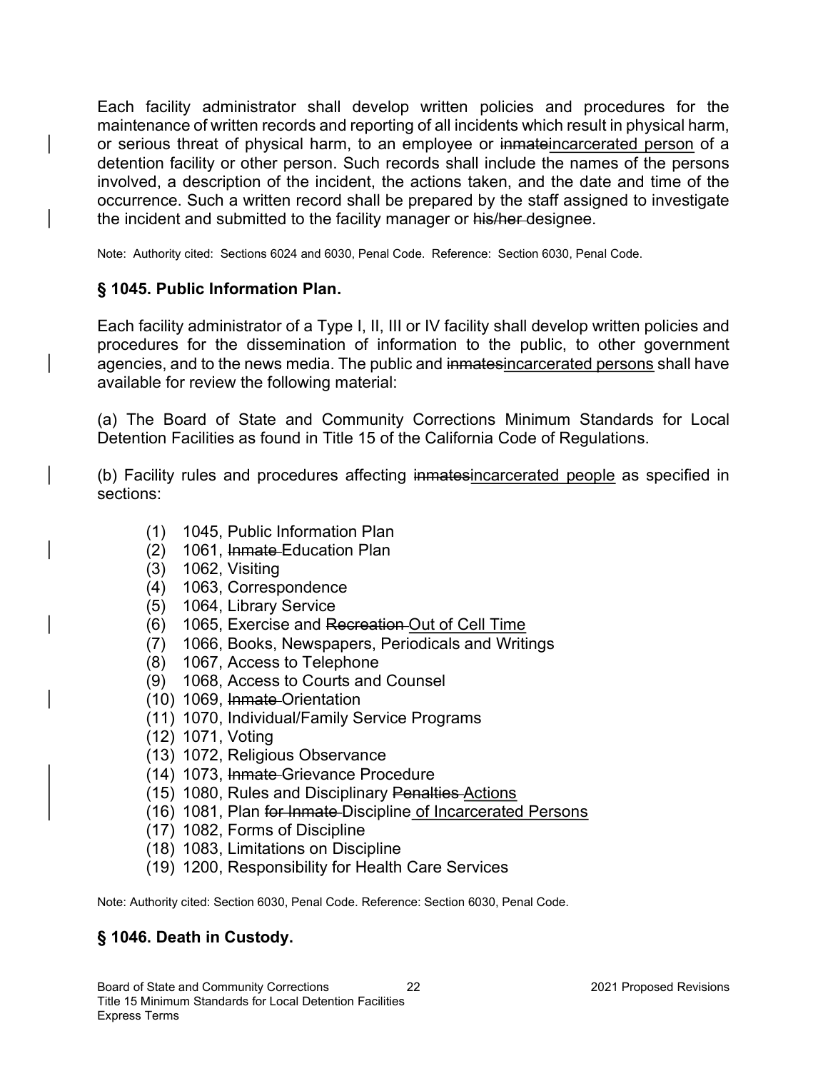Each facility administrator shall develop written policies and procedures for the maintenance of written records and reporting of all incidents which result in physical harm, or serious threat of physical harm, to an employee or ~~inmate~~<u>incarcerated person</u> of a detention facility or other person. Such records shall include the names of the persons involved, a description of the incident, the actions taken, and the date and time of the occurrence. Such a written record shall be prepared by the staff assigned to investigate the incident and submitted to the facility manager or ~~his/her~~ designee.

Note: Authority cited: Sections 6024 and 6030, Penal Code. Reference: Section 6030, Penal Code.

### § 1045. Public Information Plan.

Each facility administrator of a Type I, II, III or IV facility shall develop written policies and procedures for the dissemination of information to the public, to other government agencies, and to the news media. The public and ~~inmates~~<u>incarcerated persons</u> shall have available for review the following material:

(a) The Board of State and Community Corrections Minimum Standards for Local Detention Facilities as found in Title 15 of the California Code of Regulations.

(b) Facility rules and procedures affecting ~~inmates~~<u>incarcerated people</u> as specified in sections:

- (1) 1045, Public Information Plan
- (2) 1061, ~~Inmate~~ Education Plan
- (3) 1062, Visiting
- (4) 1063, Correspondence
- (5) 1064, Library Service
- (6) 1065, Exercise and ~~Recreation~~ <u>Out of Cell Time</u>
- (7) 1066, Books, Newspapers, Periodicals and Writings
- (8) 1067, Access to Telephone
- (9) 1068, Access to Courts and Counsel
- (10) 1069, ~~Inmate~~ Orientation
- (11) 1070, Individual/Family Service Programs
- (12) 1071, Voting
- (13) 1072, Religious Observance
- (14) 1073, ~~Inmate~~ Grievance Procedure
- (15) 1080, Rules and Disciplinary ~~Penalties~~ <u>Actions</u>
- (16) 1081, Plan ~~for Inmate~~ Discipline<u> of Incarcerated Persons</u>
- (17) 1082, Forms of Discipline
- (18) 1083, Limitations on Discipline
- (19) 1200, Responsibility for Health Care Services

Note: Authority cited: Section 6030, Penal Code. Reference: Section 6030, Penal Code.

### § 1046. Death in Custody.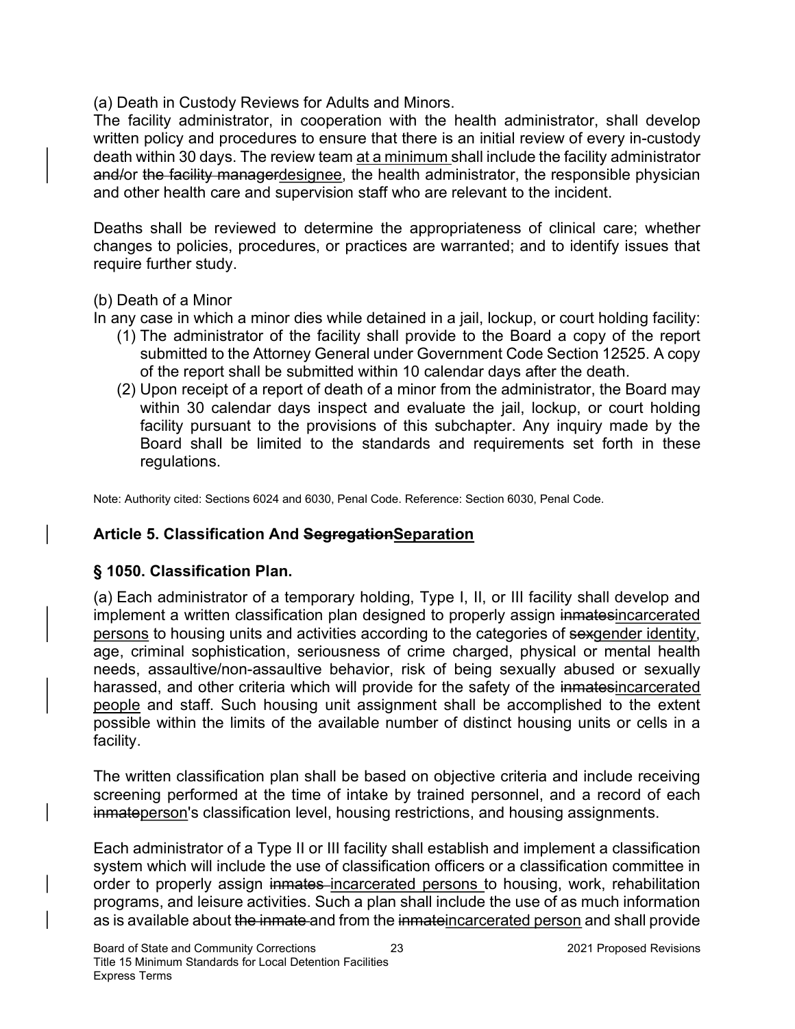(a) Death in Custody Reviews for Adults and Minors.

The facility administrator, in cooperation with the health administrator, shall develop written policy and procedures to ensure that there is an initial review of every in-custody death within 30 days. The review team <u>at a minimum</u> shall include the facility administrator ~~and/~~or ~~the facility manager~~<u>designee</u>, the health administrator, the responsible physician and other health care and supervision staff who are relevant to the incident.

Deaths shall be reviewed to determine the appropriateness of clinical care; whether changes to policies, procedures, or practices are warranted; and to identify issues that require further study.

(b) Death of a Minor

In any case in which a minor dies while detained in a jail, lockup, or court holding facility:

(1) The administrator of the facility shall provide to the Board a copy of the report submitted to the Attorney General under Government Code Section 12525. A copy of the report shall be submitted within 10 calendar days after the death.

(2) Upon receipt of a report of death of a minor from the administrator, the Board may within 30 calendar days inspect and evaluate the jail, lockup, or court holding facility pursuant to the provisions of this subchapter. Any inquiry made by the Board shall be limited to the standards and requirements set forth in these regulations.

Note: Authority cited: Sections 6024 and 6030, Penal Code. Reference: Section 6030, Penal Code.

## Article 5. Classification And ~~Segregation~~<u>Separation</u>

### § 1050. Classification Plan.

(a) Each administrator of a temporary holding, Type I, II, or III facility shall develop and implement a written classification plan designed to properly assign ~~inmates~~<u>incarcerated persons</u> to housing units and activities according to the categories of ~~sex~~<u>gender identity</u>, age, criminal sophistication, seriousness of crime charged, physical or mental health needs, assaultive/non-assaultive behavior, risk of being sexually abused or sexually harassed, and other criteria which will provide for the safety of the ~~inmates~~<u>incarcerated people</u> and staff. Such housing unit assignment shall be accomplished to the extent possible within the limits of the available number of distinct housing units or cells in a facility.

The written classification plan shall be based on objective criteria and include receiving screening performed at the time of intake by trained personnel, and a record of each ~~inmate~~<u>person</u>'s classification level, housing restrictions, and housing assignments.

Each administrator of a Type II or III facility shall establish and implement a classification system which will include the use of classification officers or a classification committee in order to properly assign ~~inmates~~ <u>incarcerated persons</u> to housing, work, rehabilitation programs, and leisure activities. Such a plan shall include the use of as much information as is available about ~~the inmate~~ and from the ~~inmate~~<u>incarcerated person</u> and shall provide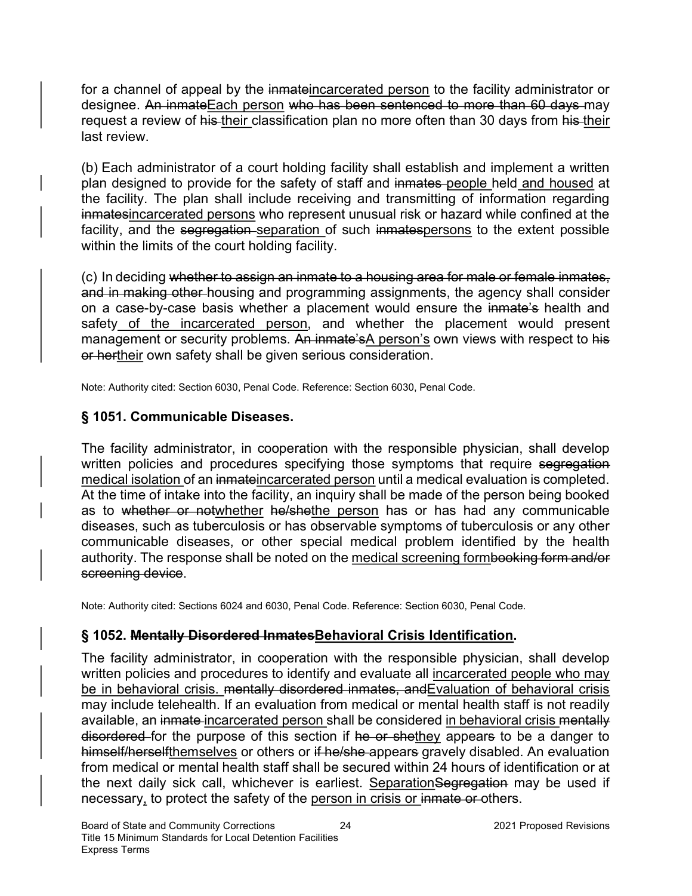for a channel of appeal by the ~~inmate~~<u>incarcerated person</u> to the facility administrator or designee. ~~An inmate~~<u>Each person</u> ~~who has been sentenced to more than 60 days~~ may request a review of ~~his~~ <u>their</u> classification plan no more often than 30 days from ~~his~~ <u>their</u> last review.

(b) Each administrator of a court holding facility shall establish and implement a written plan designed to provide for the safety of staff and ~~inmates~~ <u>people</u> held <u>and housed</u> at the facility. The plan shall include receiving and transmitting of information regarding ~~inmates~~<u>incarcerated persons</u> who represent unusual risk or hazard while confined at the facility, and the ~~segregation~~ <u>separation</u> of such ~~inmates~~<u>persons</u> to the extent possible within the limits of the court holding facility.

(c) In deciding ~~whether to assign an inmate to a housing area for male or female inmates, and in making other~~ housing and programming assignments, the agency shall consider on a case-by-case basis whether a placement would ensure the ~~inmate's~~ health and safety <u>of the incarcerated person</u>, and whether the placement would present management or security problems. ~~An inmate's~~<u>A person's</u> own views with respect to ~~his or her~~<u>their</u> own safety shall be given serious consideration.

Note: Authority cited: Section 6030, Penal Code. Reference: Section 6030, Penal Code.

## § 1051. Communicable Diseases.

The facility administrator, in cooperation with the responsible physician, shall develop written policies and procedures specifying those symptoms that require ~~segregation~~ <u>medical isolation</u> of an ~~inmate~~<u>incarcerated person</u> until a medical evaluation is completed. At the time of intake into the facility, an inquiry shall be made of the person being booked as to ~~whether or not~~<u>whether</u> ~~he/she~~<u>the person</u> has or has had any communicable diseases, such as tuberculosis or has observable symptoms of tuberculosis or any other communicable diseases, or other special medical problem identified by the health authority. The response shall be noted on the <u>medical screening form</u>~~booking form and/or screening device~~.

Note: Authority cited: Sections 6024 and 6030, Penal Code. Reference: Section 6030, Penal Code.

## § 1052. ~~Mentally Disordered Inmates~~<u>Behavioral Crisis Identification</u>.

The facility administrator, in cooperation with the responsible physician, shall develop written policies and procedures to identify and evaluate all <u>incarcerated people who may be in behavioral crisis.</u> ~~mentally disordered inmates, and~~<u>Evaluation of behavioral crisis</u> may include telehealth. If an evaluation from medical or mental health staff is not readily available, an ~~inmate~~ <u>incarcerated person</u> shall be considered <u>in behavioral crisis</u> ~~mentally disordered~~ for the purpose of this section if ~~he or she~~<u>they</u> appear~~s~~ to be a danger to ~~himself/herself~~<u>themselves</u> or others or ~~if he/she~~ appear~~s~~ gravely disabled. An evaluation from medical or mental health staff shall be secured within 24 hours of identification or at the next daily sick call, whichever is earliest. <u>Separation</u>~~Segregation~~ may be used if necessary<u>,</u> to protect the safety of the <u>person in crisis or</u> ~~inmate or~~ others.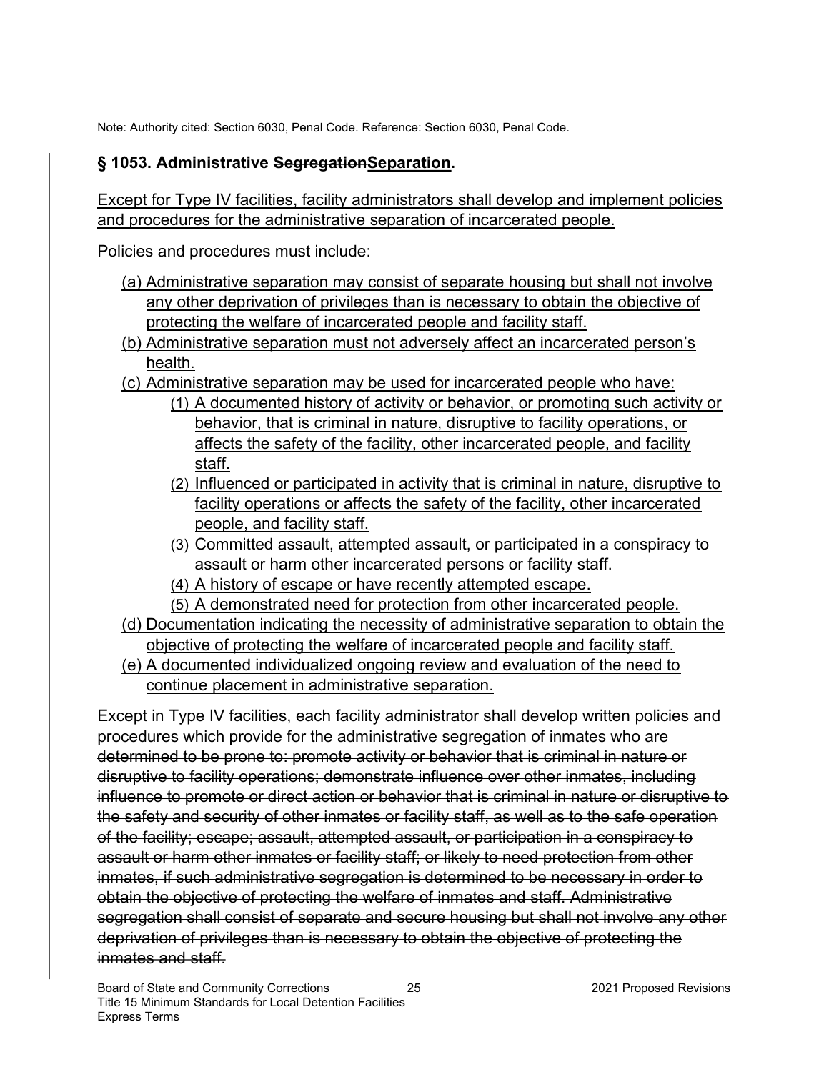Note: Authority cited: Section 6030, Penal Code. Reference: Section 6030, Penal Code.

## § 1053. Administrative ~~Segregation~~Separation.

Except for Type IV facilities, facility administrators shall develop and implement policies and procedures for the administrative separation of incarcerated people.

Policies and procedures must include:

(a) Administrative separation may consist of separate housing but shall not involve any other deprivation of privileges than is necessary to obtain the objective of protecting the welfare of incarcerated people and facility staff.

(b) Administrative separation must not adversely affect an incarcerated person's health.

(c) Administrative separation may be used for incarcerated people who have:

- (1) A documented history of activity or behavior, or promoting such activity or behavior, that is criminal in nature, disruptive to facility operations, or affects the safety of the facility, other incarcerated people, and facility staff.
- (2) Influenced or participated in activity that is criminal in nature, disruptive to facility operations or affects the safety of the facility, other incarcerated people, and facility staff.
- (3) Committed assault, attempted assault, or participated in a conspiracy to assault or harm other incarcerated persons or facility staff.
- (4) A history of escape or have recently attempted escape.
- (5) A demonstrated need for protection from other incarcerated people.

(d) Documentation indicating the necessity of administrative separation to obtain the objective of protecting the welfare of incarcerated people and facility staff.

(e) A documented individualized ongoing review and evaluation of the need to continue placement in administrative separation.

~~Except in Type IV facilities, each facility administrator shall develop written policies and procedures which provide for the administrative segregation of inmates who are determined to be prone to: promote activity or behavior that is criminal in nature or disruptive to facility operations; demonstrate influence over other inmates, including influence to promote or direct action or behavior that is criminal in nature or disruptive to the safety and security of other inmates or facility staff, as well as to the safe operation of the facility; escape; assault, attempted assault, or participation in a conspiracy to assault or harm other inmates or facility staff; or likely to need protection from other inmates, if such administrative segregation is determined to be necessary in order to obtain the objective of protecting the welfare of inmates and staff. Administrative segregation shall consist of separate and secure housing but shall not involve any other deprivation of privileges than is necessary to obtain the objective of protecting the inmates and staff.~~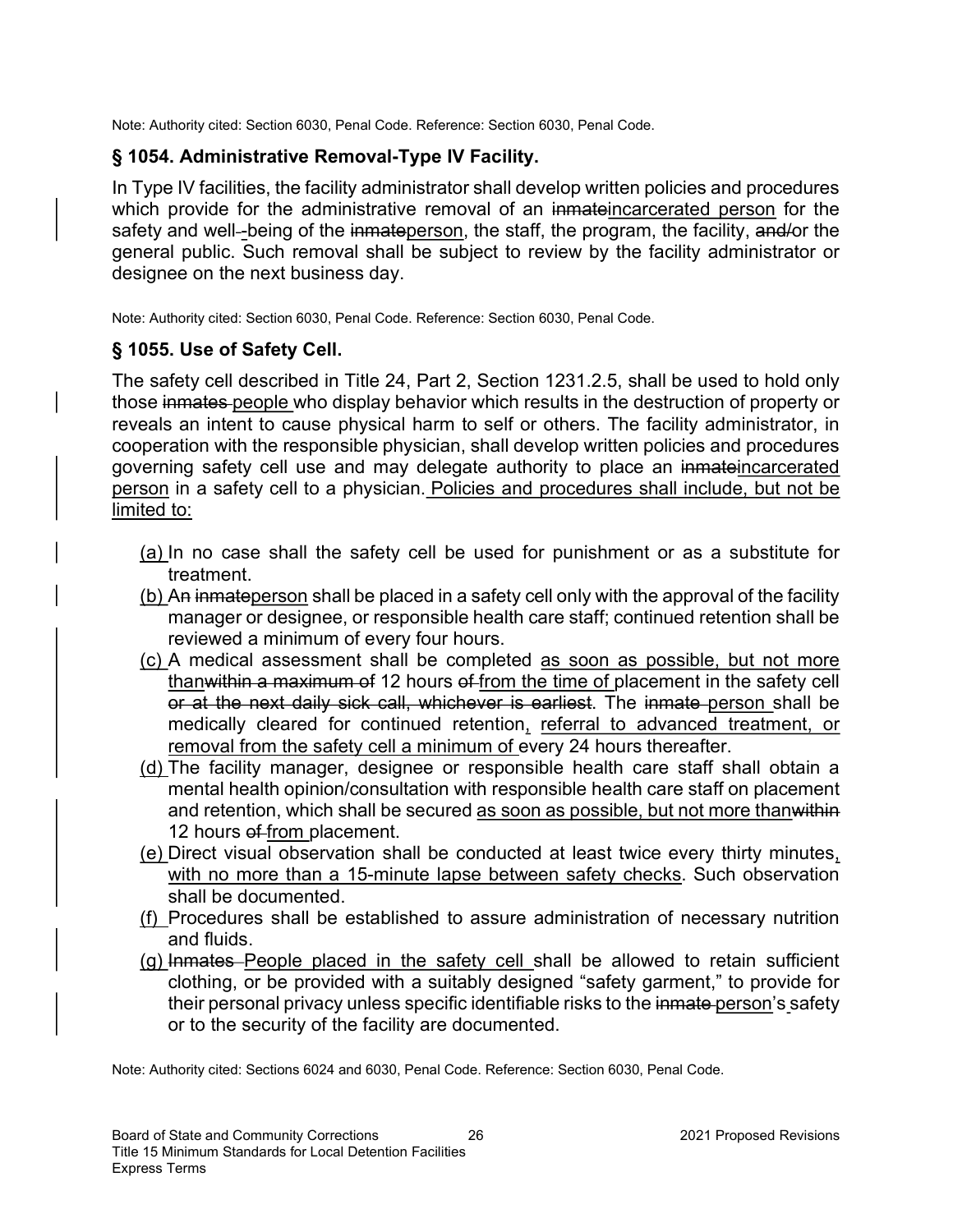Note: Authority cited: Section 6030, Penal Code. Reference: Section 6030, Penal Code.

### § 1054. Administrative Removal-Type IV Facility.

In Type IV facilities, the facility administrator shall develop written policies and procedures which provide for the administrative removal of an ~~inmate~~<u>incarcerated person</u> for the safety and well~~-~~-being of the ~~inmate~~<u>person</u>, the staff, the program, the facility, ~~and/~~or the general public. Such removal shall be subject to review by the facility administrator or designee on the next business day.

Note: Authority cited: Section 6030, Penal Code. Reference: Section 6030, Penal Code.

### § 1055. Use of Safety Cell.

The safety cell described in Title 24, Part 2, Section 1231.2.5, shall be used to hold only those ~~inmates~~ <u>people</u> who display behavior which results in the destruction of property or reveals an intent to cause physical harm to self or others. The facility administrator, in cooperation with the responsible physician, shall develop written policies and procedures governing safety cell use and may delegate authority to place an ~~inmate~~<u>incarcerated person</u> in a safety cell to a physician. <u>Policies and procedures shall include, but not be limited to:</u>

<u>(a)</u> In no case shall the safety cell be used for punishment or as a substitute for treatment.

<u>(b)</u> A~~n~~ ~~inmate~~<u>person</u> shall be placed in a safety cell only with the approval of the facility manager or designee, or responsible health care staff; continued retention shall be reviewed a minimum of every four hours.

<u>(c)</u> A medical assessment shall be completed <u>as soon as possible, but not more than</u>~~within a maximum of~~ 12 hours ~~of~~ <u>from the time of</u> placement in the safety cell ~~or at the next daily sick call, whichever is earliest~~. The ~~inmate~~ <u>person</u> shall be medically cleared for continued retention<u>, referral to advanced treatment, or removal from the safety cell a minimum of</u> every 24 hours thereafter.

<u>(d)</u> The facility manager, designee or responsible health care staff shall obtain a mental health opinion/consultation with responsible health care staff on placement and retention, which shall be secured <u>as soon as possible, but not more than</u>~~within~~ 12 hours ~~of~~ <u>from</u> placement.

<u>(e)</u> Direct visual observation shall be conducted at least twice every thirty minutes<u>, with no more than a 15-minute lapse between safety checks</u>. Such observation shall be documented.

<u>(f)</u> Procedures shall be established to assure administration of necessary nutrition and fluids.

<u>(g)</u> ~~Inmates~~ <u>People placed in the safety cell</u> shall be allowed to retain sufficient clothing, or be provided with a suitably designed "safety garment," to provide for their personal privacy unless specific identifiable risks to the ~~inmate~~ <u>person</u>'s safety or to the security of the facility are documented.

Note: Authority cited: Sections 6024 and 6030, Penal Code. Reference: Section 6030, Penal Code.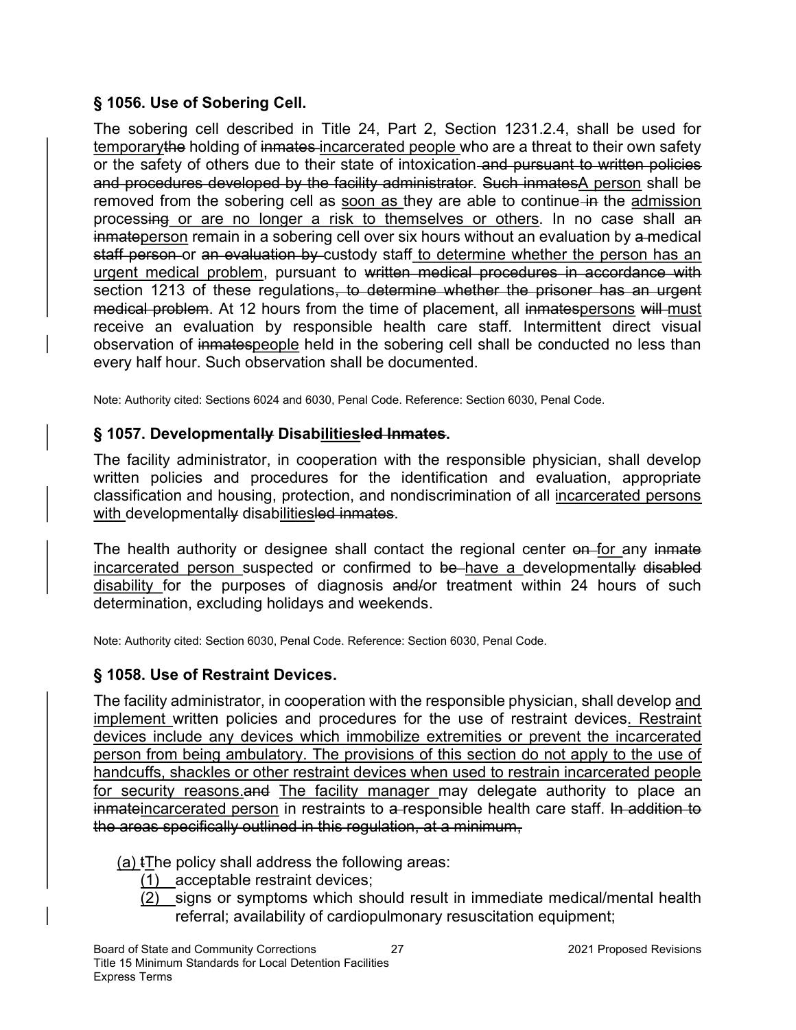## § 1056. Use of Sobering Cell.

The sobering cell described in Title 24, Part 2, Section 1231.2.4, shall be used for <u>temporary</u>~~the~~ holding of ~~inmates~~ <u>incarcerated people</u> who are a threat to their own safety or the safety of others due to their state of intoxication~~ and pursuant to written policies and procedures developed by the facility administrator~~. ~~Such inmates~~<u>A person</u> shall be removed from the sobering cell as <u>soon as</u> they are able to continue~~ in~~ the <u>admission</u> process~~ing~~ <u>or are no longer a risk to themselves or others</u>. In no case shall ~~an inmate~~<u>person</u> remain in a sobering cell over six hours without an evaluation by ~~a~~ medical ~~staff person~~ or ~~an evaluation by~~ custody staff <u>to determine whether the person has an urgent medical problem</u>, pursuant to ~~written medical procedures in accordance with~~ section 1213 of these regulations~~, to determine whether the prisoner has an urgent medical problem~~. At 12 hours from the time of placement, all ~~inmates~~<u>persons</u> ~~will~~ <u>must</u> receive an evaluation by responsible health care staff. Intermittent direct visual observation of ~~inmates~~<u>people</u> held in the sobering cell shall be conducted no less than every half hour. Such observation shall be documented.

Note: Authority cited: Sections 6024 and 6030, Penal Code. Reference: Section 6030, Penal Code.

## § 1057. Developmental~~ly~~ Disab<u>ilities</u>~~led Inmates~~.

The facility administrator, in cooperation with the responsible physician, shall develop written policies and procedures for the identification and evaluation, appropriate classification and housing, protection, and nondiscrimination of all <u>incarcerated persons with</u> developmental~~ly~~ disab<u>ilities</u>~~led inmates~~.

The health authority or designee shall contact the regional center ~~on~~ <u>for</u> any ~~inmate~~ <u>incarcerated person</u> suspected or confirmed to ~~be~~ <u>have a</u> developmental~~ly~~ ~~disabled~~ <u>disability</u> for the purposes of diagnosis ~~and/~~or treatment within 24 hours of such determination, excluding holidays and weekends.

Note: Authority cited: Section 6030, Penal Code. Reference: Section 6030, Penal Code.

## § 1058. Use of Restraint Devices.

The facility administrator, in cooperation with the responsible physician, shall develop <u>and implement</u> written policies and procedures for the use of restraint devices<u>. Restraint devices include any devices which immobilize extremities or prevent the incarcerated person from being ambulatory. The provisions of this section do not apply to the use of handcuffs, shackles or other restraint devices when used to restrain incarcerated people for security reasons.</u>~~and~~ <u>The facility manager</u> may delegate authority to place an ~~inmate~~<u>incarcerated person</u> in restraints to ~~a~~ responsible health care staff. ~~In addition to the areas specifically outlined in this regulation, at a minimum,~~

<u>(a)</u> ~~t~~<u>T</u>he policy shall address the following areas:

<u>(1)</u> acceptable restraint devices;

<u>(2)</u> signs or symptoms which should result in immediate medical/mental health referral; availability of cardiopulmonary resuscitation equipment;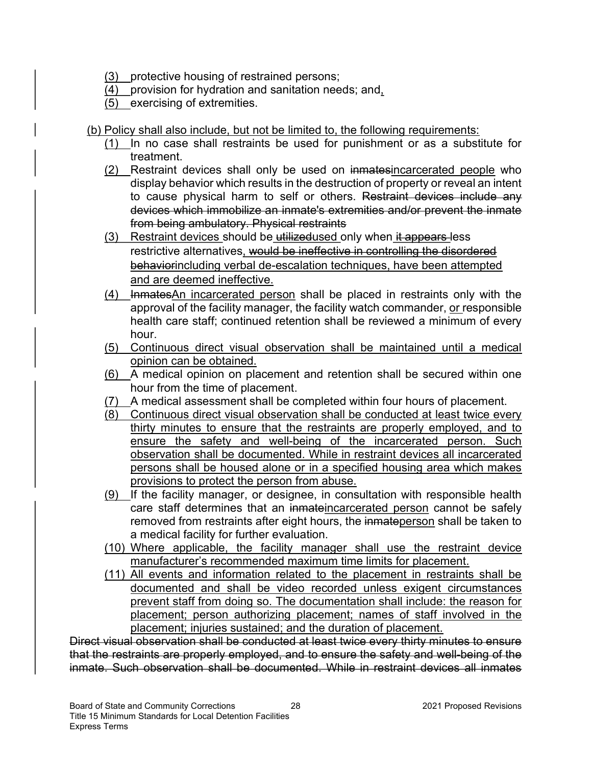(3) protective housing of restrained persons;
(4) provision for hydration and sanitation needs; and,
(5) exercising of extremities.

(b) Policy shall also include, but not be limited to, the following requirements:

(1) In no case shall restraints be used for punishment or as a substitute for treatment.
(2) Restraint devices shall only be used on ~~inmates~~incarcerated people who display behavior which results in the destruction of property or reveal an intent to cause physical harm to self or others. ~~Restraint devices include any devices which immobilize an inmate's extremities and/or prevent the inmate from being ambulatory. Physical restraints~~
(3) Restraint devices should be ~~utilized~~used only when ~~it appears~~ less restrictive alternatives~~, would be ineffective in controlling the disordered behavior~~including verbal de-escalation techniques, have been attempted and are deemed ineffective.
(4) ~~Inmates~~An incarcerated person shall be placed in restraints only with the approval of the facility manager, the facility watch commander, or responsible health care staff; continued retention shall be reviewed a minimum of every hour.
(5) Continuous direct visual observation shall be maintained until a medical opinion can be obtained.
(6) A medical opinion on placement and retention shall be secured within one hour from the time of placement.
(7) A medical assessment shall be completed within four hours of placement.
(8) Continuous direct visual observation shall be conducted at least twice every thirty minutes to ensure that the restraints are properly employed, and to ensure the safety and well-being of the incarcerated person. Such observation shall be documented. While in restraint devices all incarcerated persons shall be housed alone or in a specified housing area which makes provisions to protect the person from abuse.
(9) If the facility manager, or designee, in consultation with responsible health care staff determines that an ~~inmate~~incarcerated person cannot be safely removed from restraints after eight hours, the ~~inmate~~person shall be taken to a medical facility for further evaluation.
(10) Where applicable, the facility manager shall use the restraint device manufacturer's recommended maximum time limits for placement.
(11) All events and information related to the placement in restraints shall be documented and shall be video recorded unless exigent circumstances prevent staff from doing so. The documentation shall include: the reason for placement; person authorizing placement; names of staff involved in the placement; injuries sustained; and the duration of placement.

~~Direct visual observation shall be conducted at least twice every thirty minutes to ensure that the restraints are properly employed, and to ensure the safety and well-being of the inmate. Such observation shall be documented. While in restraint devices all inmates~~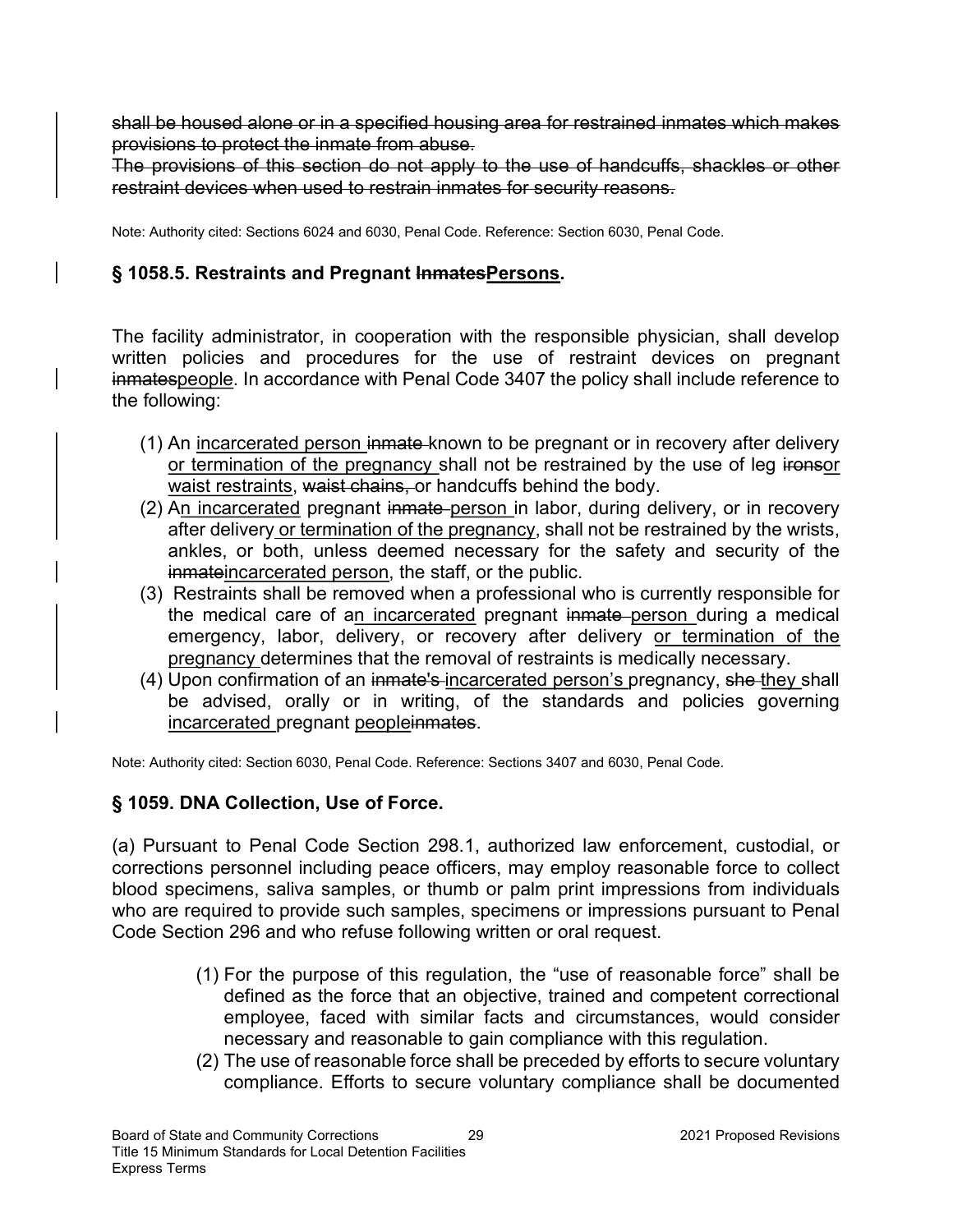~~shall be housed alone or in a specified housing area for restrained inmates which makes provisions to protect the inmate from abuse.~~

~~The provisions of this section do not apply to the use of handcuffs, shackles or other restraint devices when used to restrain inmates for security reasons.~~

Note: Authority cited: Sections 6024 and 6030, Penal Code. Reference: Section 6030, Penal Code.

## § 1058.5. Restraints and Pregnant ~~Inmates~~<u>Persons</u>.

The facility administrator, in cooperation with the responsible physician, shall develop written policies and procedures for the use of restraint devices on pregnant ~~inmates~~<u>people</u>. In accordance with Penal Code 3407 the policy shall include reference to the following:

(1) An <u>incarcerated person</u> ~~inmate~~ known to be pregnant or in recovery after delivery <u>or termination of the pregnancy</u> shall not be restrained by the use of leg ~~irons~~<u>or waist restraints</u>, ~~waist chains,~~ or handcuffs behind the body.

(2) A<u>n incarcerated</u> pregnant ~~inmate~~ <u>person</u> in labor, during delivery, or in recovery after delivery <u>or termination of the pregnancy</u>, shall not be restrained by the wrists, ankles, or both, unless deemed necessary for the safety and security of the ~~inmate~~<u>incarcerated person</u>, the staff, or the public.

(3) Restraints shall be removed when a professional who is currently responsible for the medical care of a<u>n incarcerated</u> pregnant ~~inmate~~ <u>person</u> during a medical emergency, labor, delivery, or recovery after delivery <u>or termination of the pregnancy</u> determines that the removal of restraints is medically necessary.

(4) Upon confirmation of an ~~inmate's~~ <u>incarcerated person's</u> pregnancy, ~~she~~ <u>they</u> shall be advised, orally or in writing, of the standards and policies governing <u>incarcerated</u> pregnant <u>people</u>~~inmates~~.

Note: Authority cited: Section 6030, Penal Code. Reference: Sections 3407 and 6030, Penal Code.

## § 1059. DNA Collection, Use of Force.

(a) Pursuant to Penal Code Section 298.1, authorized law enforcement, custodial, or corrections personnel including peace officers, may employ reasonable force to collect blood specimens, saliva samples, or thumb or palm print impressions from individuals who are required to provide such samples, specimens or impressions pursuant to Penal Code Section 296 and who refuse following written or oral request.

(1) For the purpose of this regulation, the "use of reasonable force" shall be defined as the force that an objective, trained and competent correctional employee, faced with similar facts and circumstances, would consider necessary and reasonable to gain compliance with this regulation.

(2) The use of reasonable force shall be preceded by efforts to secure voluntary compliance. Efforts to secure voluntary compliance shall be documented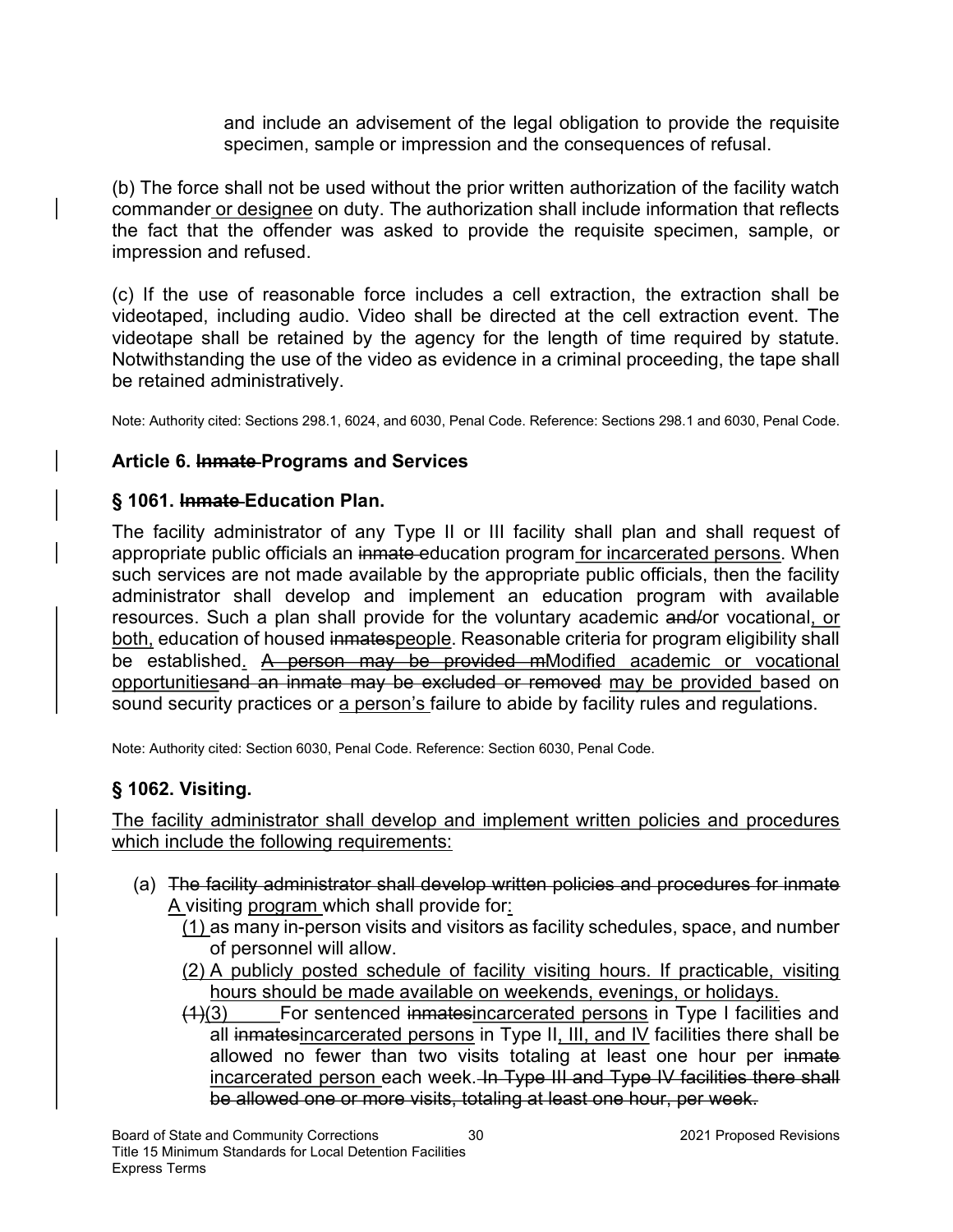and include an advisement of the legal obligation to provide the requisite specimen, sample or impression and the consequences of refusal.

(b) The force shall not be used without the prior written authorization of the facility watch commander <u>or designee</u> on duty. The authorization shall include information that reflects the fact that the offender was asked to provide the requisite specimen, sample, or impression and refused.

(c) If the use of reasonable force includes a cell extraction, the extraction shall be videotaped, including audio. Video shall be directed at the cell extraction event. The videotape shall be retained by the agency for the length of time required by statute. Notwithstanding the use of the video as evidence in a criminal proceeding, the tape shall be retained administratively.

Note: Authority cited: Sections 298.1, 6024, and 6030, Penal Code. Reference: Sections 298.1 and 6030, Penal Code.

### Article 6. ~~Inmate~~ Programs and Services

### § 1061. ~~Inmate~~ Education Plan.

The facility administrator of any Type II or III facility shall plan and shall request of appropriate public officials an ~~inmate~~ education program <u>for incarcerated persons</u>. When such services are not made available by the appropriate public officials, then the facility administrator shall develop and implement an education program with available resources. Such a plan shall provide for the voluntary academic ~~and/~~or vocational<u>, or both,</u> education of housed ~~inmates~~<u>people</u>. Reasonable criteria for program eligibility shall be established<u>.</u> ~~A person may be provided m~~<u>Modified academic or vocational opportunities</u>~~and an inmate may be excluded or removed~~ <u>may be provided</u> based on sound security practices or <u>a person's</u> failure to abide by facility rules and regulations.

Note: Authority cited: Section 6030, Penal Code. Reference: Section 6030, Penal Code.

### § 1062. Visiting.

<u>The facility administrator shall develop and implement written policies and procedures which include the following requirements:</u>

(a) ~~The facility administrator shall develop written policies and procedures for inmate~~ <u>A</u> visiting <u>program</u> which shall provide for<u>:</u>

<u>(1)</u> as many in-person visits and visitors as facility schedules, space, and number of personnel will allow.

<u>(2) A publicly posted schedule of facility visiting hours. If practicable, visiting hours should be made available on weekends, evenings, or holidays.</u>

~~(1)~~<u>(3)</u> For sentenced ~~inmates~~<u>incarcerated persons</u> in Type I facilities and all ~~inmates~~<u>incarcerated persons</u> in Type II<u>, III, and IV</u> facilities there shall be allowed no fewer than two visits totaling at least one hour per ~~inmate~~ <u>incarcerated person</u> each week. ~~In Type III and Type IV facilities there shall be allowed one or more visits, totaling at least one hour, per week.~~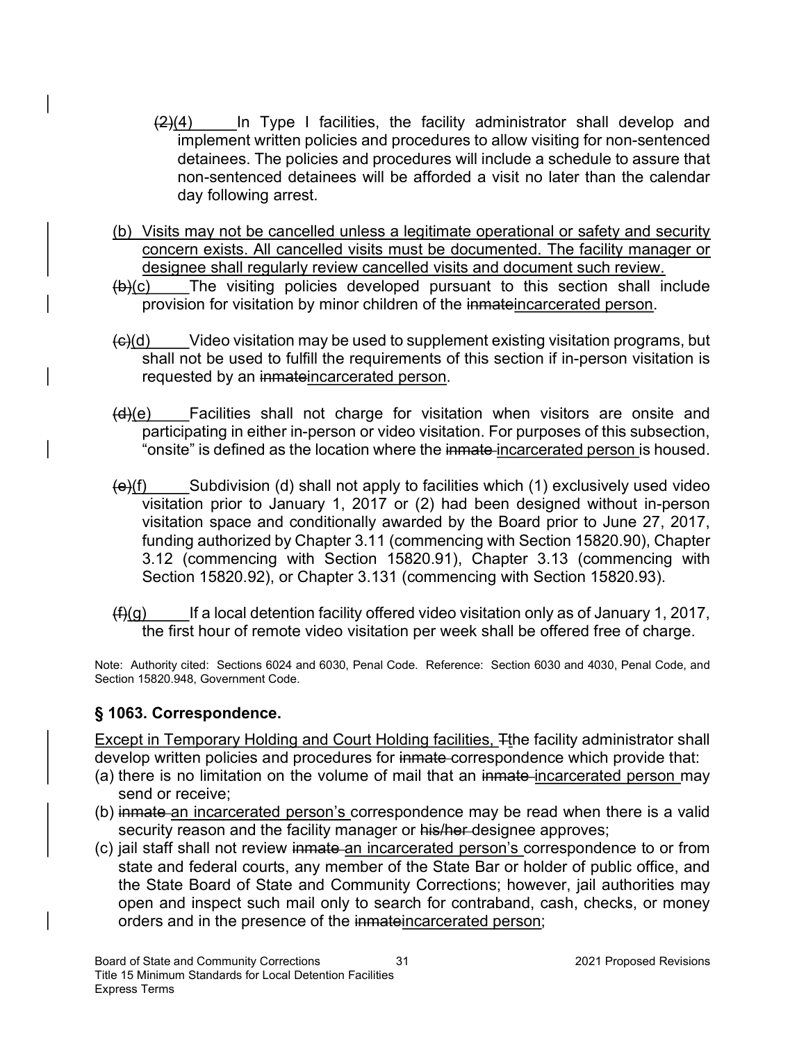~~(2)~~(4) In Type I facilities, the facility administrator shall develop and implement written policies and procedures to allow visiting for non-sentenced detainees. The policies and procedures will include a schedule to assure that non-sentenced detainees will be afforded a visit no later than the calendar day following arrest.

(b) Visits may not be cancelled unless a legitimate operational or safety and security concern exists. All cancelled visits must be documented. The facility manager or designee shall regularly review cancelled visits and document such review.

~~(b)~~(c) The visiting policies developed pursuant to this section shall include provision for visitation by minor children of the ~~inmate~~incarcerated person.

~~(c)~~(d) Video visitation may be used to supplement existing visitation programs, but shall not be used to fulfill the requirements of this section if in-person visitation is requested by an ~~inmate~~incarcerated person.

~~(d)~~(e) Facilities shall not charge for visitation when visitors are onsite and participating in either in-person or video visitation. For purposes of this subsection, "onsite" is defined as the location where the ~~inmate~~ incarcerated person is housed.

~~(e)~~(f) Subdivision (d) shall not apply to facilities which (1) exclusively used video visitation prior to January 1, 2017 or (2) had been designed without in-person visitation space and conditionally awarded by the Board prior to June 27, 2017, funding authorized by Chapter 3.11 (commencing with Section 15820.90), Chapter 3.12 (commencing with Section 15820.91), Chapter 3.13 (commencing with Section 15820.92), or Chapter 3.131 (commencing with Section 15820.93).

~~(f)~~(g) If a local detention facility offered video visitation only as of January 1, 2017, the first hour of remote video visitation per week shall be offered free of charge.

Note: Authority cited: Sections 6024 and 6030, Penal Code. Reference: Section 6030 and 4030, Penal Code, and Section 15820.948, Government Code.

### § 1063. Correspondence.

Except in Temporary Holding and Court Holding facilities, ~~T~~the facility administrator shall develop written policies and procedures for ~~inmate~~ correspondence which provide that:

(a) there is no limitation on the volume of mail that an ~~inmate~~ incarcerated person may send or receive;

(b) ~~inmate~~ an incarcerated person's correspondence may be read when there is a valid security reason and the facility manager or ~~his/her~~ designee approves;

(c) jail staff shall not review ~~inmate~~ an incarcerated person's correspondence to or from state and federal courts, any member of the State Bar or holder of public office, and the State Board of State and Community Corrections; however, jail authorities may open and inspect such mail only to search for contraband, cash, checks, or money orders and in the presence of the ~~inmate~~incarcerated person;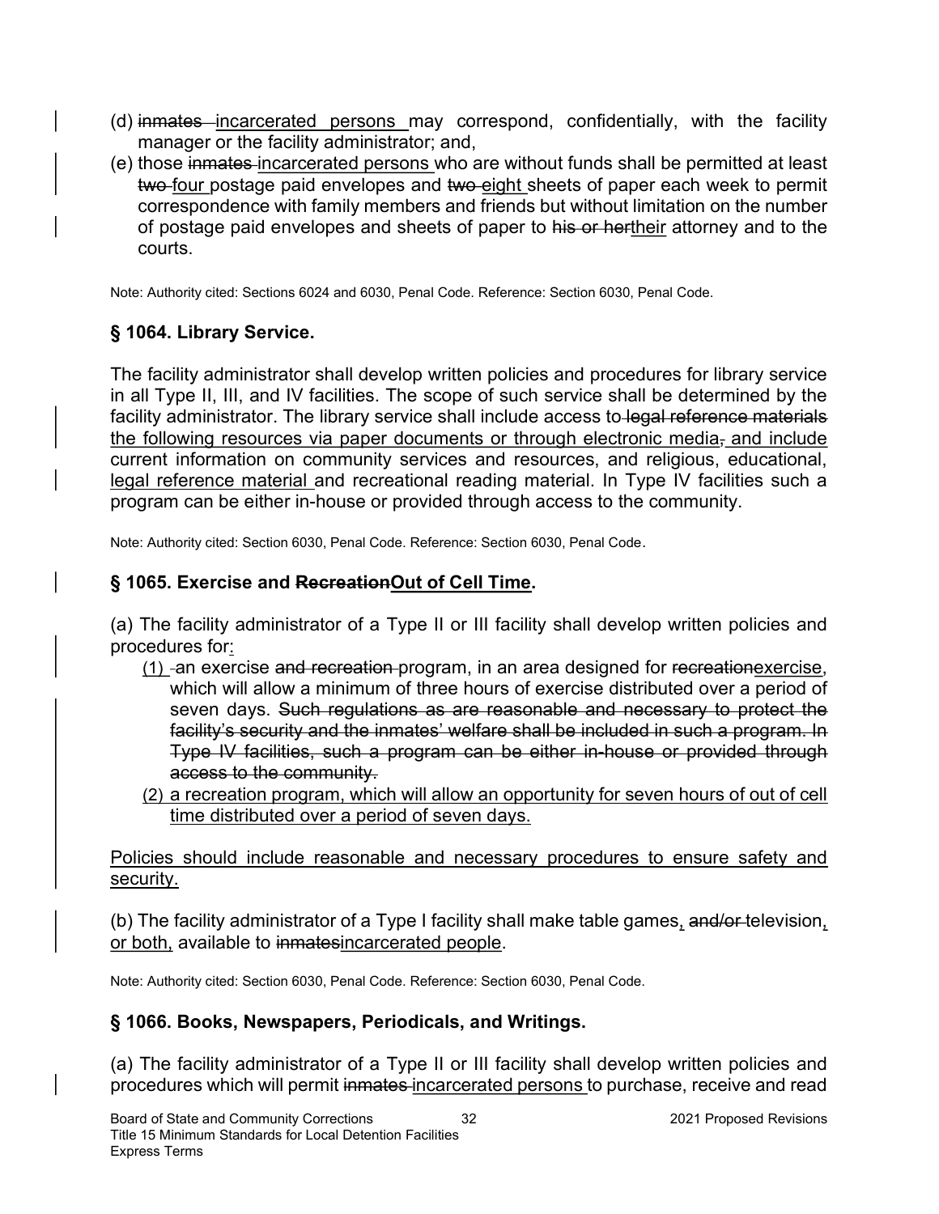(d) ~~inmates~~ <u>incarcerated persons</u> may correspond, confidentially, with the facility manager or the facility administrator; and,

(e) those ~~inmates~~ <u>incarcerated persons</u> who are without funds shall be permitted at least ~~two~~ <u>four</u> postage paid envelopes and ~~two~~ <u>eight</u> sheets of paper each week to permit correspondence with family members and friends but without limitation on the number of postage paid envelopes and sheets of paper to ~~his or her~~<u>their</u> attorney and to the courts.

Note: Authority cited: Sections 6024 and 6030, Penal Code. Reference: Section 6030, Penal Code.

## § 1064. Library Service.

The facility administrator shall develop written policies and procedures for library service in all Type II, III, and IV facilities. The scope of such service shall be determined by the facility administrator. The library service shall include access to ~~legal reference materials~~ <u>the following resources via paper documents or through electronic media</u>~~,~~ and include current information on community services and resources, and religious, educational, <u>legal reference material</u> and recreational reading material. In Type IV facilities such a program can be either in-house or provided through access to the community.

Note: Authority cited: Section 6030, Penal Code. Reference: Section 6030, Penal Code.

## § 1065. Exercise and ~~Recreation~~<u>Out of Cell Time</u>.

(a) The facility administrator of a Type II or III facility shall develop written policies and procedures for<u>:</u>

<u>(1)</u> an exercise ~~and recreation~~ program, in an area designed for ~~recreation~~<u>exercise</u>, which will allow a minimum of three hours of exercise distributed over a period of seven days. ~~Such regulations as are reasonable and necessary to protect the facility's security and the inmates' welfare shall be included in such a program. In Type IV facilities, such a program can be either in-house or provided through access to the community.~~

<u>(2) a recreation program, which will allow an opportunity for seven hours of out of cell time distributed over a period of seven days.</u>

<u>Policies should include reasonable and necessary procedures to ensure safety and security.</u>

(b) The facility administrator of a Type I facility shall make table games<u>,</u> ~~and/or~~ television<u>, or both,</u> available to ~~inmates~~<u>incarcerated people</u>.

Note: Authority cited: Section 6030, Penal Code. Reference: Section 6030, Penal Code.

## § 1066. Books, Newspapers, Periodicals, and Writings.

(a) The facility administrator of a Type II or III facility shall develop written policies and procedures which will permit ~~inmates~~ <u>incarcerated persons</u> to purchase, receive and read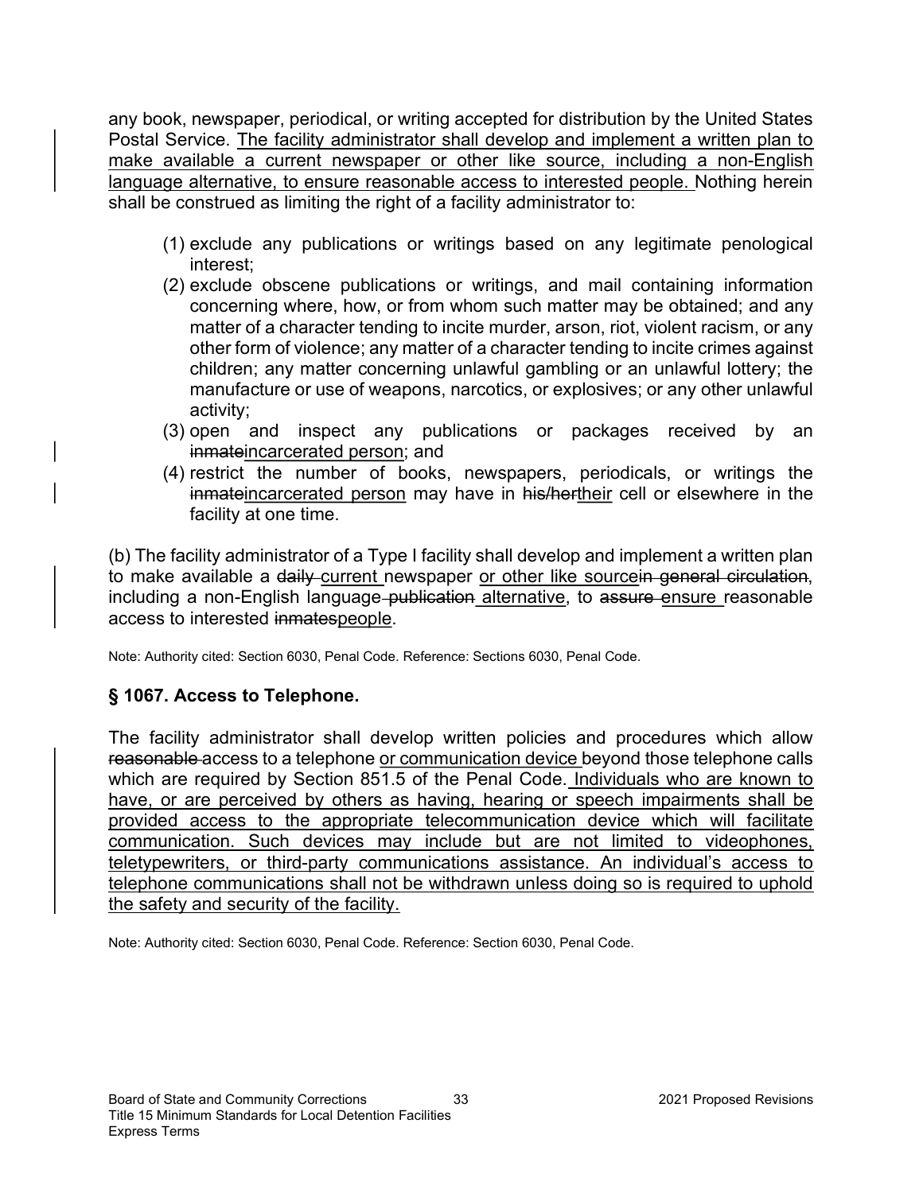any book, newspaper, periodical, or writing accepted for distribution by the United States Postal Service. <u>The facility administrator shall develop and implement a written plan to make available a current newspaper or other like source, including a non-English language alternative, to ensure reasonable access to interested people.</u> Nothing herein shall be construed as limiting the right of a facility administrator to:

(1) exclude any publications or writings based on any legitimate penological interest;
(2) exclude obscene publications or writings, and mail containing information concerning where, how, or from whom such matter may be obtained; and any matter of a character tending to incite murder, arson, riot, violent racism, or any other form of violence; any matter of a character tending to incite crimes against children; any matter concerning unlawful gambling or an unlawful lottery; the manufacture or use of weapons, narcotics, or explosives; or any other unlawful activity;
(3) open and inspect any publications or packages received by an ~~inmate~~<u>incarcerated person</u>; and
(4) restrict the number of books, newspapers, periodicals, or writings the ~~inmate~~<u>incarcerated person</u> may have in ~~his/her~~<u>their</u> cell or elsewhere in the facility at one time.

(b) The facility administrator of a Type I facility shall develop and implement a written plan to make available a ~~daily~~ <u>current</u> newspaper <u>or other like source</u>~~in general circulation~~, including a non-English language ~~publication~~ <u>alternative</u>, to ~~assure~~ <u>ensure</u> reasonable access to interested ~~inmates~~<u>people</u>.

Note: Authority cited: Section 6030, Penal Code. Reference: Sections 6030, Penal Code.

### § 1067. Access to Telephone.

The facility administrator shall develop written policies and procedures which allow ~~reasonable~~ access to a telephone <u>or communication device</u> beyond those telephone calls which are required by Section 851.5 of the Penal Code. <u>Individuals who are known to have, or are perceived by others as having, hearing or speech impairments shall be provided access to the appropriate telecommunication device which will facilitate communication. Such devices may include but are not limited to videophones, teletypewriters, or third-party communications assistance. An individual's access to telephone communications shall not be withdrawn unless doing so is required to uphold the safety and security of the facility.</u>

Note: Authority cited: Section 6030, Penal Code. Reference: Section 6030, Penal Code.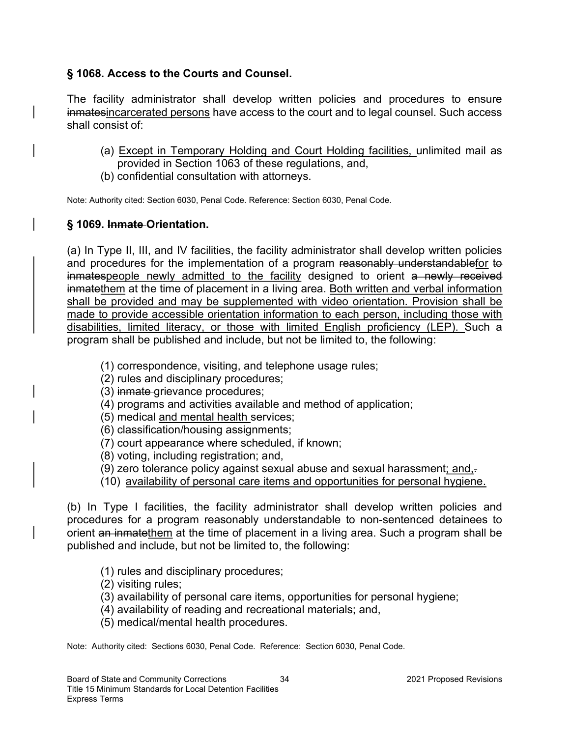## § 1068. Access to the Courts and Counsel.

The facility administrator shall develop written policies and procedures to ensure ~~inmates~~<u>incarcerated persons</u> have access to the court and to legal counsel. Such access shall consist of:

(a) <u>Except in Temporary Holding and Court Holding facilities,</u> unlimited mail as provided in Section 1063 of these regulations, and,

(b) confidential consultation with attorneys.

Note: Authority cited: Section 6030, Penal Code. Reference: Section 6030, Penal Code.

## § 1069. ~~Inmate~~ Orientation.

(a) In Type II, III, and IV facilities, the facility administrator shall develop written policies and procedures for the implementation of a program ~~reasonably understandable~~<u>for</u> ~~to inmates~~<u>people newly admitted to the facility</u> designed to orient ~~a newly received inmate~~<u>them</u> at the time of placement in a living area. <u>Both written and verbal information shall be provided and may be supplemented with video orientation. Provision shall be made to provide accessible orientation information to each person, including those with disabilities, limited literacy, or those with limited English proficiency (LEP).</u> Such a program shall be published and include, but not be limited to, the following:

(1) correspondence, visiting, and telephone usage rules;
(2) rules and disciplinary procedures;
(3) ~~inmate~~ grievance procedures;
(4) programs and activities available and method of application;
(5) medical <u>and mental health</u> services;
(6) classification/housing assignments;
(7) court appearance where scheduled, if known;
(8) voting, including registration; and,
(9) zero tolerance policy against sexual abuse and sexual harassment<u>; and,</u>~~.~~
(10) <u>availability of personal care items and opportunities for personal hygiene.</u>

(b) In Type I facilities, the facility administrator shall develop written policies and procedures for a program reasonably understandable to non-sentenced detainees to orient ~~an inmate~~<u>them</u> at the time of placement in a living area. Such a program shall be published and include, but not be limited to, the following:

(1) rules and disciplinary procedures;
(2) visiting rules;
(3) availability of personal care items, opportunities for personal hygiene;
(4) availability of reading and recreational materials; and,
(5) medical/mental health procedures.

Note: Authority cited: Sections 6030, Penal Code. Reference: Section 6030, Penal Code.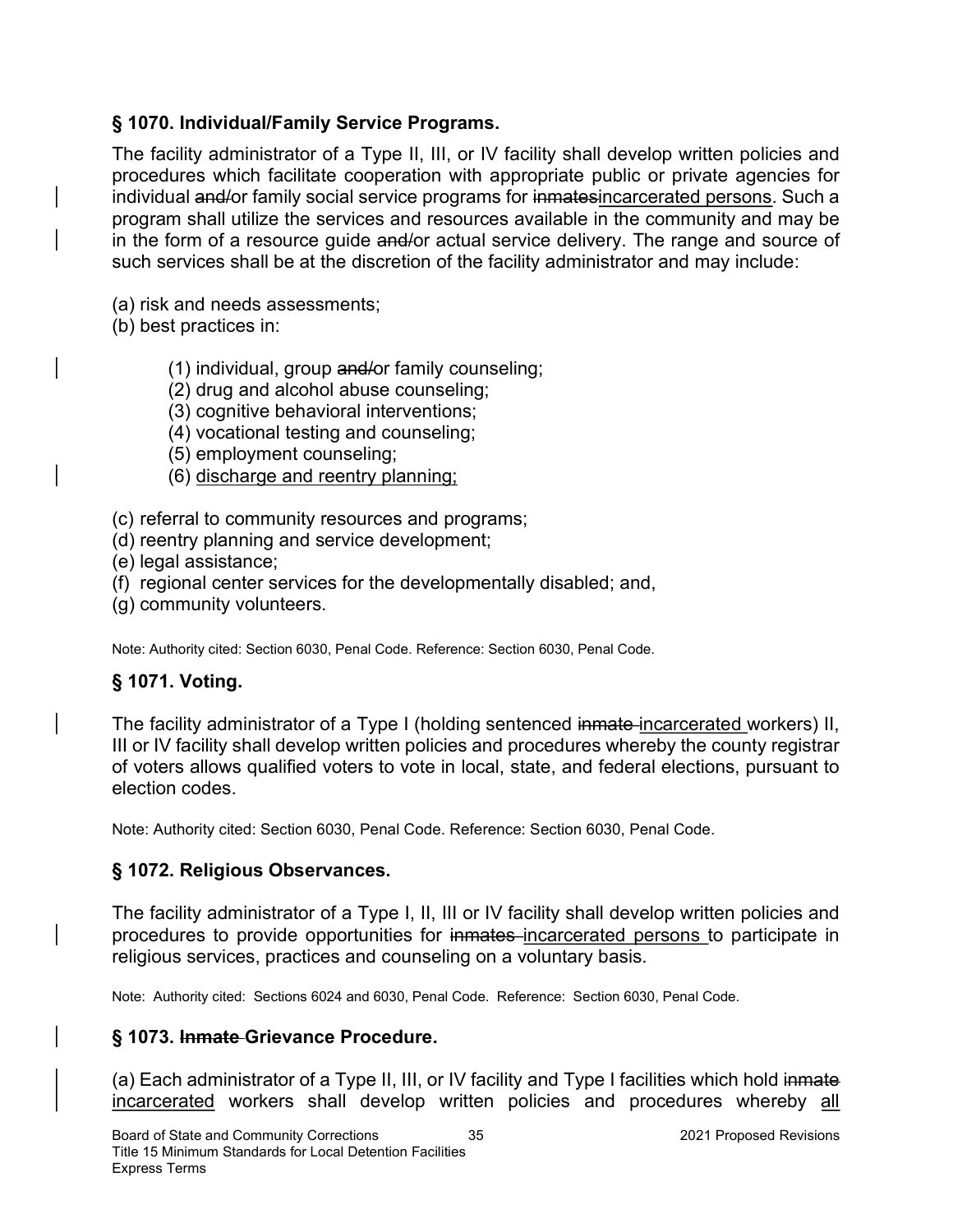### § 1070. Individual/Family Service Programs.

The facility administrator of a Type II, III, or IV facility shall develop written policies and procedures which facilitate cooperation with appropriate public or private agencies for individual ~~and/~~or family social service programs for ~~inmates~~incarcerated persons. Such a program shall utilize the services and resources available in the community and may be in the form of a resource guide ~~and/~~or actual service delivery. The range and source of such services shall be at the discretion of the facility administrator and may include:

(a) risk and needs assessments;
(b) best practices in:

> (1) individual, group ~~and/~~or family counseling;
> (2) drug and alcohol abuse counseling;
> (3) cognitive behavioral interventions;
> (4) vocational testing and counseling;
> (5) employment counseling;
> (6) <u>discharge and reentry planning;</u>

(c) referral to community resources and programs;
(d) reentry planning and service development;
(e) legal assistance;
(f) regional center services for the developmentally disabled; and,
(g) community volunteers.

Note: Authority cited: Section 6030, Penal Code. Reference: Section 6030, Penal Code.

### § 1071. Voting.

The facility administrator of a Type I (holding sentenced ~~inmate~~ <u>incarcerated</u> workers) II, III or IV facility shall develop written policies and procedures whereby the county registrar of voters allows qualified voters to vote in local, state, and federal elections, pursuant to election codes.

Note: Authority cited: Section 6030, Penal Code. Reference: Section 6030, Penal Code.

### § 1072. Religious Observances.

The facility administrator of a Type I, II, III or IV facility shall develop written policies and procedures to provide opportunities for ~~inmates~~ <u>incarcerated persons</u> to participate in religious services, practices and counseling on a voluntary basis.

Note: Authority cited: Sections 6024 and 6030, Penal Code. Reference: Section 6030, Penal Code.

### § 1073. ~~Inmate~~ Grievance Procedure.

(a) Each administrator of a Type II, III, or IV facility and Type I facilities which hold ~~inmate~~ <u>incarcerated</u> workers shall develop written policies and procedures whereby <u>all</u>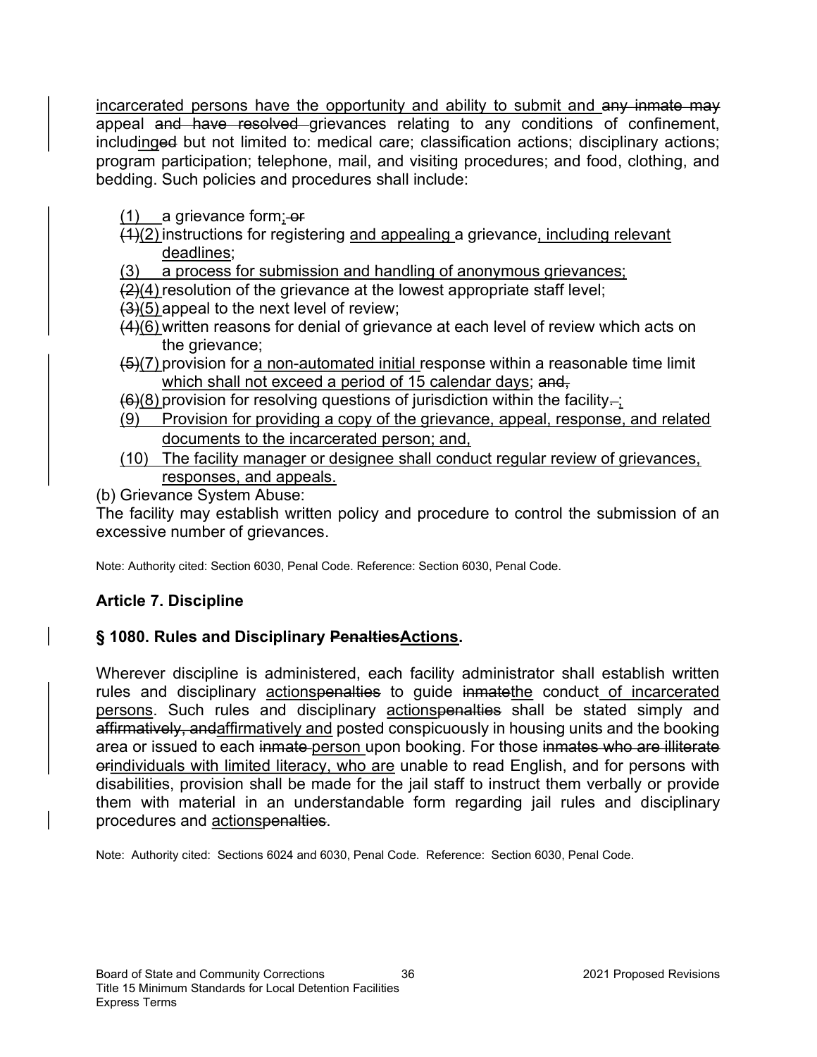incarcerated persons have the opportunity and ability to submit and ~~any inmate may~~ appeal ~~and have resolved~~ grievances relating to any conditions of confinement, includ<u>ing</u>~~ed~~ but not limited to: medical care; classification actions; disciplinary actions; program participation; telephone, mail, and visiting procedures; and food, clothing, and bedding. Such policies and procedures shall include:

<u>(1)</u> a grievance form<u>;</u> ~~or~~

~~(1)~~<u>(2)</u> instructions for registering <u>and appealing</u> a grievance<u>, including relevant deadlines</u>;

<u>(3) a process for submission and handling of anonymous grievances;</u>

~~(2)~~<u>(4)</u> resolution of the grievance at the lowest appropriate staff level;

~~(3)~~<u>(5)</u> appeal to the next level of review;

~~(4)~~<u>(6)</u> written reasons for denial of grievance at each level of review which acts on the grievance;

~~(5)~~<u>(7)</u> provision for <u>a non-automated initial</u> response within a reasonable time limit <u>which shall not exceed a period of 15 calendar days</u>; ~~and,~~

~~(6)~~<u>(8)</u> provision for resolving questions of jurisdiction within the facility~~.~~<u>;</u>

<u>(9) Provision for providing a copy of the grievance, appeal, response, and related documents to the incarcerated person; and,</u>

<u>(10) The facility manager or designee shall conduct regular review of grievances, responses, and appeals.</u>

(b) Grievance System Abuse:

The facility may establish written policy and procedure to control the submission of an excessive number of grievances.

Note: Authority cited: Section 6030, Penal Code. Reference: Section 6030, Penal Code.

## Article 7. Discipline

### § 1080. Rules and Disciplinary ~~Penalties~~<u>Actions</u>.

Wherever discipline is administered, each facility administrator shall establish written rules and disciplinary <u>actions</u>~~penalties~~ to guide ~~inmate~~<u>the</u> conduct <u>of incarcerated persons</u>. Such rules and disciplinary <u>actions</u>~~penalties~~ shall be stated simply and ~~affirmatively, and~~<u>affirmatively and</u> posted conspicuously in housing units and the booking area or issued to each ~~inmate~~ <u>person</u> upon booking. For those ~~inmates who are illiterate or~~<u>individuals with limited literacy, who are</u> unable to read English, and for persons with disabilities, provision shall be made for the jail staff to instruct them verbally or provide them with material in an understandable form regarding jail rules and disciplinary procedures and <u>actions</u>~~penalties~~.

Note: Authority cited: Sections 6024 and 6030, Penal Code. Reference: Section 6030, Penal Code.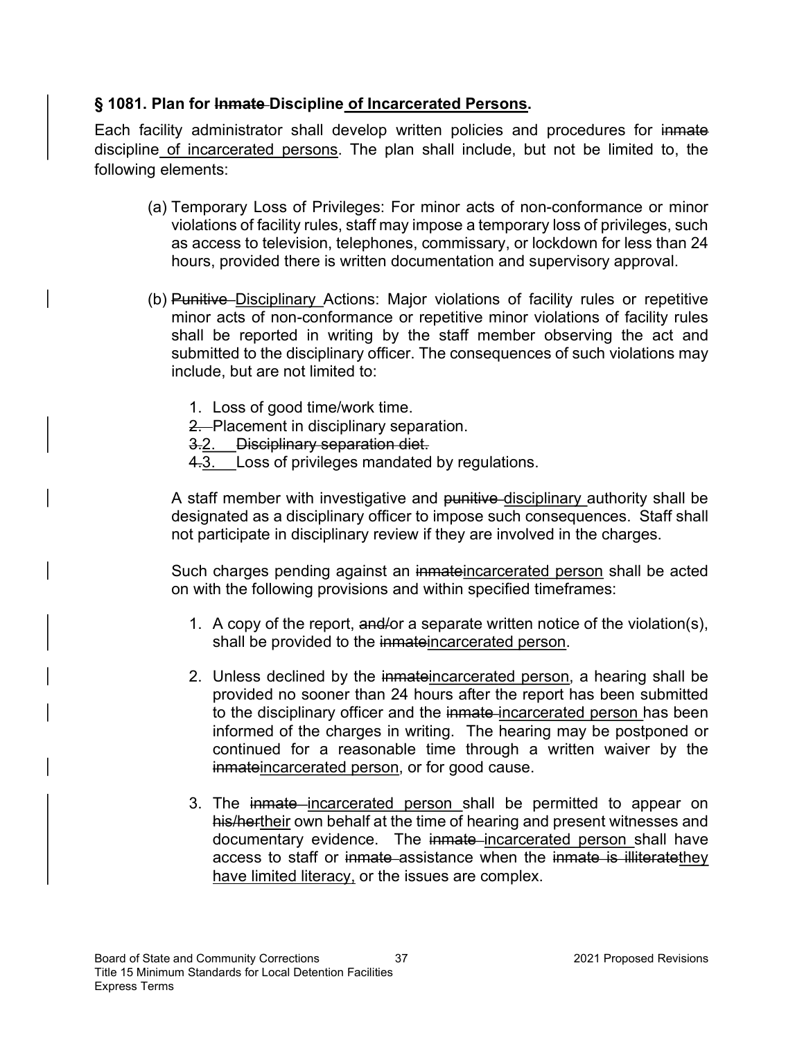## § 1081. Plan for ~~Inmate~~ Discipline <u>of Incarcerated Persons</u>.

Each facility administrator shall develop written policies and procedures for ~~inmate~~ discipline <u>of incarcerated persons</u>. The plan shall include, but not be limited to, the following elements:

(a) Temporary Loss of Privileges: For minor acts of non-conformance or minor violations of facility rules, staff may impose a temporary loss of privileges, such as access to television, telephones, commissary, or lockdown for less than 24 hours, provided there is written documentation and supervisory approval.

(b) ~~Punitive~~ <u>Disciplinary</u> Actions: Major violations of facility rules or repetitive minor acts of non-conformance or repetitive minor violations of facility rules shall be reported in writing by the staff member observing the act and submitted to the disciplinary officer. The consequences of such violations may include, but are not limited to:

1. Loss of good time/work time.
~~2.~~ Placement in disciplinary separation.
~~3.~~<u>2.</u> ~~Disciplinary separation diet.~~
~~4.~~<u>3.</u> Loss of privileges mandated by regulations.

A staff member with investigative and ~~punitive~~ <u>disciplinary</u> authority shall be designated as a disciplinary officer to impose such consequences. Staff shall not participate in disciplinary review if they are involved in the charges.

Such charges pending against an ~~inmate~~<u>incarcerated person</u> shall be acted on with the following provisions and within specified timeframes:

1. A copy of the report, ~~and/~~or a separate written notice of the violation(s), shall be provided to the ~~inmate~~<u>incarcerated person</u>.

2. Unless declined by the ~~inmate~~<u>incarcerated person</u>, a hearing shall be provided no sooner than 24 hours after the report has been submitted to the disciplinary officer and the ~~inmate~~ <u>incarcerated person</u> has been informed of the charges in writing. The hearing may be postponed or continued for a reasonable time through a written waiver by the ~~inmate~~<u>incarcerated person</u>, or for good cause.

3. The ~~inmate~~ <u>incarcerated person</u> shall be permitted to appear on ~~his/her~~<u>their</u> own behalf at the time of hearing and present witnesses and documentary evidence. The ~~inmate~~ <u>incarcerated person</u> shall have access to staff or ~~inmate~~ assistance when the ~~inmate is illiterate~~<u>they have limited literacy,</u> or the issues are complex.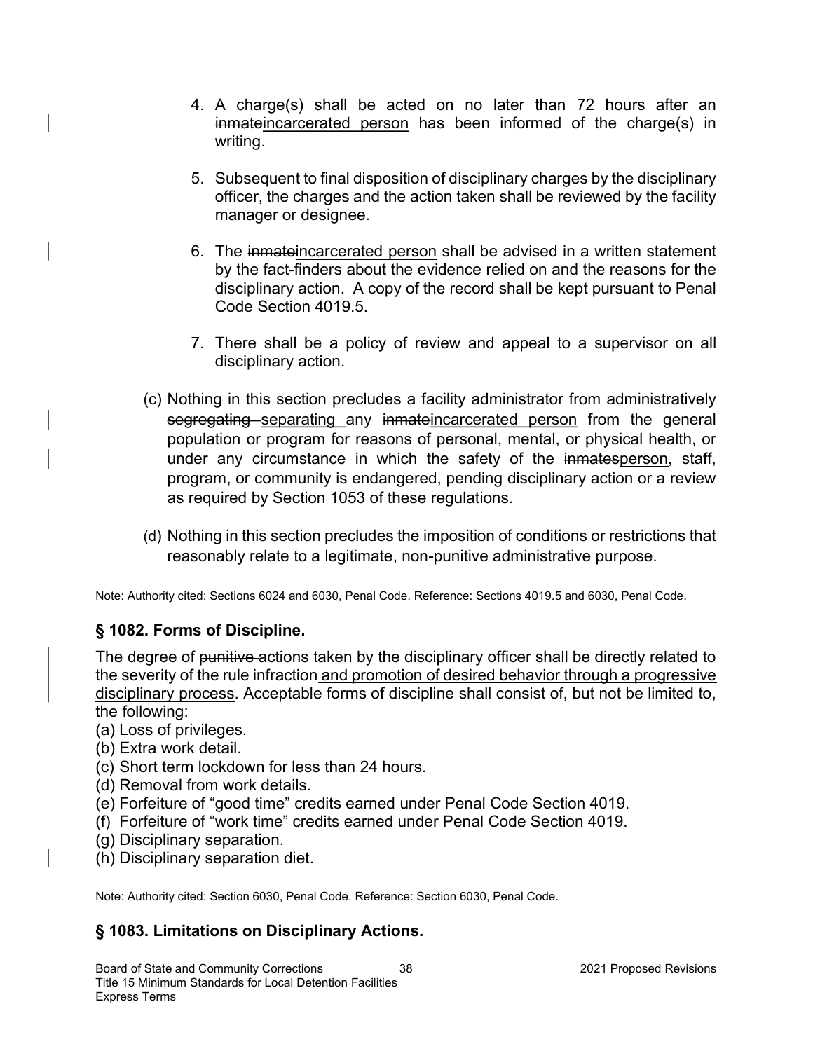4. A charge(s) shall be acted on no later than 72 hours after an ~~inmate~~<u>incarcerated person</u> has been informed of the charge(s) in writing.

5. Subsequent to final disposition of disciplinary charges by the disciplinary officer, the charges and the action taken shall be reviewed by the facility manager or designee.

6. The ~~inmate~~<u>incarcerated person</u> shall be advised in a written statement by the fact-finders about the evidence relied on and the reasons for the disciplinary action. A copy of the record shall be kept pursuant to Penal Code Section 4019.5.

7. There shall be a policy of review and appeal to a supervisor on all disciplinary action.

(c) Nothing in this section precludes a facility administrator from administratively ~~segregating~~ <u>separating</u> any ~~inmate~~<u>incarcerated person</u> from the general population or program for reasons of personal, mental, or physical health, or under any circumstance in which the safety of the ~~inmates~~<u>person</u>, staff, program, or community is endangered, pending disciplinary action or a review as required by Section 1053 of these regulations.

(d) Nothing in this section precludes the imposition of conditions or restrictions that reasonably relate to a legitimate, non-punitive administrative purpose.

Note: Authority cited: Sections 6024 and 6030, Penal Code. Reference: Sections 4019.5 and 6030, Penal Code.

### § 1082. Forms of Discipline.

The degree of ~~punitive~~ actions taken by the disciplinary officer shall be directly related to the severity of the rule infraction <u>and promotion of desired behavior through a progressive disciplinary process</u>. Acceptable forms of discipline shall consist of, but not be limited to, the following:

(a) Loss of privileges.
(b) Extra work detail.
(c) Short term lockdown for less than 24 hours.
(d) Removal from work details.
(e) Forfeiture of "good time" credits earned under Penal Code Section 4019.
(f) Forfeiture of "work time" credits earned under Penal Code Section 4019.
(g) Disciplinary separation.
~~(h) Disciplinary separation diet.~~

Note: Authority cited: Section 6030, Penal Code. Reference: Section 6030, Penal Code.

### § 1083. Limitations on Disciplinary Actions.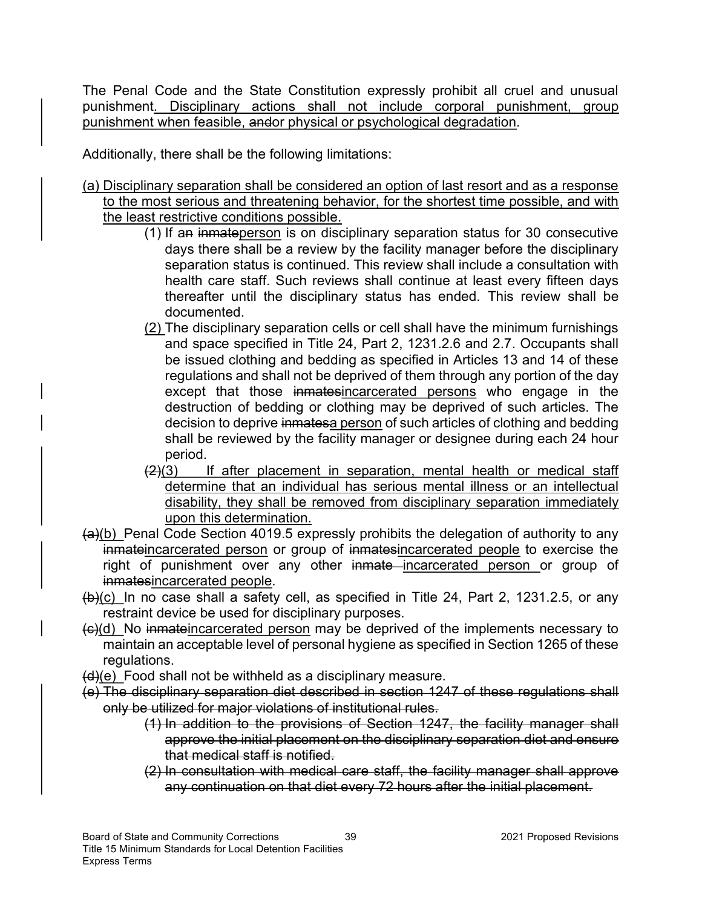The Penal Code and the State Constitution expressly prohibit all cruel and unusual punishment. Disciplinary actions shall not include corporal punishment, group punishment when feasible, ~~and~~or physical or psychological degradation.

Additionally, there shall be the following limitations:

(a) Disciplinary separation shall be considered an option of last resort and as a response to the most serious and threatening behavior, for the shortest time possible, and with the least restrictive conditions possible.

(1) If a~~n~~ ~~inmate~~person is on disciplinary separation status for 30 consecutive days there shall be a review by the facility manager before the disciplinary separation status is continued. This review shall include a consultation with health care staff. Such reviews shall continue at least every fifteen days thereafter until the disciplinary status has ended. This review shall be documented.

(2) The disciplinary separation cells or cell shall have the minimum furnishings and space specified in Title 24, Part 2, 1231.2.6 and 2.7. Occupants shall be issued clothing and bedding as specified in Articles 13 and 14 of these regulations and shall not be deprived of them through any portion of the day except that those ~~inmates~~incarcerated persons who engage in the destruction of bedding or clothing may be deprived of such articles. The decision to deprive ~~inmates~~a person of such articles of clothing and bedding shall be reviewed by the facility manager or designee during each 24 hour period.

~~(2)~~(3) If after placement in separation, mental health or medical staff determine that an individual has serious mental illness or an intellectual disability, they shall be removed from disciplinary separation immediately upon this determination.

~~(a)~~(b) Penal Code Section 4019.5 expressly prohibits the delegation of authority to any ~~inmate~~incarcerated person or group of ~~inmates~~incarcerated people to exercise the right of punishment over any other ~~inmate~~ incarcerated person or group of ~~inmates~~incarcerated people.

~~(b)~~(c) In no case shall a safety cell, as specified in Title 24, Part 2, 1231.2.5, or any restraint device be used for disciplinary purposes.

~~(c)~~(d) No ~~inmate~~incarcerated person may be deprived of the implements necessary to maintain an acceptable level of personal hygiene as specified in Section 1265 of these regulations.

~~(d)~~(e) Food shall not be withheld as a disciplinary measure.

~~(e) The disciplinary separation diet described in section 1247 of these regulations shall only be utilized for major violations of institutional rules.~~

~~(1) In addition to the provisions of Section 1247, the facility manager shall approve the initial placement on the disciplinary separation diet and ensure that medical staff is notified.~~

~~(2) In consultation with medical care staff, the facility manager shall approve any continuation on that diet every 72 hours after the initial placement.~~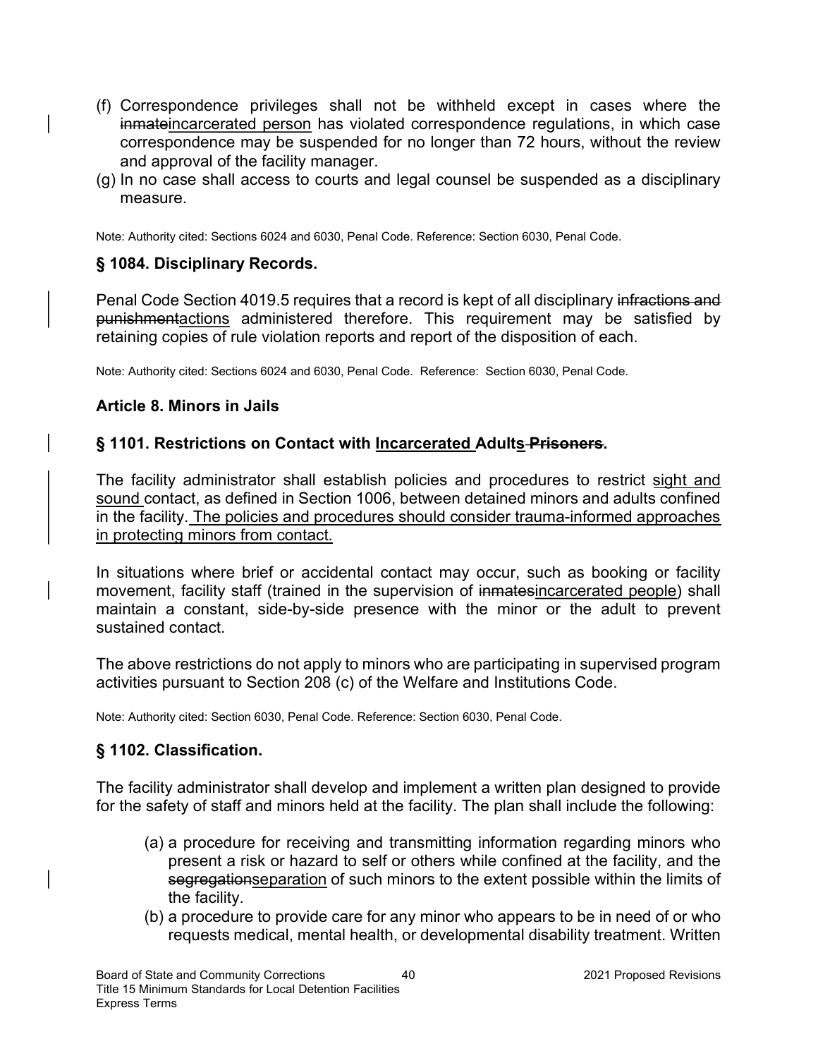(f) Correspondence privileges shall not be withheld except in cases where the ~~inmate~~<u>incarcerated person</u> has violated correspondence regulations, in which case correspondence may be suspended for no longer than 72 hours, without the review and approval of the facility manager.

(g) In no case shall access to courts and legal counsel be suspended as a disciplinary measure.

Note: Authority cited: Sections 6024 and 6030, Penal Code. Reference: Section 6030, Penal Code.

### § 1084. Disciplinary Records.

Penal Code Section 4019.5 requires that a record is kept of all disciplinary ~~infractions and punishment~~<u>actions</u> administered therefore. This requirement may be satisfied by retaining copies of rule violation reports and report of the disposition of each.

Note: Authority cited: Sections 6024 and 6030, Penal Code. Reference: Section 6030, Penal Code.

### Article 8. Minors in Jails

### § 1101. Restrictions on Contact with <u>Incarcerated</u> Adult<u>s</u> ~~Prisoners~~.

The facility administrator shall establish policies and procedures to restrict <u>sight and sound</u> contact, as defined in Section 1006, between detained minors and adults confined in the facility. <u>The policies and procedures should consider trauma-informed approaches in protecting minors from contact.</u>

In situations where brief or accidental contact may occur, such as booking or facility movement, facility staff (trained in the supervision of ~~inmates~~<u>incarcerated people</u>) shall maintain a constant, side-by-side presence with the minor or the adult to prevent sustained contact.

The above restrictions do not apply to minors who are participating in supervised program activities pursuant to Section 208 (c) of the Welfare and Institutions Code.

Note: Authority cited: Section 6030, Penal Code. Reference: Section 6030, Penal Code.

### § 1102. Classification.

The facility administrator shall develop and implement a written plan designed to provide for the safety of staff and minors held at the facility. The plan shall include the following:

(a) a procedure for receiving and transmitting information regarding minors who present a risk or hazard to self or others while confined at the facility, and the ~~segregation~~<u>separation</u> of such minors to the extent possible within the limits of the facility.

(b) a procedure to provide care for any minor who appears to be in need of or who requests medical, mental health, or developmental disability treatment. Written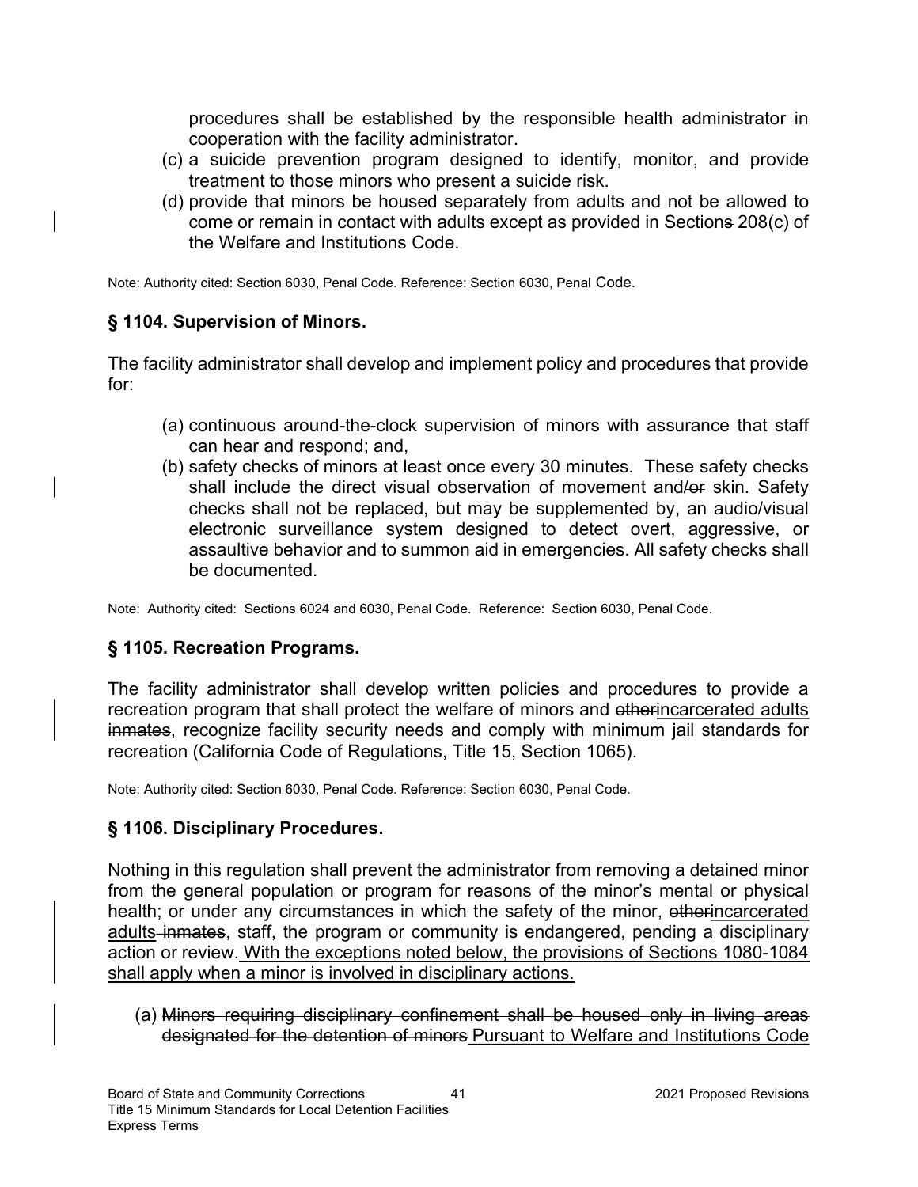procedures shall be established by the responsible health administrator in cooperation with the facility administrator.

(c) a suicide prevention program designed to identify, monitor, and provide treatment to those minors who present a suicide risk.

(d) provide that minors be housed separately from adults and not be allowed to come or remain in contact with adults except as provided in Section~~s~~ 208(c) of the Welfare and Institutions Code.

Note: Authority cited: Section 6030, Penal Code. Reference: Section 6030, Penal Code.

## § 1104. Supervision of Minors.

The facility administrator shall develop and implement policy and procedures that provide for:

(a) continuous around-the-clock supervision of minors with assurance that staff can hear and respond; and,

(b) safety checks of minors at least once every 30 minutes. These safety checks shall include the direct visual observation of movement and/~~or~~ skin. Safety checks shall not be replaced, but may be supplemented by, an audio/visual electronic surveillance system designed to detect overt, aggressive, or assaultive behavior and to summon aid in emergencies. All safety checks shall be documented.

Note: Authority cited: Sections 6024 and 6030, Penal Code. Reference: Section 6030, Penal Code.

## § 1105. Recreation Programs.

The facility administrator shall develop written policies and procedures to provide a recreation program that shall protect the welfare of minors and ~~other~~<u>incarcerated adults</u> ~~inmates~~, recognize facility security needs and comply with minimum jail standards for recreation (California Code of Regulations, Title 15, Section 1065).

Note: Authority cited: Section 6030, Penal Code. Reference: Section 6030, Penal Code.

## § 1106. Disciplinary Procedures.

Nothing in this regulation shall prevent the administrator from removing a detained minor from the general population or program for reasons of the minor's mental or physical health; or under any circumstances in which the safety of the minor, ~~other~~<u>incarcerated adults</u> ~~inmates~~, staff, the program or community is endangered, pending a disciplinary action or review.<u> With the exceptions noted below, the provisions of Sections 1080-1084 shall apply when a minor is involved in disciplinary actions.</u>

(a) ~~Minors requiring disciplinary confinement shall be housed only in living areas designated for the detention of minors~~<u> Pursuant to Welfare and Institutions Code</u>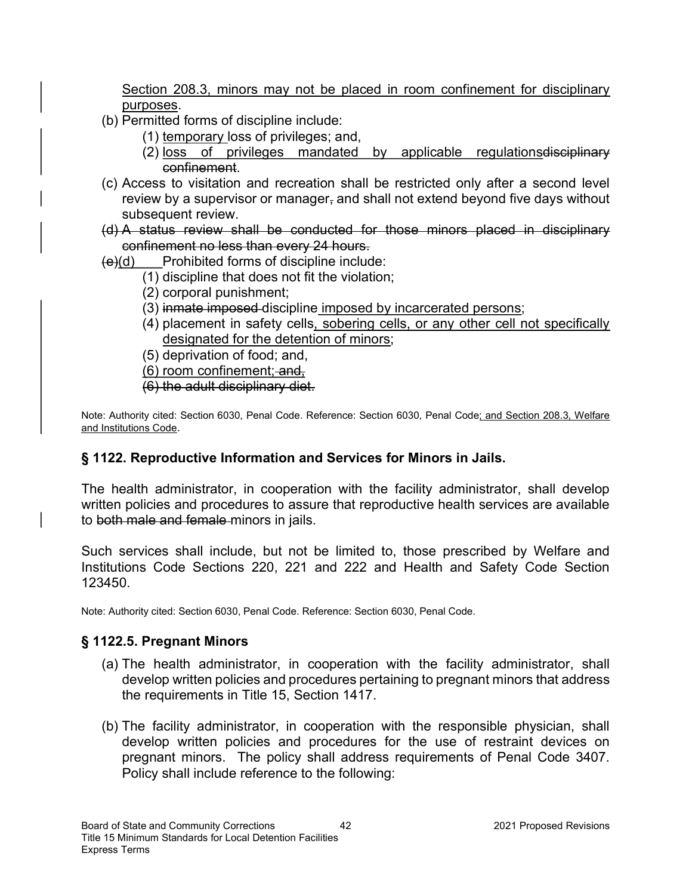Section 208.3, minors may not be placed in room confinement for disciplinary purposes.

(b) Permitted forms of discipline include:

  (1) temporary loss of privileges; and,

  (2) loss of privileges mandated by applicable regulations~~disciplinary confinement~~.

(c) Access to visitation and recreation shall be restricted only after a second level review by a supervisor or manager~~,~~ and shall not extend beyond five days without subsequent review.

~~(d) A status review shall be conducted for those minors placed in disciplinary confinement no less than every 24 hours.~~

~~(e)~~(d) Prohibited forms of discipline include:

  (1) discipline that does not fit the violation;

  (2) corporal punishment;

  (3) ~~inmate imposed~~ discipline imposed by incarcerated persons;

  (4) placement in safety cells, sobering cells, or any other cell not specifically designated for the detention of minors;

  (5) deprivation of food; and,

  (6) room confinement; ~~and,~~

  ~~(6) the adult disciplinary diet.~~

Note: Authority cited: Section 6030, Penal Code. Reference: Section 6030, Penal Code; and Section 208.3, Welfare and Institutions Code.

### § 1122. Reproductive Information and Services for Minors in Jails.

The health administrator, in cooperation with the facility administrator, shall develop written policies and procedures to assure that reproductive health services are available to ~~both male and female~~ minors in jails.

Such services shall include, but not be limited to, those prescribed by Welfare and Institutions Code Sections 220, 221 and 222 and Health and Safety Code Section 123450.

Note: Authority cited: Section 6030, Penal Code. Reference: Section 6030, Penal Code.

### § 1122.5. Pregnant Minors

(a) The health administrator, in cooperation with the facility administrator, shall develop written policies and procedures pertaining to pregnant minors that address the requirements in Title 15, Section 1417.

(b) The facility administrator, in cooperation with the responsible physician, shall develop written policies and procedures for the use of restraint devices on pregnant minors. The policy shall address requirements of Penal Code 3407. Policy shall include reference to the following: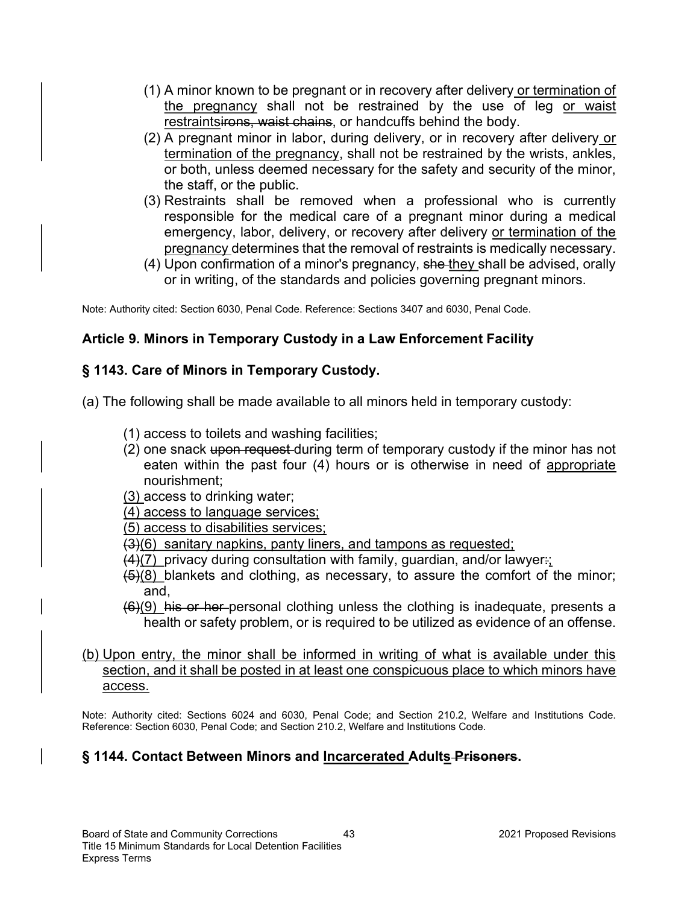(1) A minor known to be pregnant or in recovery after delivery or termination of the pregnancy shall not be restrained by the use of leg or waist restraints~~irons, waist chains~~, or handcuffs behind the body.

(2) A pregnant minor in labor, during delivery, or in recovery after delivery or termination of the pregnancy, shall not be restrained by the wrists, ankles, or both, unless deemed necessary for the safety and security of the minor, the staff, or the public.

(3) Restraints shall be removed when a professional who is currently responsible for the medical care of a pregnant minor during a medical emergency, labor, delivery, or recovery after delivery or termination of the pregnancy determines that the removal of restraints is medically necessary.

(4) Upon confirmation of a minor's pregnancy, ~~she~~ they shall be advised, orally or in writing, of the standards and policies governing pregnant minors.

Note: Authority cited: Section 6030, Penal Code. Reference: Sections 3407 and 6030, Penal Code.

## Article 9. Minors in Temporary Custody in a Law Enforcement Facility

### § 1143. Care of Minors in Temporary Custody.

(a) The following shall be made available to all minors held in temporary custody:

(1) access to toilets and washing facilities;

(2) one snack ~~upon request~~ during term of temporary custody if the minor has not eaten within the past four (4) hours or is otherwise in need of appropriate nourishment;

(3) access to drinking water;

(4) access to language services;

(5) access to disabilities services;

~~(3)~~(6) sanitary napkins, panty liners, and tampons as requested;

~~(4)~~(7) privacy during consultation with family, guardian, and/or lawyer~~.~~;

~~(5)~~(8) blankets and clothing, as necessary, to assure the comfort of the minor; and,

~~(6)~~(9) ~~his or her~~ personal clothing unless the clothing is inadequate, presents a health or safety problem, or is required to be utilized as evidence of an offense.

(b) Upon entry, the minor shall be informed in writing of what is available under this section, and it shall be posted in at least one conspicuous place to which minors have access.

Note: Authority cited: Sections 6024 and 6030, Penal Code; and Section 210.2, Welfare and Institutions Code. Reference: Section 6030, Penal Code; and Section 210.2, Welfare and Institutions Code.

### § 1144. Contact Between Minors and Incarcerated Adults ~~Prisoners~~.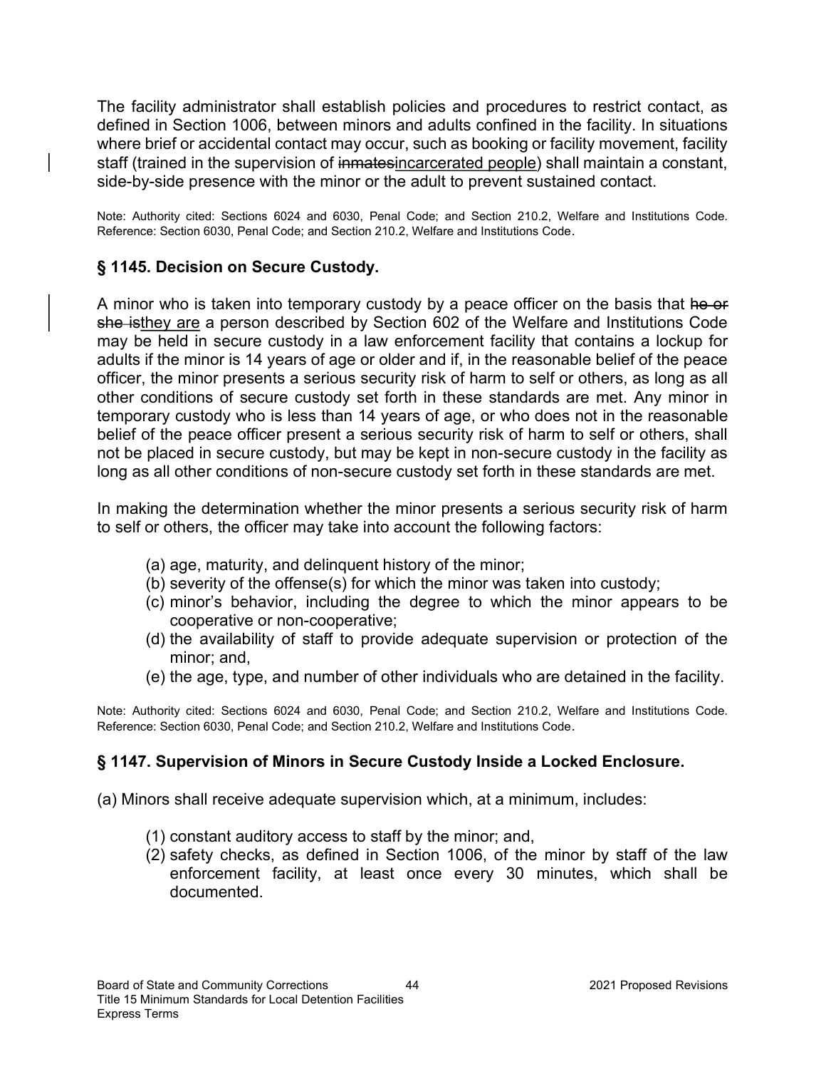The facility administrator shall establish policies and procedures to restrict contact, as defined in Section 1006, between minors and adults confined in the facility. In situations where brief or accidental contact may occur, such as booking or facility movement, facility staff (trained in the supervision of ~~inmates~~<u>incarcerated people</u>) shall maintain a constant, side-by-side presence with the minor or the adult to prevent sustained contact.

Note: Authority cited: Sections 6024 and 6030, Penal Code; and Section 210.2, Welfare and Institutions Code. Reference: Section 6030, Penal Code; and Section 210.2, Welfare and Institutions Code.

### § 1145. Decision on Secure Custody.

A minor who is taken into temporary custody by a peace officer on the basis that ~~he or she is~~<u>they are</u> a person described by Section 602 of the Welfare and Institutions Code may be held in secure custody in a law enforcement facility that contains a lockup for adults if the minor is 14 years of age or older and if, in the reasonable belief of the peace officer, the minor presents a serious security risk of harm to self or others, as long as all other conditions of secure custody set forth in these standards are met. Any minor in temporary custody who is less than 14 years of age, or who does not in the reasonable belief of the peace officer present a serious security risk of harm to self or others, shall not be placed in secure custody, but may be kept in non-secure custody in the facility as long as all other conditions of non-secure custody set forth in these standards are met.

In making the determination whether the minor presents a serious security risk of harm to self or others, the officer may take into account the following factors:

(a) age, maturity, and delinquent history of the minor;
(b) severity of the offense(s) for which the minor was taken into custody;
(c) minor's behavior, including the degree to which the minor appears to be cooperative or non-cooperative;
(d) the availability of staff to provide adequate supervision or protection of the minor; and,
(e) the age, type, and number of other individuals who are detained in the facility.

Note: Authority cited: Sections 6024 and 6030, Penal Code; and Section 210.2, Welfare and Institutions Code. Reference: Section 6030, Penal Code; and Section 210.2, Welfare and Institutions Code.

### § 1147. Supervision of Minors in Secure Custody Inside a Locked Enclosure.

(a) Minors shall receive adequate supervision which, at a minimum, includes:

(1) constant auditory access to staff by the minor; and,
(2) safety checks, as defined in Section 1006, of the minor by staff of the law enforcement facility, at least once every 30 minutes, which shall be documented.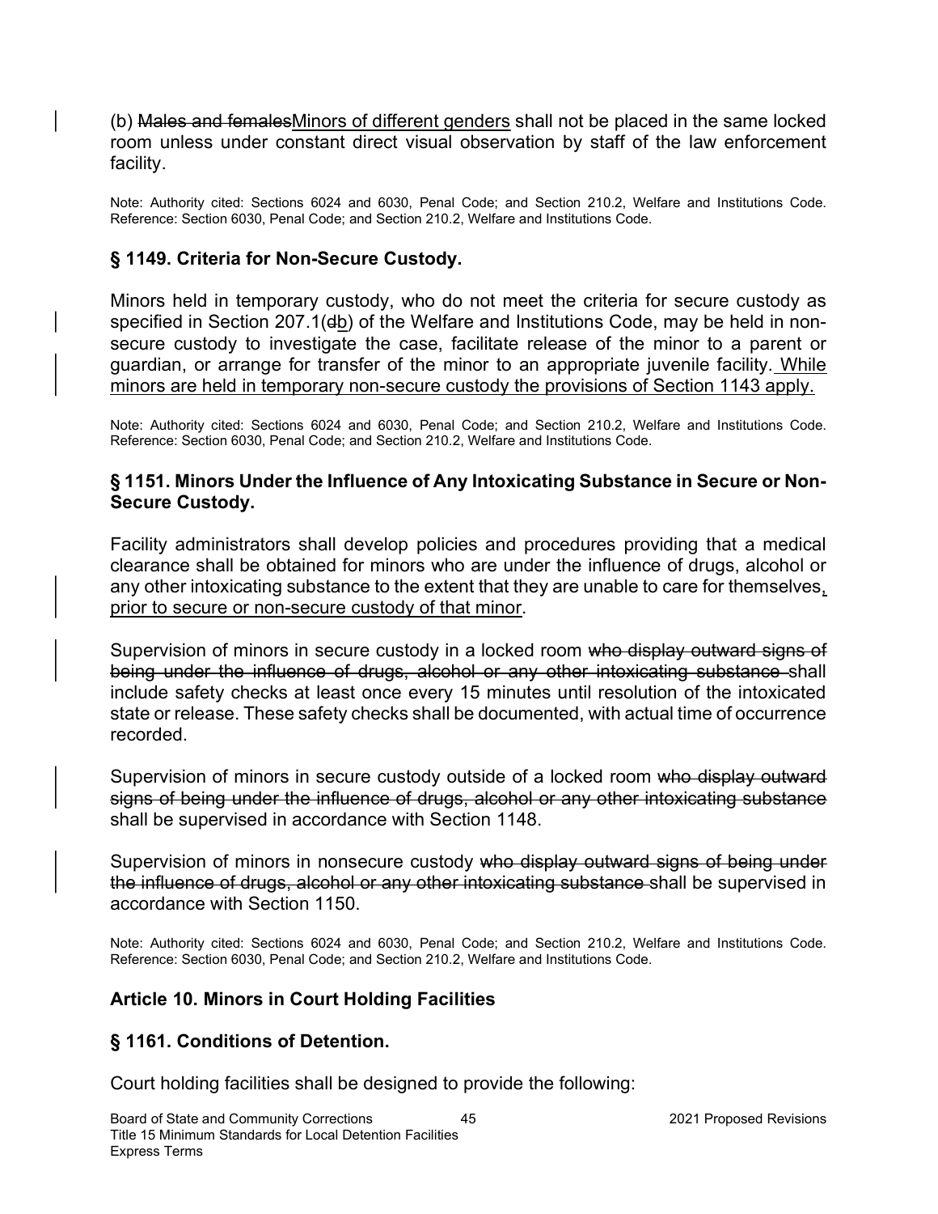(b) ~~Males and females~~Minors of different genders shall not be placed in the same locked room unless under constant direct visual observation by staff of the law enforcement facility.

Note: Authority cited: Sections 6024 and 6030, Penal Code; and Section 210.2, Welfare and Institutions Code. Reference: Section 6030, Penal Code; and Section 210.2, Welfare and Institutions Code.

### § 1149. Criteria for Non-Secure Custody.

Minors held in temporary custody, who do not meet the criteria for secure custody as specified in Section 207.1(~~d~~b) of the Welfare and Institutions Code, may be held in non-secure custody to investigate the case, facilitate release of the minor to a parent or guardian, or arrange for transfer of the minor to an appropriate juvenile facility. While minors are held in temporary non-secure custody the provisions of Section 1143 apply.

Note: Authority cited: Sections 6024 and 6030, Penal Code; and Section 210.2, Welfare and Institutions Code. Reference: Section 6030, Penal Code; and Section 210.2, Welfare and Institutions Code.

### § 1151. Minors Under the Influence of Any Intoxicating Substance in Secure or Non-Secure Custody.

Facility administrators shall develop policies and procedures providing that a medical clearance shall be obtained for minors who are under the influence of drugs, alcohol or any other intoxicating substance to the extent that they are unable to care for themselves, prior to secure or non-secure custody of that minor.

Supervision of minors in secure custody in a locked room ~~who display outward signs of being under the influence of drugs, alcohol or any other intoxicating substance~~ shall include safety checks at least once every 15 minutes until resolution of the intoxicated state or release. These safety checks shall be documented, with actual time of occurrence recorded.

Supervision of minors in secure custody outside of a locked room ~~who display outward signs of being under the influence of drugs, alcohol or any other intoxicating substance~~ shall be supervised in accordance with Section 1148.

Supervision of minors in nonsecure custody ~~who display outward signs of being under the influence of drugs, alcohol or any other intoxicating substance~~ shall be supervised in accordance with Section 1150.

Note: Authority cited: Sections 6024 and 6030, Penal Code; and Section 210.2, Welfare and Institutions Code. Reference: Section 6030, Penal Code; and Section 210.2, Welfare and Institutions Code.

## Article 10. Minors in Court Holding Facilities

### § 1161. Conditions of Detention.

Court holding facilities shall be designed to provide the following: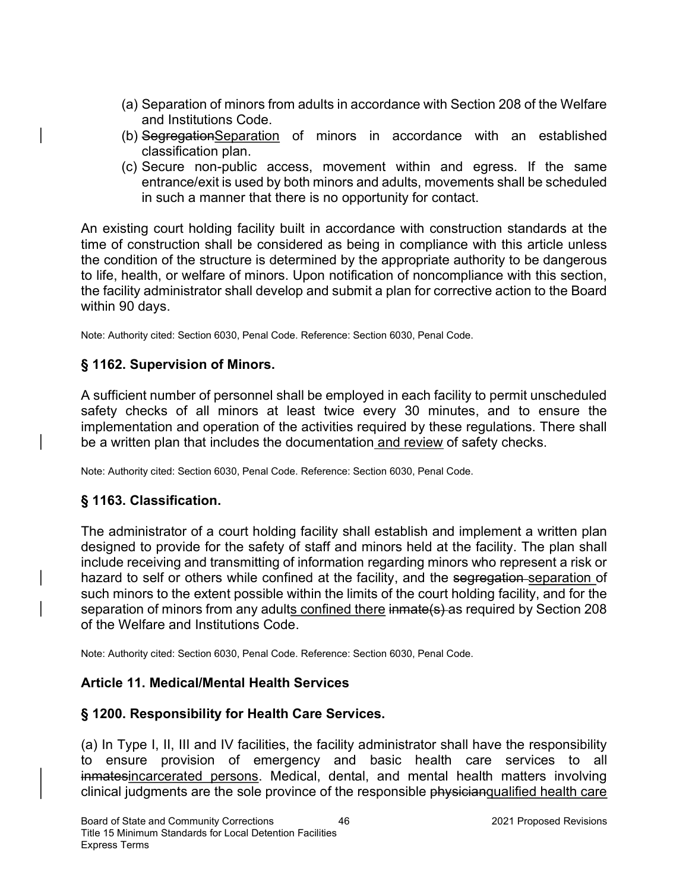(a) Separation of minors from adults in accordance with Section 208 of the Welfare and Institutions Code.
(b) ~~Segregation~~Separation of minors in accordance with an established classification plan.
(c) Secure non-public access, movement within and egress. If the same entrance/exit is used by both minors and adults, movements shall be scheduled in such a manner that there is no opportunity for contact.

An existing court holding facility built in accordance with construction standards at the time of construction shall be considered as being in compliance with this article unless the condition of the structure is determined by the appropriate authority to be dangerous to life, health, or welfare of minors. Upon notification of noncompliance with this section, the facility administrator shall develop and submit a plan for corrective action to the Board within 90 days.

Note: Authority cited: Section 6030, Penal Code. Reference: Section 6030, Penal Code.

### § 1162. Supervision of Minors.

A sufficient number of personnel shall be employed in each facility to permit unscheduled safety checks of all minors at least twice every 30 minutes, and to ensure the implementation and operation of the activities required by these regulations. There shall be a written plan that includes the documentation and review of safety checks.

Note: Authority cited: Section 6030, Penal Code. Reference: Section 6030, Penal Code.

### § 1163. Classification.

The administrator of a court holding facility shall establish and implement a written plan designed to provide for the safety of staff and minors held at the facility. The plan shall include receiving and transmitting of information regarding minors who represent a risk or hazard to self or others while confined at the facility, and the ~~segregation~~ separation of such minors to the extent possible within the limits of the court holding facility, and for the separation of minors from any adults confined there ~~inmate(s)~~ as required by Section 208 of the Welfare and Institutions Code.

Note: Authority cited: Section 6030, Penal Code. Reference: Section 6030, Penal Code.

### Article 11. Medical/Mental Health Services

### § 1200. Responsibility for Health Care Services.

(a) In Type I, II, III and IV facilities, the facility administrator shall have the responsibility to ensure provision of emergency and basic health care services to all ~~inmates~~incarcerated persons. Medical, dental, and mental health matters involving clinical judgments are the sole province of the responsible ~~physician~~qualified health care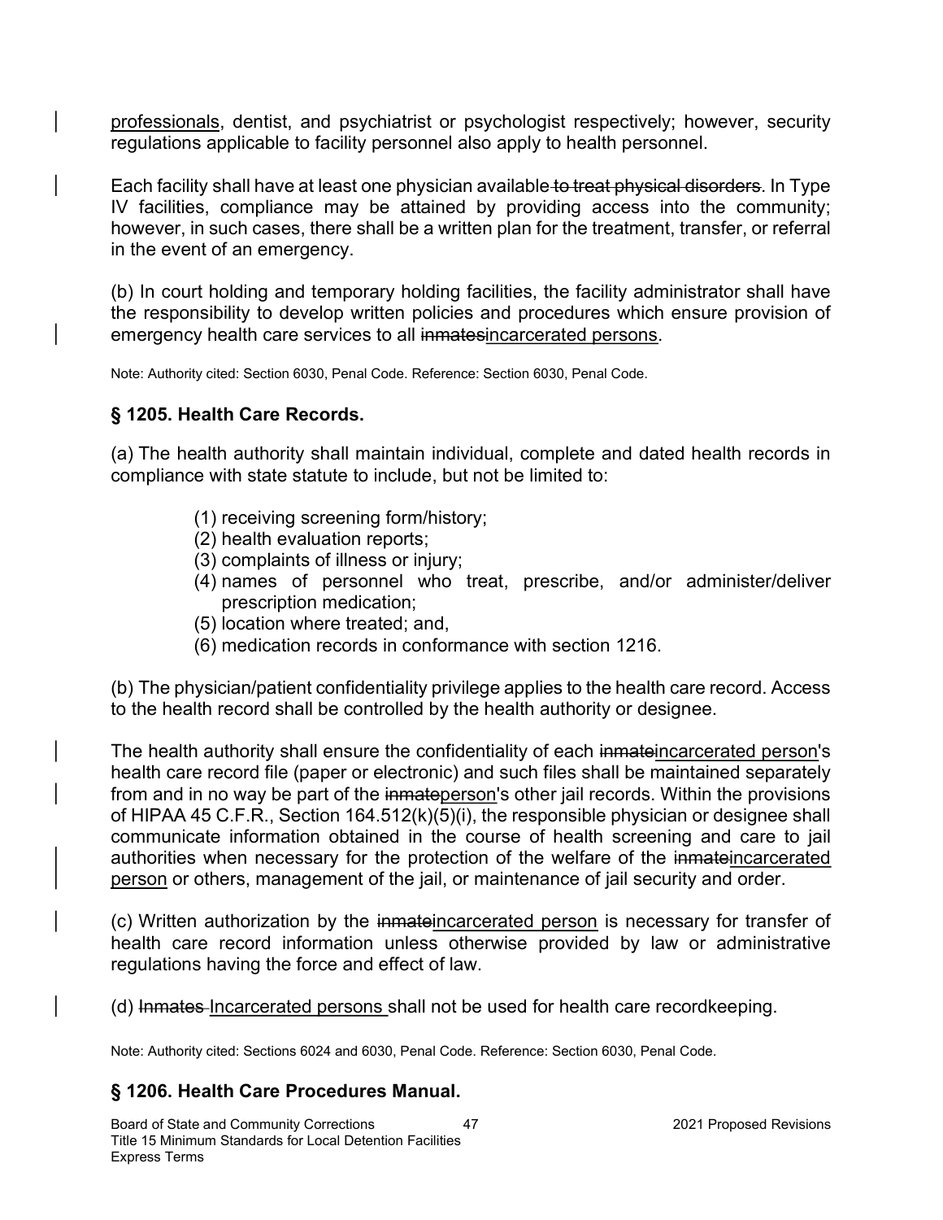professionals, dentist, and psychiatrist or psychologist respectively; however, security regulations applicable to facility personnel also apply to health personnel.

Each facility shall have at least one physician available ~~to treat physical disorders~~. In Type IV facilities, compliance may be attained by providing access into the community; however, in such cases, there shall be a written plan for the treatment, transfer, or referral in the event of an emergency.

(b) In court holding and temporary holding facilities, the facility administrator shall have the responsibility to develop written policies and procedures which ensure provision of emergency health care services to all ~~inmates~~incarcerated persons.

Note: Authority cited: Section 6030, Penal Code. Reference: Section 6030, Penal Code.

## § 1205. Health Care Records.

(a) The health authority shall maintain individual, complete and dated health records in compliance with state statute to include, but not be limited to:

(1) receiving screening form/history;
(2) health evaluation reports;
(3) complaints of illness or injury;
(4) names of personnel who treat, prescribe, and/or administer/deliver prescription medication;
(5) location where treated; and,
(6) medication records in conformance with section 1216.

(b) The physician/patient confidentiality privilege applies to the health care record. Access to the health record shall be controlled by the health authority or designee.

The health authority shall ensure the confidentiality of each ~~inmate~~incarcerated person's health care record file (paper or electronic) and such files shall be maintained separately from and in no way be part of the ~~inmate~~person's other jail records. Within the provisions of HIPAA 45 C.F.R., Section 164.512(k)(5)(i), the responsible physician or designee shall communicate information obtained in the course of health screening and care to jail authorities when necessary for the protection of the welfare of the ~~inmate~~incarcerated person or others, management of the jail, or maintenance of jail security and order.

(c) Written authorization by the ~~inmate~~incarcerated person is necessary for transfer of health care record information unless otherwise provided by law or administrative regulations having the force and effect of law.

(d) ~~Inmates~~ Incarcerated persons shall not be used for health care recordkeeping.

Note: Authority cited: Sections 6024 and 6030, Penal Code. Reference: Section 6030, Penal Code.

## § 1206. Health Care Procedures Manual.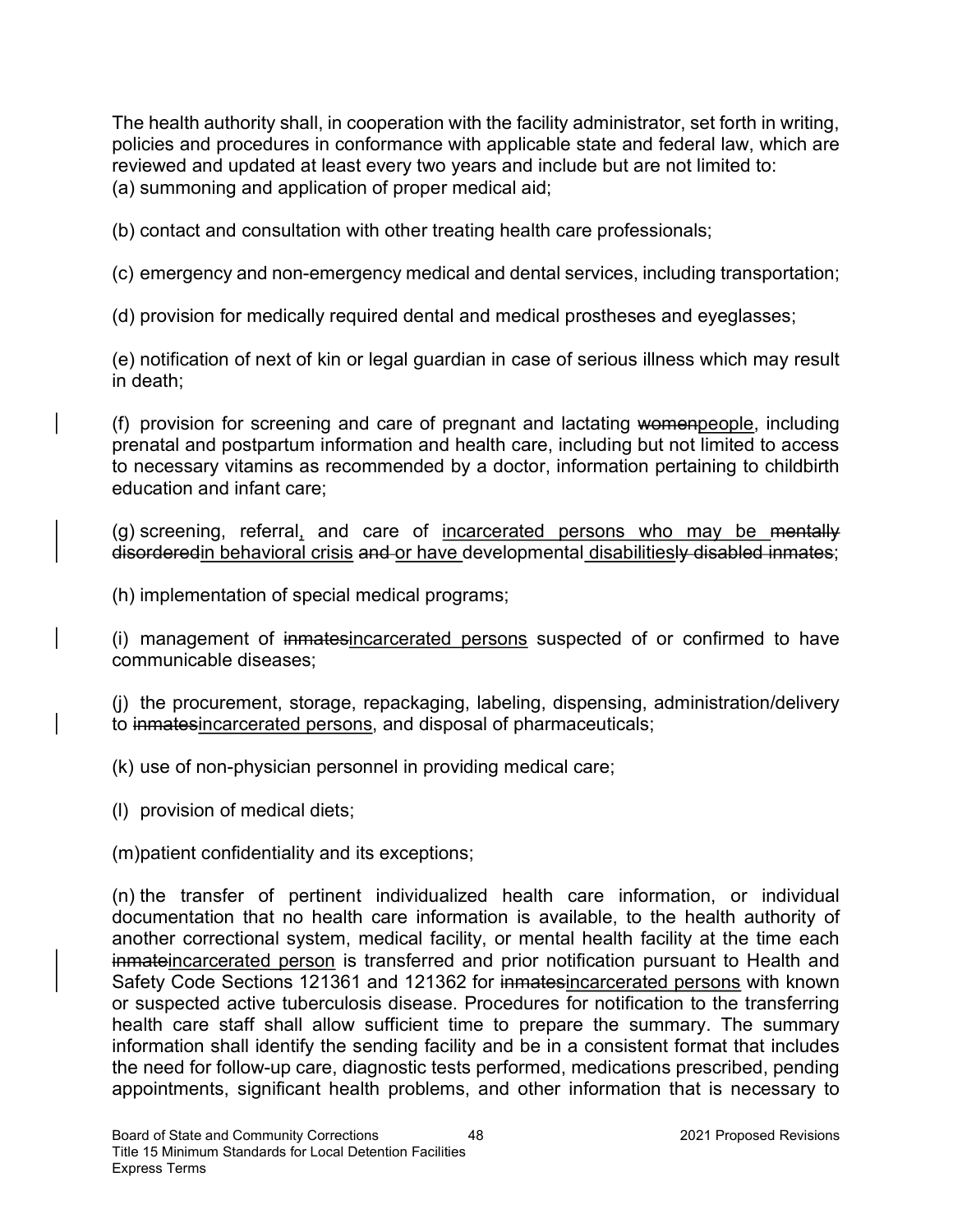The health authority shall, in cooperation with the facility administrator, set forth in writing, policies and procedures in conformance with applicable state and federal law, which are reviewed and updated at least every two years and include but are not limited to:

(a) summoning and application of proper medical aid;

(b) contact and consultation with other treating health care professionals;

(c) emergency and non-emergency medical and dental services, including transportation;

(d) provision for medically required dental and medical prostheses and eyeglasses;

(e) notification of next of kin or legal guardian in case of serious illness which may result in death;

(f) provision for screening and care of pregnant and lactating ~~women~~people, including prenatal and postpartum information and health care, including but not limited to access to necessary vitamins as recommended by a doctor, information pertaining to childbirth education and infant care;

(g) screening, referral, and care of incarcerated persons who may be ~~mentally disordered~~in behavioral crisis ~~and~~ or have developmental disabilities~~ly disabled inmates~~;

(h) implementation of special medical programs;

(i) management of ~~inmates~~incarcerated persons suspected of or confirmed to have communicable diseases;

(j) the procurement, storage, repackaging, labeling, dispensing, administration/delivery to ~~inmates~~incarcerated persons, and disposal of pharmaceuticals;

(k) use of non-physician personnel in providing medical care;

(l) provision of medical diets;

(m) patient confidentiality and its exceptions;

(n) the transfer of pertinent individualized health care information, or individual documentation that no health care information is available, to the health authority of another correctional system, medical facility, or mental health facility at the time each ~~inmate~~incarcerated person is transferred and prior notification pursuant to Health and Safety Code Sections 121361 and 121362 for ~~inmates~~incarcerated persons with known or suspected active tuberculosis disease. Procedures for notification to the transferring health care staff shall allow sufficient time to prepare the summary. The summary information shall identify the sending facility and be in a consistent format that includes the need for follow-up care, diagnostic tests performed, medications prescribed, pending appointments, significant health problems, and other information that is necessary to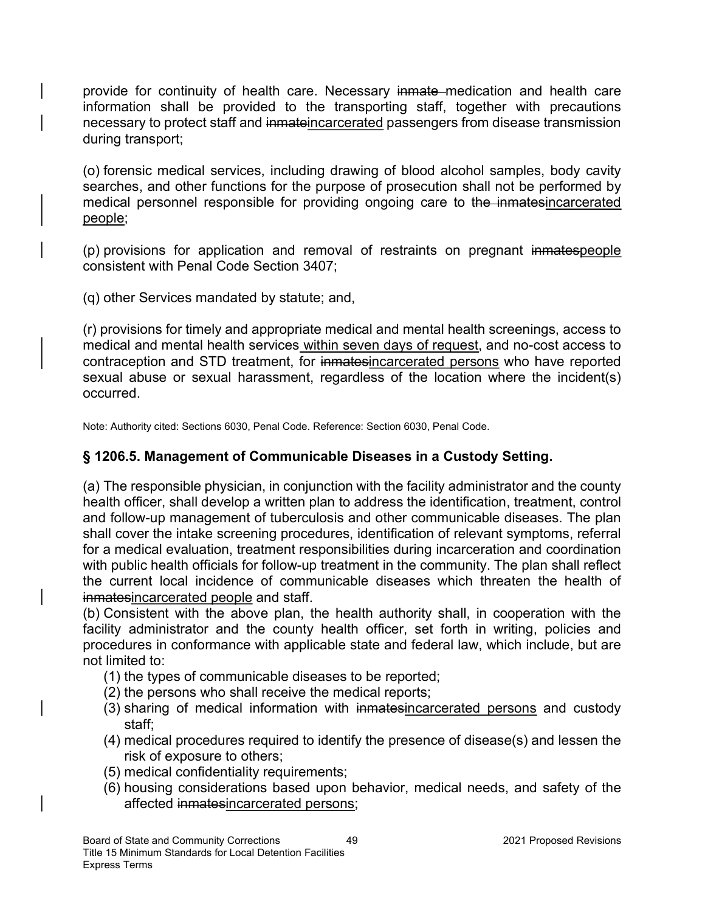provide for continuity of health care. Necessary ~~inmate~~ medication and health care information shall be provided to the transporting staff, together with precautions necessary to protect staff and ~~inmate~~<u>incarcerated</u> passengers from disease transmission during transport;

(o) forensic medical services, including drawing of blood alcohol samples, body cavity searches, and other functions for the purpose of prosecution shall not be performed by medical personnel responsible for providing ongoing care to ~~the inmates~~<u>incarcerated people</u>;

(p) provisions for application and removal of restraints on pregnant ~~inmates~~<u>people</u> consistent with Penal Code Section 3407;

(q) other Services mandated by statute; and,

(r) provisions for timely and appropriate medical and mental health screenings, access to medical and mental health services<u> within seven days of request</u>, and no-cost access to contraception and STD treatment, for ~~inmates~~<u>incarcerated persons</u> who have reported sexual abuse or sexual harassment, regardless of the location where the incident(s) occurred.

Note: Authority cited: Sections 6030, Penal Code. Reference: Section 6030, Penal Code.

### § 1206.5. Management of Communicable Diseases in a Custody Setting.

(a) The responsible physician, in conjunction with the facility administrator and the county health officer, shall develop a written plan to address the identification, treatment, control and follow-up management of tuberculosis and other communicable diseases. The plan shall cover the intake screening procedures, identification of relevant symptoms, referral for a medical evaluation, treatment responsibilities during incarceration and coordination with public health officials for follow-up treatment in the community. The plan shall reflect the current local incidence of communicable diseases which threaten the health of ~~inmates~~<u>incarcerated people</u> and staff.

(b) Consistent with the above plan, the health authority shall, in cooperation with the facility administrator and the county health officer, set forth in writing, policies and procedures in conformance with applicable state and federal law, which include, but are not limited to:

(1) the types of communicable diseases to be reported;

(2) the persons who shall receive the medical reports;

(3) sharing of medical information with ~~inmates~~<u>incarcerated persons</u> and custody staff;

(4) medical procedures required to identify the presence of disease(s) and lessen the risk of exposure to others;

(5) medical confidentiality requirements;

(6) housing considerations based upon behavior, medical needs, and safety of the affected ~~inmates~~<u>incarcerated persons</u>;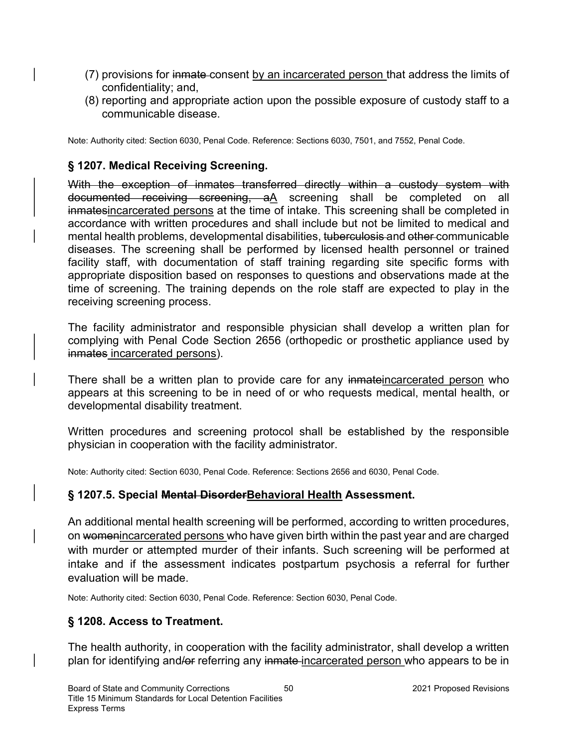(7) provisions for ~~inmate~~ consent <u>by an incarcerated person</u> that address the limits of confidentiality; and,

(8) reporting and appropriate action upon the possible exposure of custody staff to a communicable disease.

Note: Authority cited: Section 6030, Penal Code. Reference: Sections 6030, 7501, and 7552, Penal Code.

### § 1207. Medical Receiving Screening.

~~With the exception of inmates transferred directly within a custody system with documented receiving screening, a~~<u>A</u> screening shall be completed on all ~~inmates~~<u>incarcerated persons</u> at the time of intake. This screening shall be completed in accordance with written procedures and shall include but not be limited to medical and mental health problems, developmental disabilities, ~~tuberculosis~~ and ~~other~~ communicable diseases. The screening shall be performed by licensed health personnel or trained facility staff, with documentation of staff training regarding site specific forms with appropriate disposition based on responses to questions and observations made at the time of screening. The training depends on the role staff are expected to play in the receiving screening process.

The facility administrator and responsible physician shall develop a written plan for complying with Penal Code Section 2656 (orthopedic or prosthetic appliance used by ~~inmates~~ <u>incarcerated persons</u>).

There shall be a written plan to provide care for any ~~inmate~~<u>incarcerated person</u> who appears at this screening to be in need of or who requests medical, mental health, or developmental disability treatment.

Written procedures and screening protocol shall be established by the responsible physician in cooperation with the facility administrator.

Note: Authority cited: Section 6030, Penal Code. Reference: Sections 2656 and 6030, Penal Code.

### § 1207.5. Special ~~Mental Disorder~~<u>Behavioral Health</u> Assessment.

An additional mental health screening will be performed, according to written procedures, on ~~women~~<u>incarcerated persons</u> who have given birth within the past year and are charged with murder or attempted murder of their infants. Such screening will be performed at intake and if the assessment indicates postpartum psychosis a referral for further evaluation will be made.

Note: Authority cited: Section 6030, Penal Code. Reference: Section 6030, Penal Code.

### § 1208. Access to Treatment.

The health authority, in cooperation with the facility administrator, shall develop a written plan for identifying and~~/or~~ referring any ~~inmate~~ <u>incarcerated person</u> who appears to be in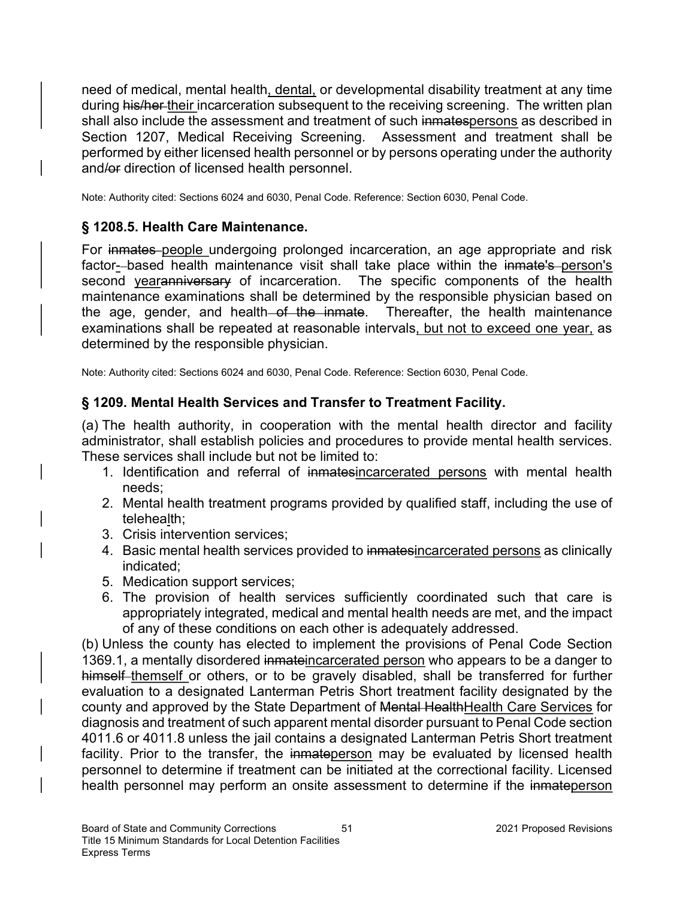need of medical, mental health<u>, dental,</u> or developmental disability treatment at any time during ~~his/her~~ <u>their</u> incarceration subsequent to the receiving screening. The written plan shall also include the assessment and treatment of such ~~inmates~~<u>persons</u> as described in Section 1207, Medical Receiving Screening. Assessment and treatment shall be performed by either licensed health personnel or by persons operating under the authority and~~/or~~ direction of licensed health personnel.

Note: Authority cited: Sections 6024 and 6030, Penal Code. Reference: Section 6030, Penal Code.

### § 1208.5. Health Care Maintenance.

For ~~inmates~~ <u>people</u> undergoing prolonged incarceration, an age appropriate and risk factor<u>-</u>~~-~~based health maintenance visit shall take place within the ~~inmate's~~ <u>person's</u> second <u>year</u>~~anniversary~~ of incarceration. The specific components of the health maintenance examinations shall be determined by the responsible physician based on the age, gender, and health ~~of the inmate~~. Thereafter, the health maintenance examinations shall be repeated at reasonable intervals<u>, but not to exceed one year,</u> as determined by the responsible physician.

Note: Authority cited: Sections 6024 and 6030, Penal Code. Reference: Section 6030, Penal Code.

### § 1209. Mental Health Services and Transfer to Treatment Facility.

(a) The health authority, in cooperation with the mental health director and facility administrator, shall establish policies and procedures to provide mental health services. These services shall include but not be limited to:

1. Identification and referral of ~~inmates~~<u>incarcerated persons</u> with mental health needs;
2. Mental health treatment programs provided by qualified staff, including the use of telehea<u>l</u>th;
3. Crisis intervention services;
4. Basic mental health services provided to ~~inmates~~<u>incarcerated persons</u> as clinically indicated;
5. Medication support services;
6. The provision of health services sufficiently coordinated such that care is appropriately integrated, medical and mental health needs are met, and the impact of any of these conditions on each other is adequately addressed.

(b) Unless the county has elected to implement the provisions of Penal Code Section 1369.1, a mentally disordered ~~inmate~~<u>incarcerated person</u> who appears to be a danger to ~~himself~~ <u>themself</u> or others, or to be gravely disabled, shall be transferred for further evaluation to a designated Lanterman Petris Short treatment facility designated by the county and approved by the State Department of ~~Mental Health~~<u>Health Care Services</u> for diagnosis and treatment of such apparent mental disorder pursuant to Penal Code section 4011.6 or 4011.8 unless the jail contains a designated Lanterman Petris Short treatment facility. Prior to the transfer, the ~~inmate~~<u>person</u> may be evaluated by licensed health personnel to determine if treatment can be initiated at the correctional facility. Licensed health personnel may perform an onsite assessment to determine if the ~~inmate~~<u>person</u>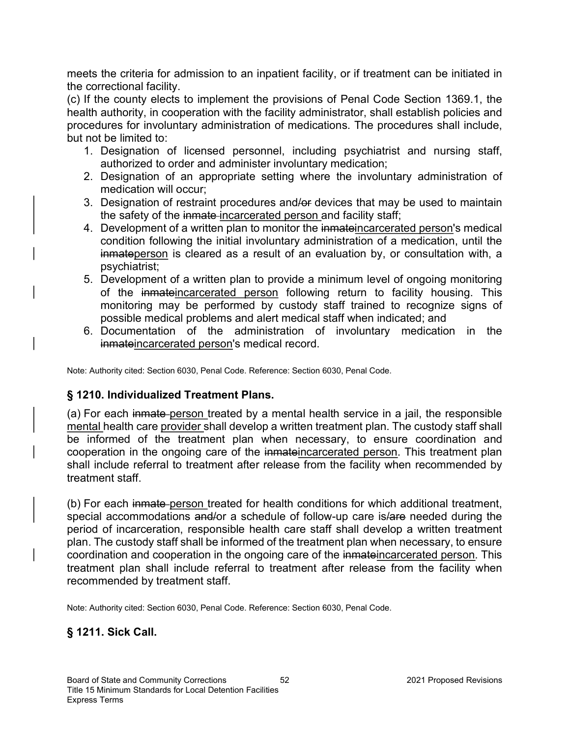meets the criteria for admission to an inpatient facility, or if treatment can be initiated in the correctional facility.

(c) If the county elects to implement the provisions of Penal Code Section 1369.1, the health authority, in cooperation with the facility administrator, shall establish policies and procedures for involuntary administration of medications. The procedures shall include, but not be limited to:

1. Designation of licensed personnel, including psychiatrist and nursing staff, authorized to order and administer involuntary medication;
2. Designation of an appropriate setting where the involuntary administration of medication will occur;
3. Designation of restraint procedures and/~~or~~ devices that may be used to maintain the safety of the ~~inmate~~ <u>incarcerated person</u> and facility staff;
4. Development of a written plan to monitor the ~~inmate~~<u>incarcerated person</u>'s medical condition following the initial involuntary administration of a medication, until the ~~inmate~~<u>person</u> is cleared as a result of an evaluation by, or consultation with, a psychiatrist;
5. Development of a written plan to provide a minimum level of ongoing monitoring of the ~~inmate~~<u>incarcerated person</u> following return to facility housing. This monitoring may be performed by custody staff trained to recognize signs of possible medical problems and alert medical staff when indicated; and
6. Documentation of the administration of involuntary medication in the ~~inmate~~<u>incarcerated person</u>'s medical record.

Note: Authority cited: Section 6030, Penal Code. Reference: Section 6030, Penal Code.

### § 1210. Individualized Treatment Plans.

(a) For each ~~inmate~~ <u>person</u> treated by a mental health service in a jail, the responsible <u>mental</u> health care <u>provider</u> shall develop a written treatment plan. The custody staff shall be informed of the treatment plan when necessary, to ensure coordination and cooperation in the ongoing care of the ~~inmate~~<u>incarcerated person</u>. This treatment plan shall include referral to treatment after release from the facility when recommended by treatment staff.

(b) For each ~~inmate~~ <u>person</u> treated for health conditions for which additional treatment, special accommodations ~~and/~~or a schedule of follow-up care is/~~are~~ needed during the period of incarceration, responsible health care staff shall develop a written treatment plan. The custody staff shall be informed of the treatment plan when necessary, to ensure coordination and cooperation in the ongoing care of the ~~inmate~~<u>incarcerated person</u>. This treatment plan shall include referral to treatment after release from the facility when recommended by treatment staff.

Note: Authority cited: Section 6030, Penal Code. Reference: Section 6030, Penal Code.

### § 1211. Sick Call.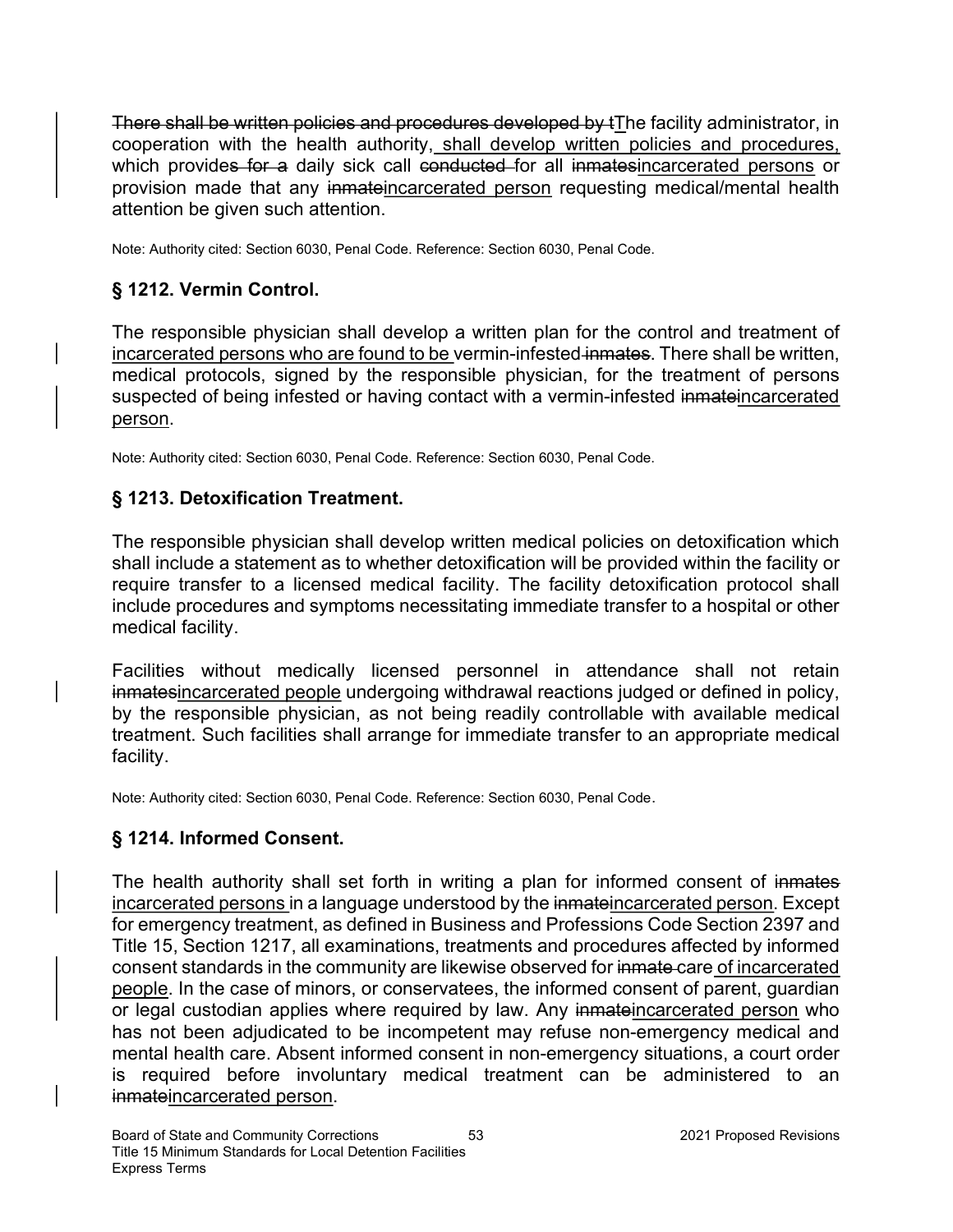~~There shall be written policies and procedures developed by t~~<u>T</u>he facility administrator, in cooperation with the health authority,<u> shall develop written policies and procedures,</u> which provide~~s for a~~ daily sick call ~~conducted ~~for all ~~inmates~~<u>incarcerated persons</u> or provision made that any ~~inmate~~<u>incarcerated person</u> requesting medical/mental health attention be given such attention.

Note: Authority cited: Section 6030, Penal Code. Reference: Section 6030, Penal Code.

## § 1212. Vermin Control.

The responsible physician shall develop a written plan for the control and treatment of <u>incarcerated persons who are found to be </u>vermin-infested~~ inmates~~. There shall be written, medical protocols, signed by the responsible physician, for the treatment of persons suspected of being infested or having contact with a vermin-infested ~~inmate~~<u>incarcerated person</u>.

Note: Authority cited: Section 6030, Penal Code. Reference: Section 6030, Penal Code.

## § 1213. Detoxification Treatment.

The responsible physician shall develop written medical policies on detoxification which shall include a statement as to whether detoxification will be provided within the facility or require transfer to a licensed medical facility. The facility detoxification protocol shall include procedures and symptoms necessitating immediate transfer to a hospital or other medical facility.

Facilities without medically licensed personnel in attendance shall not retain ~~inmates~~<u>incarcerated people</u> undergoing withdrawal reactions judged or defined in policy, by the responsible physician, as not being readily controllable with available medical treatment. Such facilities shall arrange for immediate transfer to an appropriate medical facility.

Note: Authority cited: Section 6030, Penal Code. Reference: Section 6030, Penal Code.

## § 1214. Informed Consent.

The health authority shall set forth in writing a plan for informed consent of ~~inmates~~ <u>incarcerated persons </u>in a language understood by the ~~inmate~~<u>incarcerated person</u>. Except for emergency treatment, as defined in Business and Professions Code Section 2397 and Title 15, Section 1217, all examinations, treatments and procedures affected by informed consent standards in the community are likewise observed for ~~inmate ~~care<u> of incarcerated people</u>. In the case of minors, or conservatees, the informed consent of parent, guardian or legal custodian applies where required by law. Any ~~inmate~~<u>incarcerated person</u> who has not been adjudicated to be incompetent may refuse non-emergency medical and mental health care. Absent informed consent in non-emergency situations, a court order is required before involuntary medical treatment can be administered to an ~~inmate~~<u>incarcerated person</u>.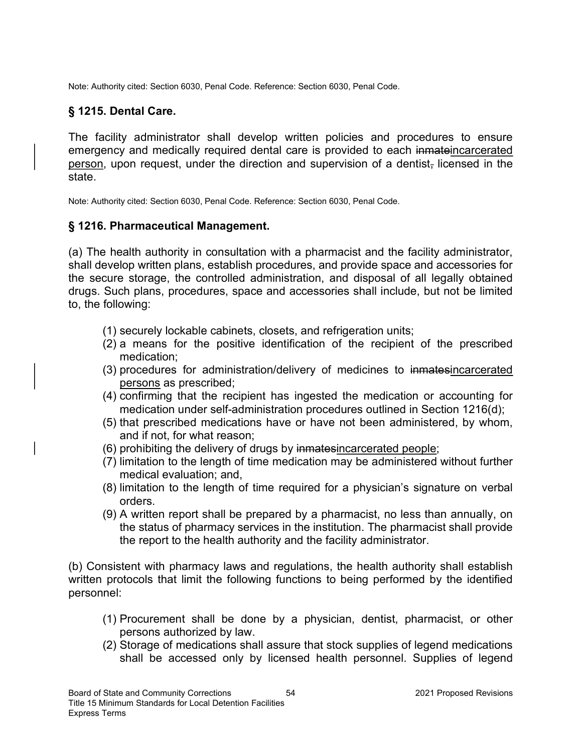Note: Authority cited: Section 6030, Penal Code. Reference: Section 6030, Penal Code.

## § 1215. Dental Care.

The facility administrator shall develop written policies and procedures to ensure emergency and medically required dental care is provided to each ~~inmate~~incarcerated person, upon request, under the direction and supervision of a dentist~~,~~ licensed in the state.

Note: Authority cited: Section 6030, Penal Code. Reference: Section 6030, Penal Code.

## § 1216. Pharmaceutical Management.

(a) The health authority in consultation with a pharmacist and the facility administrator, shall develop written plans, establish procedures, and provide space and accessories for the secure storage, the controlled administration, and disposal of all legally obtained drugs. Such plans, procedures, space and accessories shall include, but not be limited to, the following:

(1) securely lockable cabinets, closets, and refrigeration units;
(2) a means for the positive identification of the recipient of the prescribed medication;
(3) procedures for administration/delivery of medicines to ~~inmates~~incarcerated persons as prescribed;
(4) confirming that the recipient has ingested the medication or accounting for medication under self-administration procedures outlined in Section 1216(d);
(5) that prescribed medications have or have not been administered, by whom, and if not, for what reason;
(6) prohibiting the delivery of drugs by ~~inmates~~incarcerated people;
(7) limitation to the length of time medication may be administered without further medical evaluation; and,
(8) limitation to the length of time required for a physician's signature on verbal orders.
(9) A written report shall be prepared by a pharmacist, no less than annually, on the status of pharmacy services in the institution. The pharmacist shall provide the report to the health authority and the facility administrator.

(b) Consistent with pharmacy laws and regulations, the health authority shall establish written protocols that limit the following functions to being performed by the identified personnel:

(1) Procurement shall be done by a physician, dentist, pharmacist, or other persons authorized by law.
(2) Storage of medications shall assure that stock supplies of legend medications shall be accessed only by licensed health personnel. Supplies of legend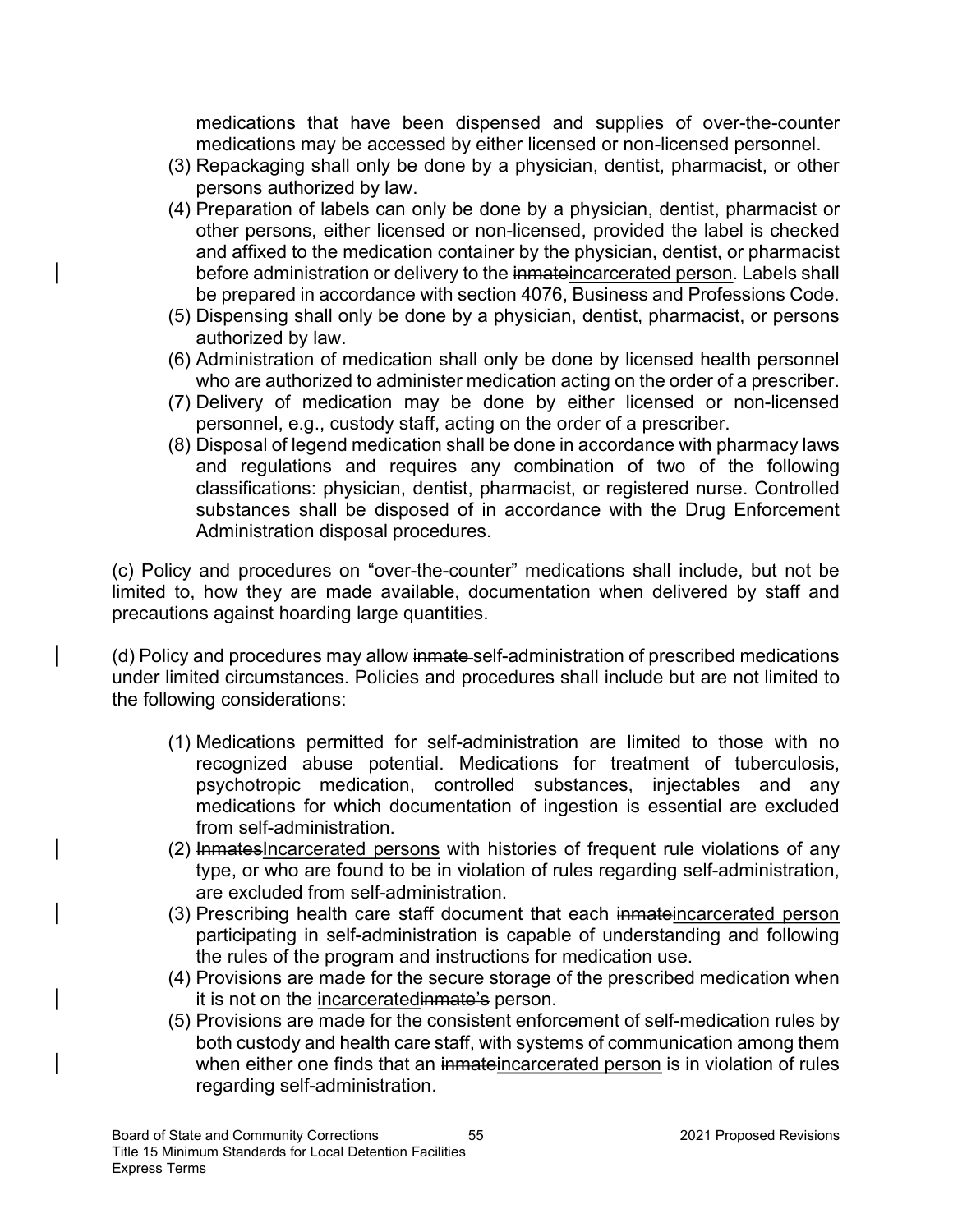medications that have been dispensed and supplies of over-the-counter medications may be accessed by either licensed or non-licensed personnel.

(3) Repackaging shall only be done by a physician, dentist, pharmacist, or other persons authorized by law.

(4) Preparation of labels can only be done by a physician, dentist, pharmacist or other persons, either licensed or non-licensed, provided the label is checked and affixed to the medication container by the physician, dentist, or pharmacist before administration or delivery to the ~~inmate~~incarcerated person. Labels shall be prepared in accordance with section 4076, Business and Professions Code.

(5) Dispensing shall only be done by a physician, dentist, pharmacist, or persons authorized by law.

(6) Administration of medication shall only be done by licensed health personnel who are authorized to administer medication acting on the order of a prescriber.

(7) Delivery of medication may be done by either licensed or non-licensed personnel, e.g., custody staff, acting on the order of a prescriber.

(8) Disposal of legend medication shall be done in accordance with pharmacy laws and regulations and requires any combination of two of the following classifications: physician, dentist, pharmacist, or registered nurse. Controlled substances shall be disposed of in accordance with the Drug Enforcement Administration disposal procedures.

(c) Policy and procedures on "over-the-counter" medications shall include, but not be limited to, how they are made available, documentation when delivered by staff and precautions against hoarding large quantities.

(d) Policy and procedures may allow ~~inmate~~ self-administration of prescribed medications under limited circumstances. Policies and procedures shall include but are not limited to the following considerations:

(1) Medications permitted for self-administration are limited to those with no recognized abuse potential. Medications for treatment of tuberculosis, psychotropic medication, controlled substances, injectables and any medications for which documentation of ingestion is essential are excluded from self-administration.

(2) ~~Inmates~~Incarcerated persons with histories of frequent rule violations of any type, or who are found to be in violation of rules regarding self-administration, are excluded from self-administration.

(3) Prescribing health care staff document that each ~~inmate~~incarcerated person participating in self-administration is capable of understanding and following the rules of the program and instructions for medication use.

(4) Provisions are made for the secure storage of the prescribed medication when it is not on the incarcerated~~inmate's~~ person.

(5) Provisions are made for the consistent enforcement of self-medication rules by both custody and health care staff, with systems of communication among them when either one finds that an ~~inmate~~incarcerated person is in violation of rules regarding self-administration.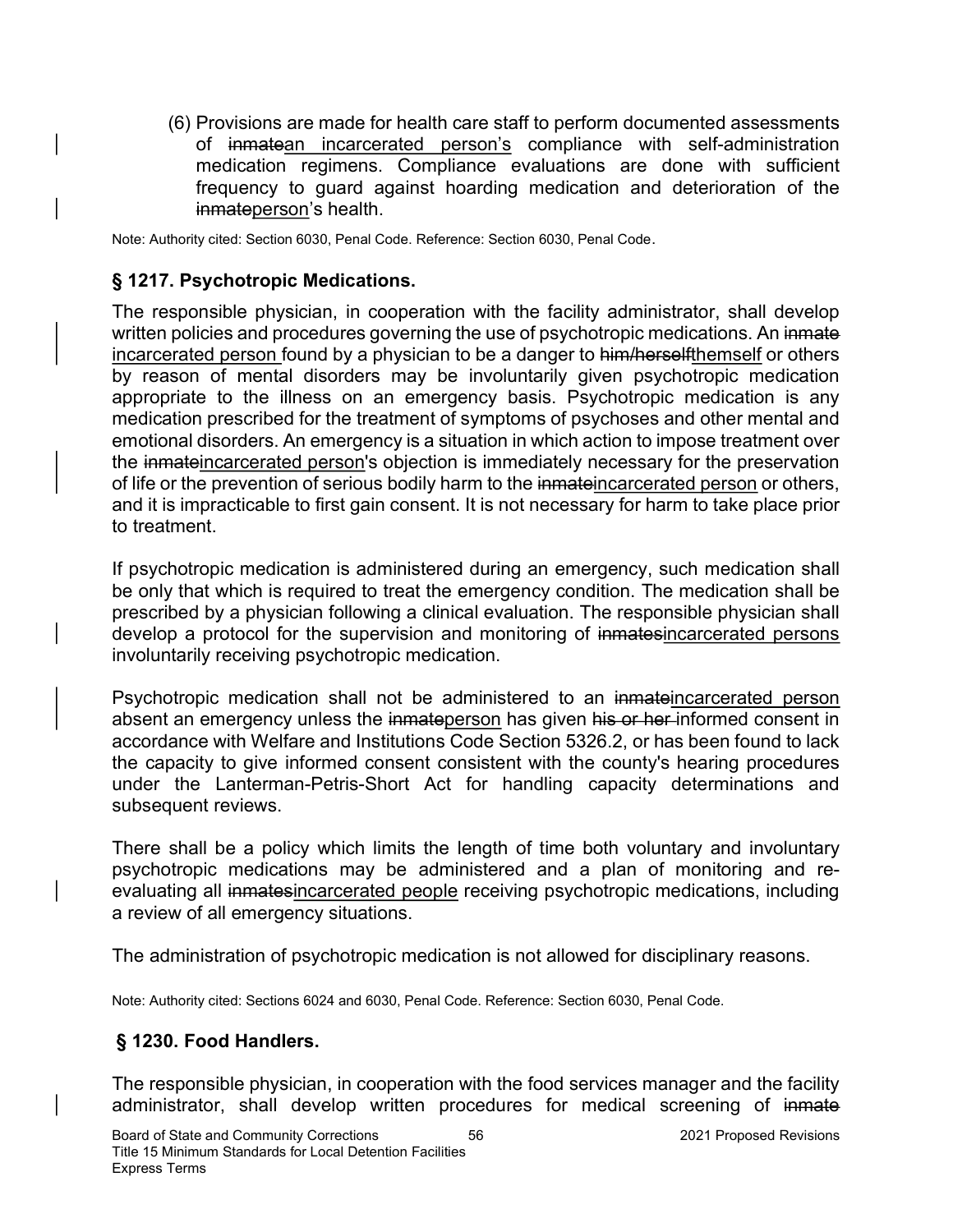(6) Provisions are made for health care staff to perform documented assessments of ~~inmate~~<u>an incarcerated person's</u> compliance with self-administration medication regimens. Compliance evaluations are done with sufficient frequency to guard against hoarding medication and deterioration of the ~~inmate~~<u>person</u>'s health.

Note: Authority cited: Section 6030, Penal Code. Reference: Section 6030, Penal Code.

## § 1217. Psychotropic Medications.

The responsible physician, in cooperation with the facility administrator, shall develop written policies and procedures governing the use of psychotropic medications. An ~~inmate~~ <u>incarcerated person</u> found by a physician to be a danger to ~~him/herself~~<u>themself</u> or others by reason of mental disorders may be involuntarily given psychotropic medication appropriate to the illness on an emergency basis. Psychotropic medication is any medication prescribed for the treatment of symptoms of psychoses and other mental and emotional disorders. An emergency is a situation in which action to impose treatment over the ~~inmate~~<u>incarcerated person</u>'s objection is immediately necessary for the preservation of life or the prevention of serious bodily harm to the ~~inmate~~<u>incarcerated person</u> or others, and it is impracticable to first gain consent. It is not necessary for harm to take place prior to treatment.

If psychotropic medication is administered during an emergency, such medication shall be only that which is required to treat the emergency condition. The medication shall be prescribed by a physician following a clinical evaluation. The responsible physician shall develop a protocol for the supervision and monitoring of ~~inmates~~<u>incarcerated persons</u> involuntarily receiving psychotropic medication.

Psychotropic medication shall not be administered to an ~~inmate~~<u>incarcerated person</u> absent an emergency unless the ~~inmate~~<u>person</u> has given ~~his or her~~ informed consent in accordance with Welfare and Institutions Code Section 5326.2, or has been found to lack the capacity to give informed consent consistent with the county's hearing procedures under the Lanterman-Petris-Short Act for handling capacity determinations and subsequent reviews.

There shall be a policy which limits the length of time both voluntary and involuntary psychotropic medications may be administered and a plan of monitoring and re-evaluating all ~~inmates~~<u>incarcerated people</u> receiving psychotropic medications, including a review of all emergency situations.

The administration of psychotropic medication is not allowed for disciplinary reasons.

Note: Authority cited: Sections 6024 and 6030, Penal Code. Reference: Section 6030, Penal Code.

## § 1230. Food Handlers.

The responsible physician, in cooperation with the food services manager and the facility administrator, shall develop written procedures for medical screening of ~~inmate~~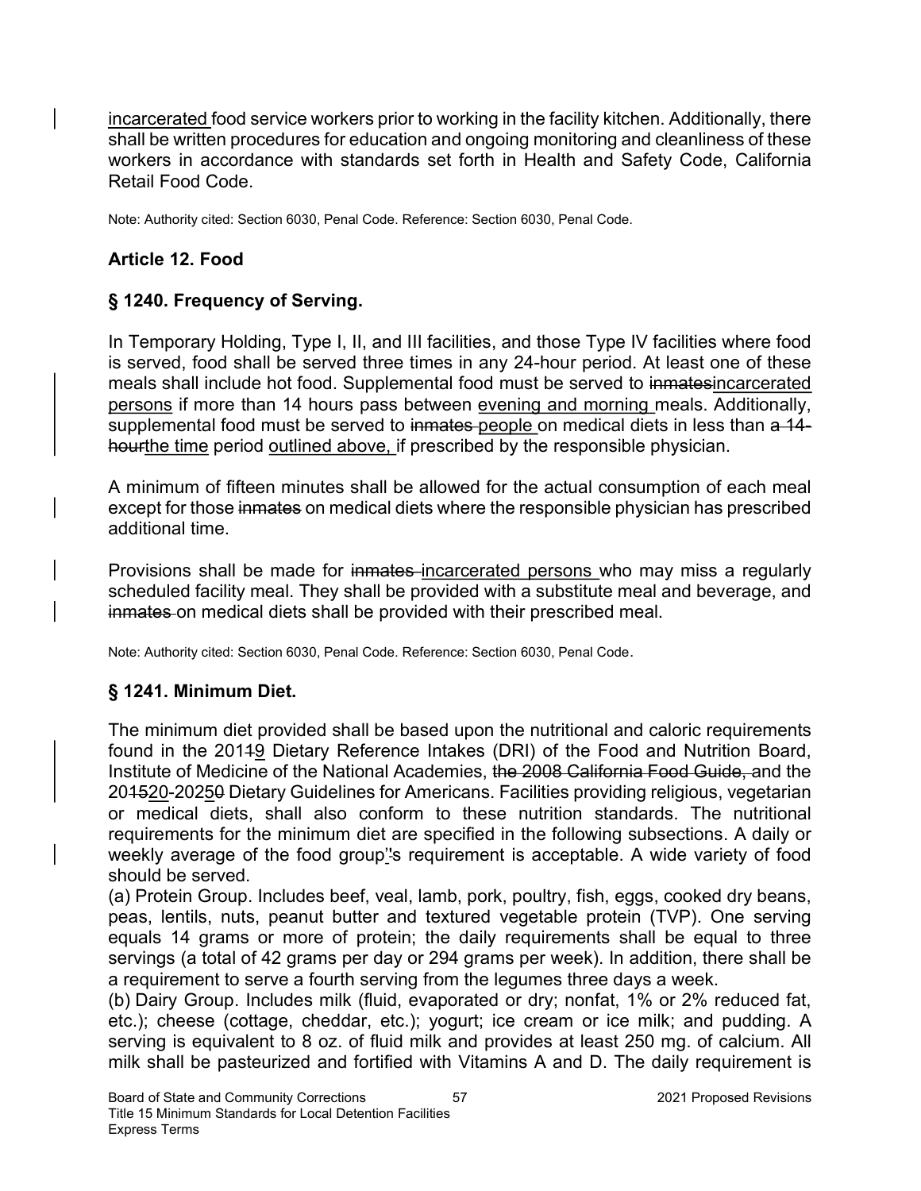incarcerated food service workers prior to working in the facility kitchen. Additionally, there shall be written procedures for education and ongoing monitoring and cleanliness of these workers in accordance with standards set forth in Health and Safety Code, California Retail Food Code.

Note: Authority cited: Section 6030, Penal Code. Reference: Section 6030, Penal Code.

## Article 12. Food

### § 1240. Frequency of Serving.

In Temporary Holding, Type I, II, and III facilities, and those Type IV facilities where food is served, food shall be served three times in any 24-hour period. At least one of these meals shall include hot food. Supplemental food must be served to ~~inmates~~incarcerated persons if more than 14 hours pass between evening and morning meals. Additionally, supplemental food must be served to ~~inmates~~ people on medical diets in less than ~~a 14-hour~~the time period outlined above, if prescribed by the responsible physician.

A minimum of fifteen minutes shall be allowed for the actual consumption of each meal except for those ~~inmates~~ on medical diets where the responsible physician has prescribed additional time.

Provisions shall be made for ~~inmates~~ incarcerated persons who may miss a regularly scheduled facility meal. They shall be provided with a substitute meal and beverage, and ~~inmates~~ on medical diets shall be provided with their prescribed meal.

Note: Authority cited: Section 6030, Penal Code. Reference: Section 6030, Penal Code.

### § 1241. Minimum Diet.

The minimum diet provided shall be based upon the nutritional and caloric requirements found in the 201~~1~~9 Dietary Reference Intakes (DRI) of the Food and Nutrition Board, Institute of Medicine of the National Academies, ~~the 2008 California Food Guide,~~ and the 20~~15~~20-202~~0~~5 Dietary Guidelines for Americans. Facilities providing religious, vegetarian or medical diets, shall also conform to these nutrition standards. The nutritional requirements for the minimum diet are specified in the following subsections. A daily or weekly average of the food group~~'~~'s requirement is acceptable. A wide variety of food should be served.

(a) Protein Group. Includes beef, veal, lamb, pork, poultry, fish, eggs, cooked dry beans, peas, lentils, nuts, peanut butter and textured vegetable protein (TVP). One serving equals 14 grams or more of protein; the daily requirements shall be equal to three servings (a total of 42 grams per day or 294 grams per week). In addition, there shall be a requirement to serve a fourth serving from the legumes three days a week.

(b) Dairy Group. Includes milk (fluid, evaporated or dry; nonfat, 1% or 2% reduced fat, etc.); cheese (cottage, cheddar, etc.); yogurt; ice cream or ice milk; and pudding. A serving is equivalent to 8 oz. of fluid milk and provides at least 250 mg. of calcium. All milk shall be pasteurized and fortified with Vitamins A and D. The daily requirement is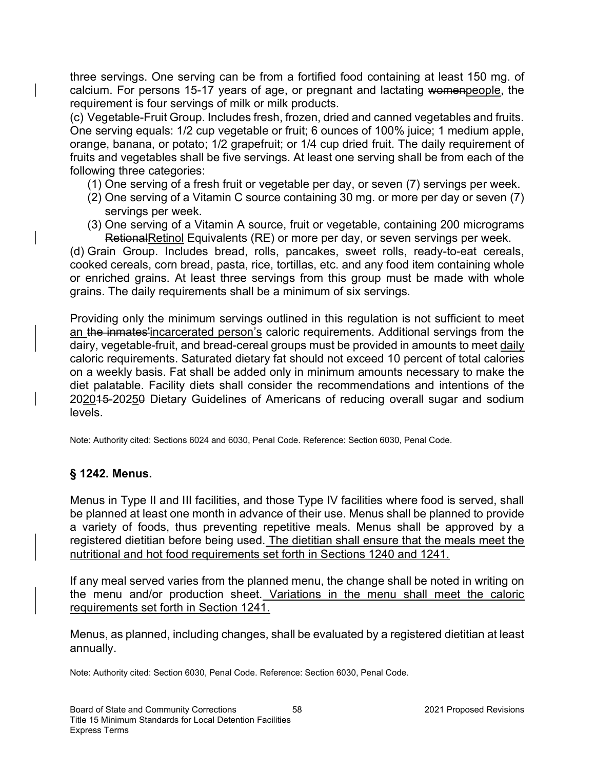three servings. One serving can be from a fortified food containing at least 150 mg. of calcium. For persons 15-17 years of age, or pregnant and lactating ~~women~~<u>people</u>, the requirement is four servings of milk or milk products.

(c) Vegetable-Fruit Group. Includes fresh, frozen, dried and canned vegetables and fruits. One serving equals: 1/2 cup vegetable or fruit; 6 ounces of 100% juice; 1 medium apple, orange, banana, or potato; 1/2 grapefruit; or 1/4 cup dried fruit. The daily requirement of fruits and vegetables shall be five servings. At least one serving shall be from each of the following three categories:

1. One serving of a fresh fruit or vegetable per day, or seven (7) servings per week.
2. One serving of a Vitamin C source containing 30 mg. or more per day or seven (7) servings per week.
3. One serving of a Vitamin A source, fruit or vegetable, containing 200 micrograms ~~Retional~~<u>Retinol</u> Equivalents (RE) or more per day, or seven servings per week.

(d) Grain Group. Includes bread, rolls, pancakes, sweet rolls, ready-to-eat cereals, cooked cereals, corn bread, pasta, rice, tortillas, etc. and any food item containing whole or enriched grains. At least three servings from this group must be made with whole grains. The daily requirements shall be a minimum of six servings.

Providing only the minimum servings outlined in this regulation is not sufficient to meet <u>an</u> ~~the inmates'~~<u>incarcerated person's</u> caloric requirements. Additional servings from the dairy, vegetable-fruit, and bread-cereal groups must be provided in amounts to meet <u>daily</u> caloric requirements. Saturated dietary fat should not exceed 10 percent of total calories on a weekly basis. Fat shall be added only in minimum amounts necessary to make the diet palatable. Facility diets shall consider the recommendations and intentions of the 20<u>20</u>~~15~~-202<u>5</u>~~0~~ Dietary Guidelines of Americans of reducing overall sugar and sodium levels.

Note: Authority cited: Sections 6024 and 6030, Penal Code. Reference: Section 6030, Penal Code.

## § 1242. Menus.

Menus in Type II and III facilities, and those Type IV facilities where food is served, shall be planned at least one month in advance of their use. Menus shall be planned to provide a variety of foods, thus preventing repetitive meals. Menus shall be approved by a registered dietitian before being used. <u>The dietitian shall ensure that the meals meet the nutritional and hot food requirements set forth in Sections 1240 and 1241.</u>

If any meal served varies from the planned menu, the change shall be noted in writing on the menu and/or production sheet. <u>Variations in the menu shall meet the caloric requirements set forth in Section 1241.</u>

Menus, as planned, including changes, shall be evaluated by a registered dietitian at least annually.

Note: Authority cited: Section 6030, Penal Code. Reference: Section 6030, Penal Code.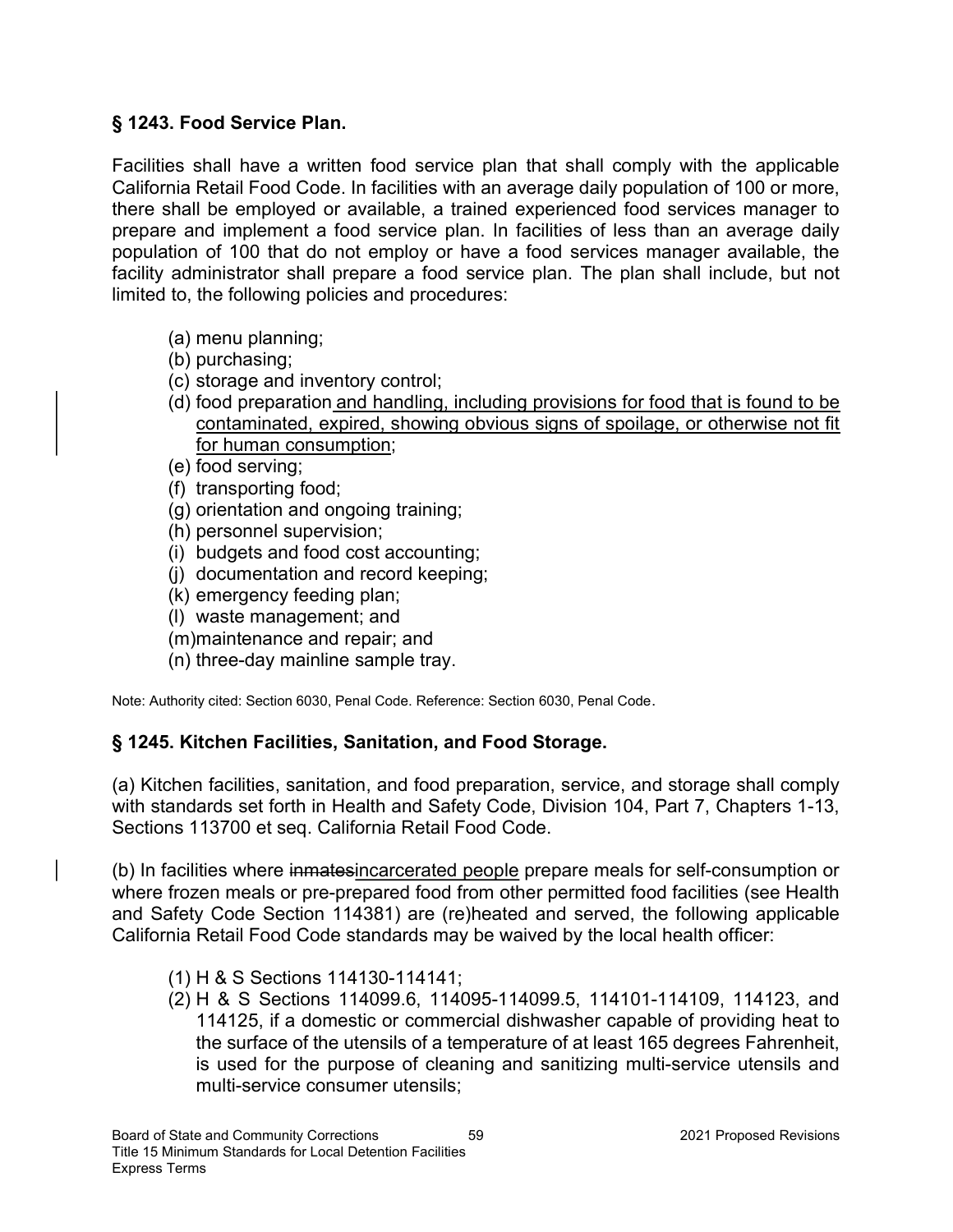### § 1243. Food Service Plan.

Facilities shall have a written food service plan that shall comply with the applicable California Retail Food Code. In facilities with an average daily population of 100 or more, there shall be employed or available, a trained experienced food services manager to prepare and implement a food service plan. In facilities of less than an average daily population of 100 that do not employ or have a food services manager available, the facility administrator shall prepare a food service plan. The plan shall include, but not limited to, the following policies and procedures:

(a) menu planning;
(b) purchasing;
(c) storage and inventory control;
(d) food preparation and handling, including provisions for food that is found to be contaminated, expired, showing obvious signs of spoilage, or otherwise not fit for human consumption;
(e) food serving;
(f) transporting food;
(g) orientation and ongoing training;
(h) personnel supervision;
(i) budgets and food cost accounting;
(j) documentation and record keeping;
(k) emergency feeding plan;
(l) waste management; and
(m) maintenance and repair; and
(n) three-day mainline sample tray.

Note: Authority cited: Section 6030, Penal Code. Reference: Section 6030, Penal Code.

### § 1245. Kitchen Facilities, Sanitation, and Food Storage.

(a) Kitchen facilities, sanitation, and food preparation, service, and storage shall comply with standards set forth in Health and Safety Code, Division 104, Part 7, Chapters 1-13, Sections 113700 et seq. California Retail Food Code.

(b) In facilities where ~~inmates~~incarcerated people prepare meals for self-consumption or where frozen meals or pre-prepared food from other permitted food facilities (see Health and Safety Code Section 114381) are (re)heated and served, the following applicable California Retail Food Code standards may be waived by the local health officer:

(1) H & S Sections 114130-114141;
(2) H & S Sections 114099.6, 114095-114099.5, 114101-114109, 114123, and 114125, if a domestic or commercial dishwasher capable of providing heat to the surface of the utensils of a temperature of at least 165 degrees Fahrenheit, is used for the purpose of cleaning and sanitizing multi-service utensils and multi-service consumer utensils;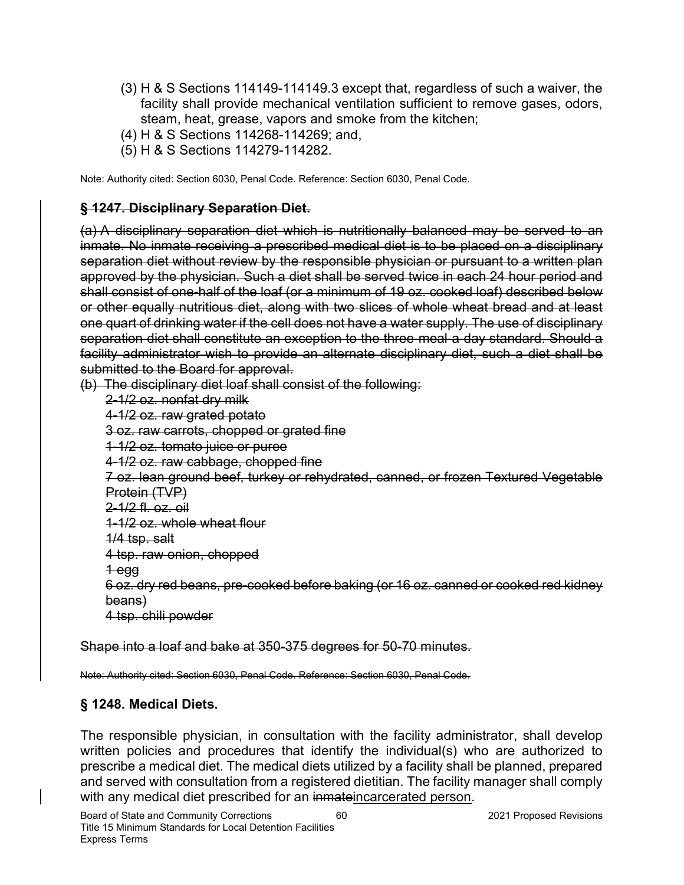(3) H & S Sections 114149-114149.3 except that, regardless of such a waiver, the facility shall provide mechanical ventilation sufficient to remove gases, odors, steam, heat, grease, vapors and smoke from the kitchen;
(4) H & S Sections 114268-114269; and,
(5) H & S Sections 114279-114282.

Note: Authority cited: Section 6030, Penal Code. Reference: Section 6030, Penal Code.

## ~~§ 1247. Disciplinary Separation Diet.~~

~~(a) A disciplinary separation diet which is nutritionally balanced may be served to an inmate. No inmate receiving a prescribed medical diet is to be placed on a disciplinary separation diet without review by the responsible physician or pursuant to a written plan approved by the physician. Such a diet shall be served twice in each 24 hour period and shall consist of one-half of the loaf (or a minimum of 19 oz. cooked loaf) described below or other equally nutritious diet, along with two slices of whole wheat bread and at least one quart of drinking water if the cell does not have a water supply. The use of disciplinary separation diet shall constitute an exception to the three-meal-a-day standard. Should a facility administrator wish to provide an alternate disciplinary diet, such a diet shall be submitted to the Board for approval.~~

~~(b) The disciplinary diet loaf shall consist of the following:~~

~~2-1/2 oz. nonfat dry milk~~
~~4-1/2 oz. raw grated potato~~
~~3 oz. raw carrots, chopped or grated fine~~
~~1-1/2 oz. tomato juice or puree~~
~~4-1/2 oz. raw cabbage, chopped fine~~
~~7 oz. lean ground beef, turkey or rehydrated, canned, or frozen Textured Vegetable Protein (TVP)~~
~~2-1/2 fl. oz. oil~~
~~1-1/2 oz. whole wheat flour~~
~~1/4 tsp. salt~~
~~4 tsp. raw onion, chopped~~
~~1 egg~~
~~6 oz. dry red beans, pre-cooked before baking (or 16 oz. canned or cooked red kidney beans)~~
~~4 tsp. chili powder~~

~~Shape into a loaf and bake at 350-375 degrees for 50-70 minutes.~~

~~Note: Authority cited: Section 6030, Penal Code. Reference: Section 6030, Penal Code.~~

## § 1248. Medical Diets.

The responsible physician, in consultation with the facility administrator, shall develop written policies and procedures that identify the individual(s) who are authorized to prescribe a medical diet. The medical diets utilized by a facility shall be planned, prepared and served with consultation from a registered dietitian. The facility manager shall comply with any medical diet prescribed for an ~~inmate~~<u>incarcerated person</u>.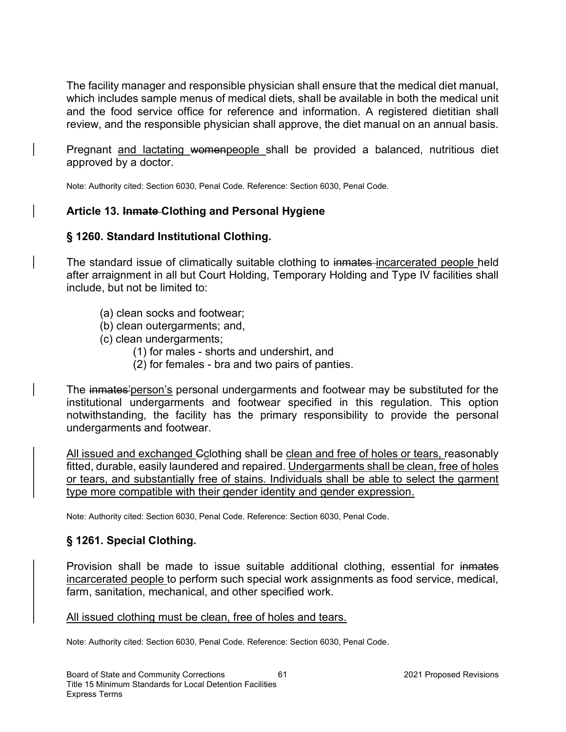The facility manager and responsible physician shall ensure that the medical diet manual, which includes sample menus of medical diets, shall be available in both the medical unit and the food service office for reference and information. A registered dietitian shall review, and the responsible physician shall approve, the diet manual on an annual basis.

Pregnant <u>and lactating </u>~~women~~<u>people </u>shall be provided a balanced, nutritious diet approved by a doctor.

Note: Authority cited: Section 6030, Penal Code. Reference: Section 6030, Penal Code.

### Article 13. ~~Inmate~~ Clothing and Personal Hygiene

### § 1260. Standard Institutional Clothing.

The standard issue of climatically suitable clothing to ~~inmates~~ <u>incarcerated people </u>held after arraignment in all but Court Holding, Temporary Holding and Type IV facilities shall include, but not be limited to:

(a) clean socks and footwear;
(b) clean outergarments; and,
(c) clean undergarments;
  (1) for males - shorts and undershirt, and
  (2) for females - bra and two pairs of panties.

The ~~inmates'~~<u>person's</u> personal undergarments and footwear may be substituted for the institutional undergarments and footwear specified in this regulation. This option notwithstanding, the facility has the primary responsibility to provide the personal undergarments and footwear.

<u>All issued and exchanged </u>~~C~~<u>c</u>lothing shall be <u>clean and free of holes or tears, </u>reasonably fitted, durable, easily laundered and repaired. <u>Undergarments shall be clean, free of holes or tears, and substantially free of stains. Individuals shall be able to select the garment type more compatible with their gender identity and gender expression.</u>

Note: Authority cited: Section 6030, Penal Code. Reference: Section 6030, Penal Code.

### § 1261. Special Clothing.

Provision shall be made to issue suitable additional clothing, essential for ~~inmates~~ <u>incarcerated people </u>to perform such special work assignments as food service, medical, farm, sanitation, mechanical, and other specified work.

<u>All issued clothing must be clean, free of holes and tears.</u>

Note: Authority cited: Section 6030, Penal Code. Reference: Section 6030, Penal Code.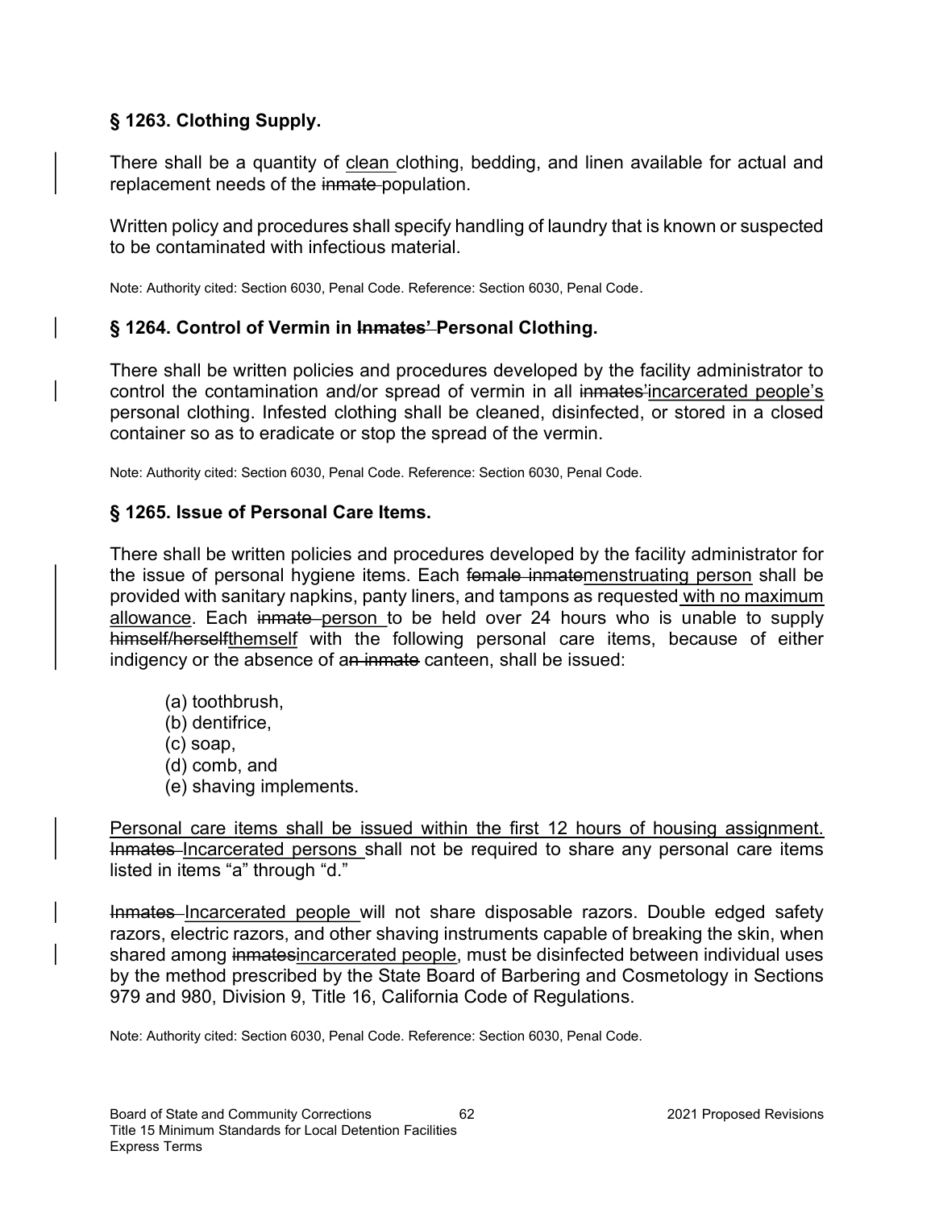### § 1263. Clothing Supply.

There shall be a quantity of <u>clean</u> clothing, bedding, and linen available for actual and replacement needs of the ~~inmate~~ population.

Written policy and procedures shall specify handling of laundry that is known or suspected to be contaminated with infectious material.

Note: Authority cited: Section 6030, Penal Code. Reference: Section 6030, Penal Code.

### § 1264. Control of Vermin in ~~Inmates'~~ Personal Clothing.

There shall be written policies and procedures developed by the facility administrator to control the contamination and/or spread of vermin in all ~~inmates'~~<u>incarcerated people's</u> personal clothing. Infested clothing shall be cleaned, disinfected, or stored in a closed container so as to eradicate or stop the spread of the vermin.

Note: Authority cited: Section 6030, Penal Code. Reference: Section 6030, Penal Code.

### § 1265. Issue of Personal Care Items.

There shall be written policies and procedures developed by the facility administrator for the issue of personal hygiene items. Each ~~female inmate~~<u>menstruating person</u> shall be provided with sanitary napkins, panty liners, and tampons as requested <u>with no maximum allowance</u>. Each ~~inmate~~ <u>person</u> to be held over 24 hours who is unable to supply ~~himself/herself~~<u>themself</u> with the following personal care items, because of either indigency or the absence of a~~n inmate~~ canteen, shall be issued:

(a) toothbrush,
(b) dentifrice,
(c) soap,
(d) comb, and
(e) shaving implements.

<u>Personal care items shall be issued within the first 12 hours of housing assignment.</u> ~~Inmates~~ <u>Incarcerated persons</u> shall not be required to share any personal care items listed in items "a" through "d."

~~Inmates~~ <u>Incarcerated people</u> will not share disposable razors. Double edged safety razors, electric razors, and other shaving instruments capable of breaking the skin, when shared among ~~inmates~~<u>incarcerated people</u>, must be disinfected between individual uses by the method prescribed by the State Board of Barbering and Cosmetology in Sections 979 and 980, Division 9, Title 16, California Code of Regulations.

Note: Authority cited: Section 6030, Penal Code. Reference: Section 6030, Penal Code.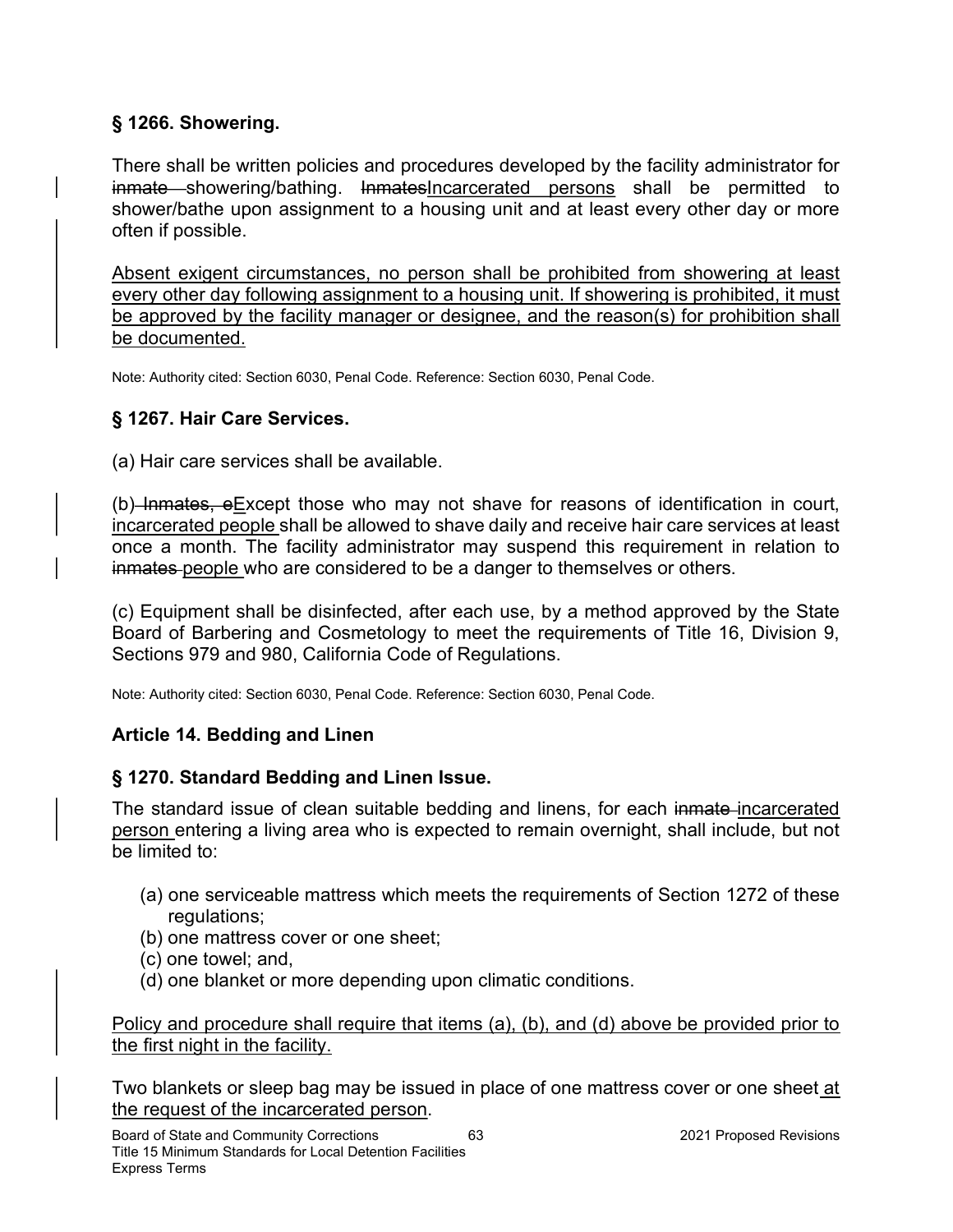### § 1266. Showering.

There shall be written policies and procedures developed by the facility administrator for ~~inmate~~ showering/bathing. ~~Inmates~~<u>Incarcerated persons</u> shall be permitted to shower/bathe upon assignment to a housing unit and at least every other day or more often if possible.

<u>Absent exigent circumstances, no person shall be prohibited from showering at least every other day following assignment to a housing unit. If showering is prohibited, it must be approved by the facility manager or designee, and the reason(s) for prohibition shall be documented.</u>

Note: Authority cited: Section 6030, Penal Code. Reference: Section 6030, Penal Code.

### § 1267. Hair Care Services.

(a) Hair care services shall be available.

(b) ~~Inmates, e~~<u>E</u>xcept those who may not shave for reasons of identification in court, <u>incarcerated people</u> shall be allowed to shave daily and receive hair care services at least once a month. The facility administrator may suspend this requirement in relation to ~~inmates~~ <u>people</u> who are considered to be a danger to themselves or others.

(c) Equipment shall be disinfected, after each use, by a method approved by the State Board of Barbering and Cosmetology to meet the requirements of Title 16, Division 9, Sections 979 and 980, California Code of Regulations.

Note: Authority cited: Section 6030, Penal Code. Reference: Section 6030, Penal Code.

### Article 14. Bedding and Linen

### § 1270. Standard Bedding and Linen Issue.

The standard issue of clean suitable bedding and linens, for each ~~inmate~~ <u>incarcerated person</u> entering a living area who is expected to remain overnight, shall include, but not be limited to:

(a) one serviceable mattress which meets the requirements of Section 1272 of these regulations;
(b) one mattress cover or one sheet;
(c) one towel; and,
(d) one blanket or more depending upon climatic conditions.

<u>Policy and procedure shall require that items (a), (b), and (d) above be provided prior to the first night in the facility.</u>

Two blankets or sleep bag may be issued in place of one mattress cover or one sheet <u>at the request of the incarcerated person</u>.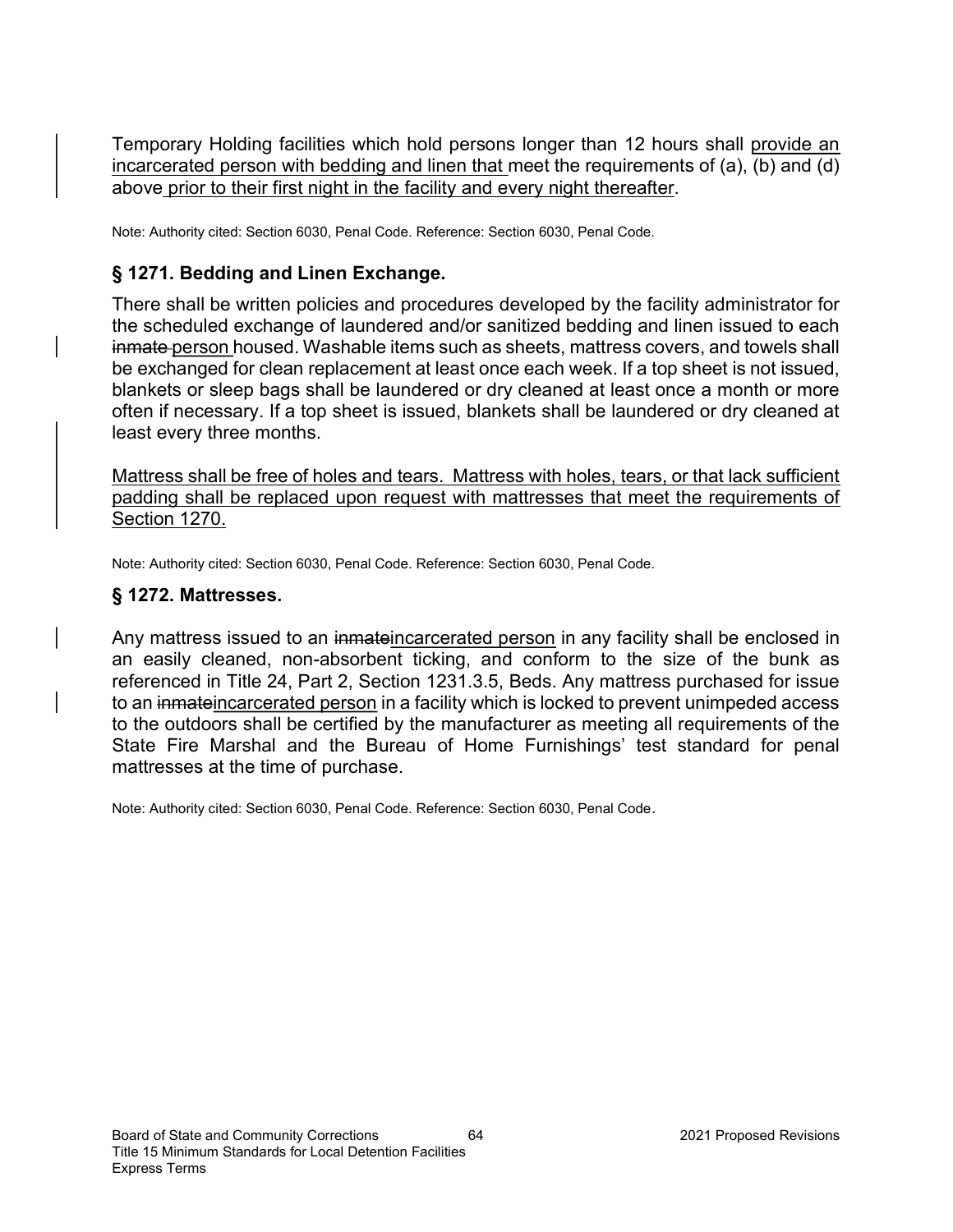Temporary Holding facilities which hold persons longer than 12 hours shall provide an incarcerated person with bedding and linen that meet the requirements of (a), (b) and (d) above prior to their first night in the facility and every night thereafter.

Note: Authority cited: Section 6030, Penal Code. Reference: Section 6030, Penal Code.

### § 1271. Bedding and Linen Exchange.

There shall be written policies and procedures developed by the facility administrator for the scheduled exchange of laundered and/or sanitized bedding and linen issued to each ~~inmate~~ person housed. Washable items such as sheets, mattress covers, and towels shall be exchanged for clean replacement at least once each week. If a top sheet is not issued, blankets or sleep bags shall be laundered or dry cleaned at least once a month or more often if necessary. If a top sheet is issued, blankets shall be laundered or dry cleaned at least every three months.

Mattress shall be free of holes and tears. Mattress with holes, tears, or that lack sufficient padding shall be replaced upon request with mattresses that meet the requirements of Section 1270.

Note: Authority cited: Section 6030, Penal Code. Reference: Section 6030, Penal Code.

### § 1272. Mattresses.

Any mattress issued to an ~~inmate~~incarcerated person in any facility shall be enclosed in an easily cleaned, non-absorbent ticking, and conform to the size of the bunk as referenced in Title 24, Part 2, Section 1231.3.5, Beds. Any mattress purchased for issue to an ~~inmate~~incarcerated person in a facility which is locked to prevent unimpeded access to the outdoors shall be certified by the manufacturer as meeting all requirements of the State Fire Marshal and the Bureau of Home Furnishings' test standard for penal mattresses at the time of purchase.

Note: Authority cited: Section 6030, Penal Code. Reference: Section 6030, Penal Code.